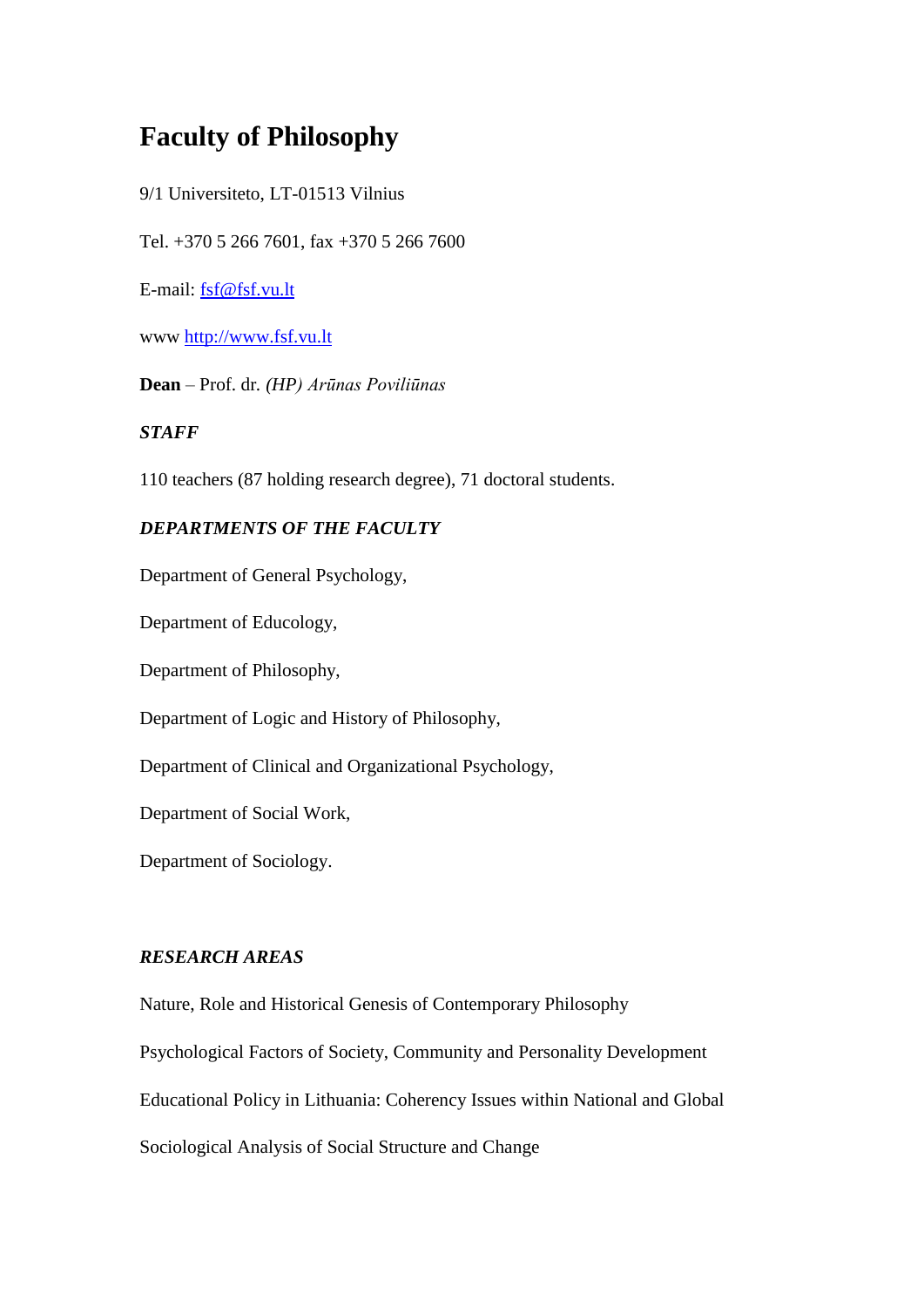# Faculty of Philosophy

9/1 Universiteto, LT-01513 Vilnius

Tel. +370 5 266 7601, fax +370 5 266 7600

E-mail: [fsf@fsf.vu.lt](mailto:fsf@fsf.vu.lt)

www [http://www.fsf.vu.lt](http://www.fsf.vu.lt)

**Dean** – Prof. dr. *(HP) Arūnas Poviliūnas*

### *STAFF*

110 teachers (87 holding research degree), 71 doctoral students.

### *DEPARTMENTS OF THE FACULTY*

Department of General Psychology,

Department of Educology,

Department of Philosophy,

Department of Logic and History of Philosophy,

Department of Clinical and Organizational Psychology,

Department of Social Work,

Department of Sociology.

### *RESEARCH AREAS*

Nature, Role and Historical Genesis of Contemporary Philosophy

Psychological Factors of Society, Community and Personality Development

Educational Policy in Lithuania: Coherency Issues within National and Global

Sociological Analysis of Social Structure and Change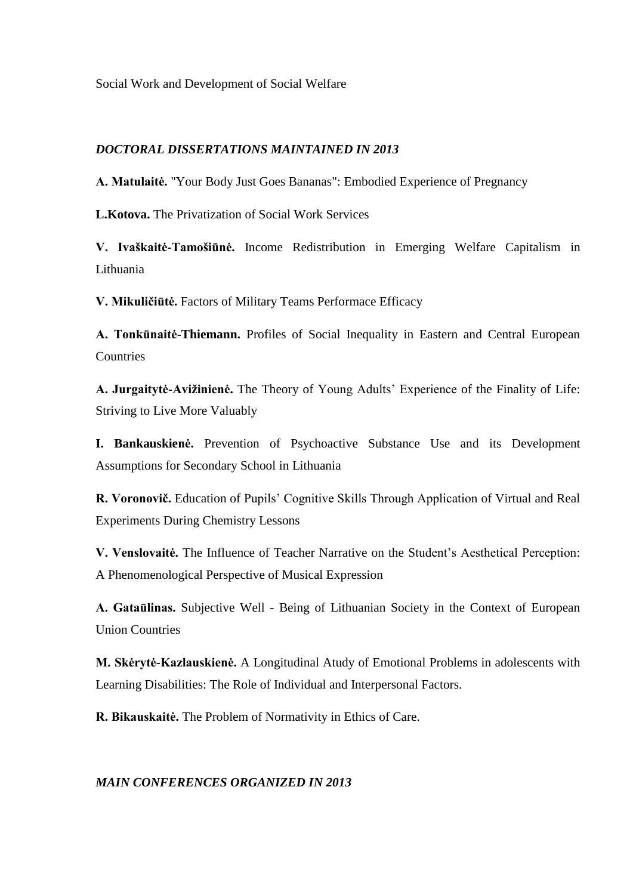Social Work and Development of Social Welfare

*DOCTORAL DISSERTATIONS MAINTAINED IN 2013*

**A. Matulaitė.** "Your Body Just Goes Bananas": Embodied Experience of Pregnancy

**L.Kotova.** The Privatization of Social Work Services

**V. Ivaškaitė-Tamošiūnė.** Income Redistribution in Emerging Welfare Capitalism in Lithuania

**V. Mikuličiūtė.** Factors of Military Teams Performace Efficacy

**A. Tonkūnaitė-Thiemann.** Profiles of Social Inequality in Eastern and Central European Countries

**A. Jurgaitytė-Avižinienė.** The Theory of Young Adults' Experience of the Finality of Life: Striving to Live More Valuably

**I. Bankauskienė.** Prevention of Psychoactive Substance Use and its Development Assumptions for Secondary School in Lithuania

**R. Voronovič.** Education of Pupils' Cognitive Skills Through Application of Virtual and Real Experiments During Chemistry Lessons

**V. Venslovaitė.** The Influence of Teacher Narrative on the Student's Aesthetical Perception: A Phenomenological Perspective of Musical Expression

**A. Gataūlinas.** Subjective Well - Being of Lithuanian Society in the Context of European Union Countries

**M. Skėrytė-Kazlauskienė.** A Longitudinal Atudy of Emotional Problems in adolescents with Learning Disabilities: The Role of Individual and Interpersonal Factors.

**R. Bikauskaitė.** The Problem of Normativity in Ethics of Care.

*MAIN CONFERENCES ORGANIZED IN 2013*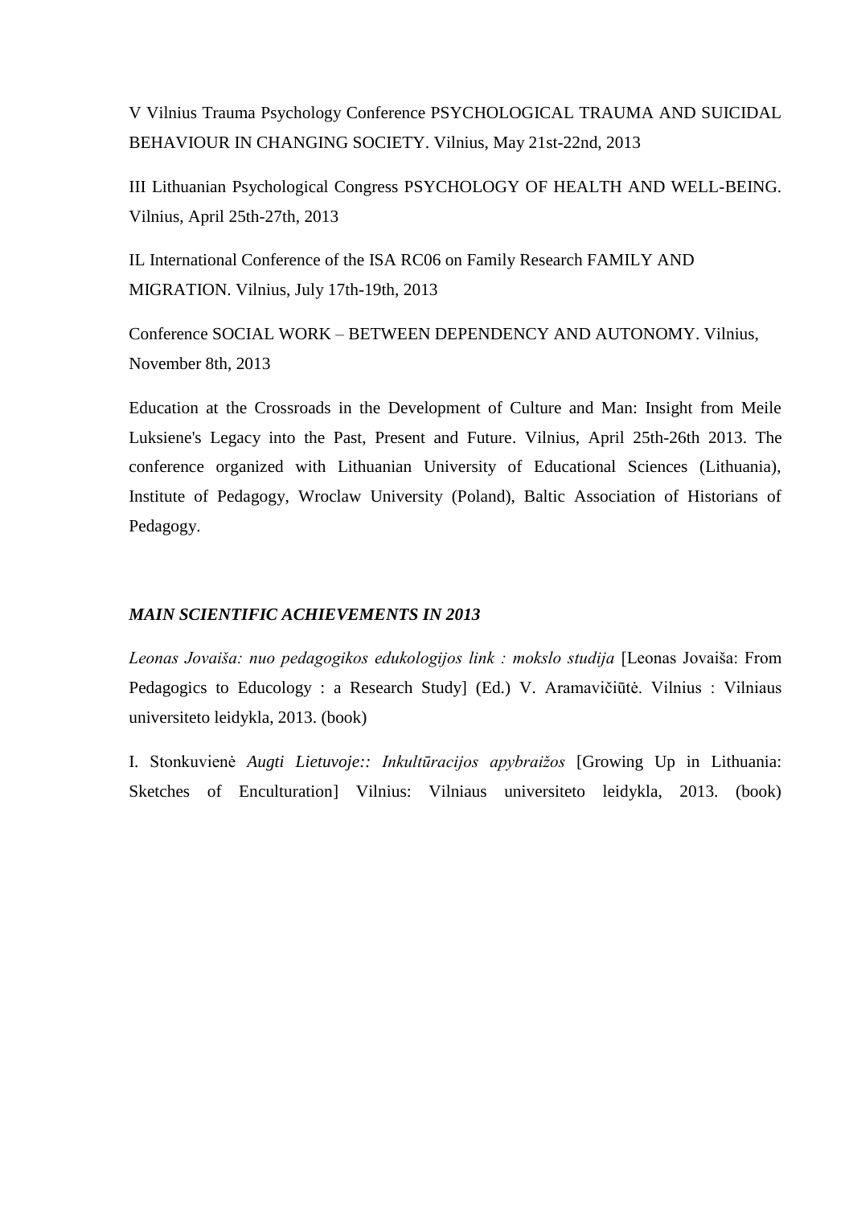V Vilnius Trauma Psychology Conference PSYCHOLOGICAL TRAUMA AND SUICIDAL BEHAVIOUR IN CHANGING SOCIETY. Vilnius, May 21st-22nd, 2013

III Lithuanian Psychological Congress PSYCHOLOGY OF HEALTH AND WELL-BEING. Vilnius, April 25th-27th, 2013

IL International Conference of the ISA RC06 on Family Research FAMILY AND MIGRATION. Vilnius, July 17th-19th, 2013

Conference SOCIAL WORK – BETWEEN DEPENDENCY AND AUTONOMY. Vilnius, November 8th, 2013

Education at the Crossroads in the Development of Culture and Man: Insight from Meile Luksiene's Legacy into the Past, Present and Future. Vilnius, April 25th-26th 2013. The conference organized with Lithuanian University of Educational Sciences (Lithuania), Institute of Pedagogy, Wroclaw University (Poland), Baltic Association of Historians of Pedagogy.

***MAIN SCIENTIFIC ACHIEVEMENTS IN 2013***

*Leonas Jovaiša: nuo pedagogikos edukologijos link : mokslo studija* [Leonas Jovaiša: From Pedagogics to Educology : a Research Study] (Ed.) V. Aramavičiūtė. Vilnius : Vilniaus universiteto leidykla, 2013. (book)

I. Stonkuvienė *Augti Lietuvoje:: Inkultūracijos apybraižos* [Growing Up in Lithuania: Sketches of Enculturation] Vilnius: Vilniaus universiteto leidykla, 2013. (book)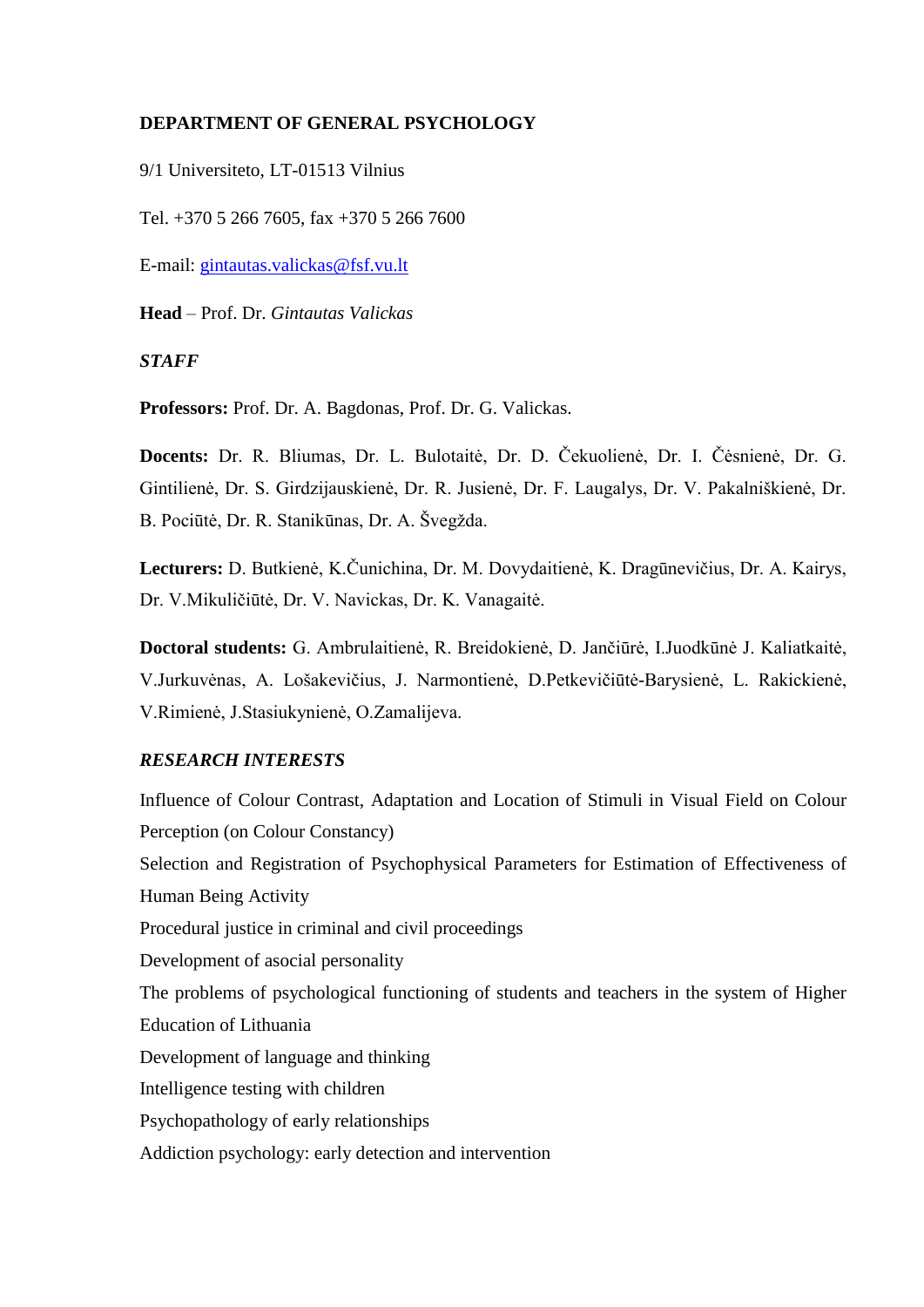**DEPARTMENT OF GENERAL PSYCHOLOGY**

9/1 Universiteto, LT-01513 Vilnius

Tel. +370 5 266 7605, fax +370 5 266 7600

E-mail: gintautas.valickas@fsf.vu.lt

**Head** – Prof. Dr. *Gintautas Valickas*

***STAFF***

**Professors:** Prof. Dr. A. Bagdonas, Prof. Dr. G. Valickas.

**Docents:** Dr. R. Bliumas, Dr. L. Bulotaitė, Dr. D. Čekuolienė, Dr. I. Čėsnienė, Dr. G. Gintilienė, Dr. S. Girdzijauskienė, Dr. R. Jusienė, Dr. F. Laugalys, Dr. V. Pakalniškienė, Dr. B. Pociūtė, Dr. R. Stanikūnas, Dr. A. Švegžda.

**Lecturers:** D. Butkienė, K.Čunichina, Dr. M. Dovydaitienė, K. Dragūnevičius, Dr. A. Kairys, Dr. V.Mikuličiūtė, Dr. V. Navickas, Dr. K. Vanagaitė.

**Doctoral students:** G. Ambrulaitienė, R. Breidokienė, D. Jančiūrė, I.Juodkūnė J. Kaliatkaitė, V.Jurkuvėnas, A. Lošakevičius, J. Narmontienė, D.Petkevičiūtė-Barysienė, L. Rakickienė, V.Rimienė, J.Stasiukynienė, O.Zamalijeva.

***RESEARCH INTERESTS***

Influence of Colour Contrast, Adaptation and Location of Stimuli in Visual Field on Colour Perception (on Colour Constancy)

Selection and Registration of Psychophysical Parameters for Estimation of Effectiveness of Human Being Activity

Procedural justice in criminal and civil proceedings

Development of asocial personality

The problems of psychological functioning of students and teachers in the system of Higher Education of Lithuania

Development of language and thinking

Intelligence testing with children

Psychopathology of early relationships

Addiction psychology: early detection and intervention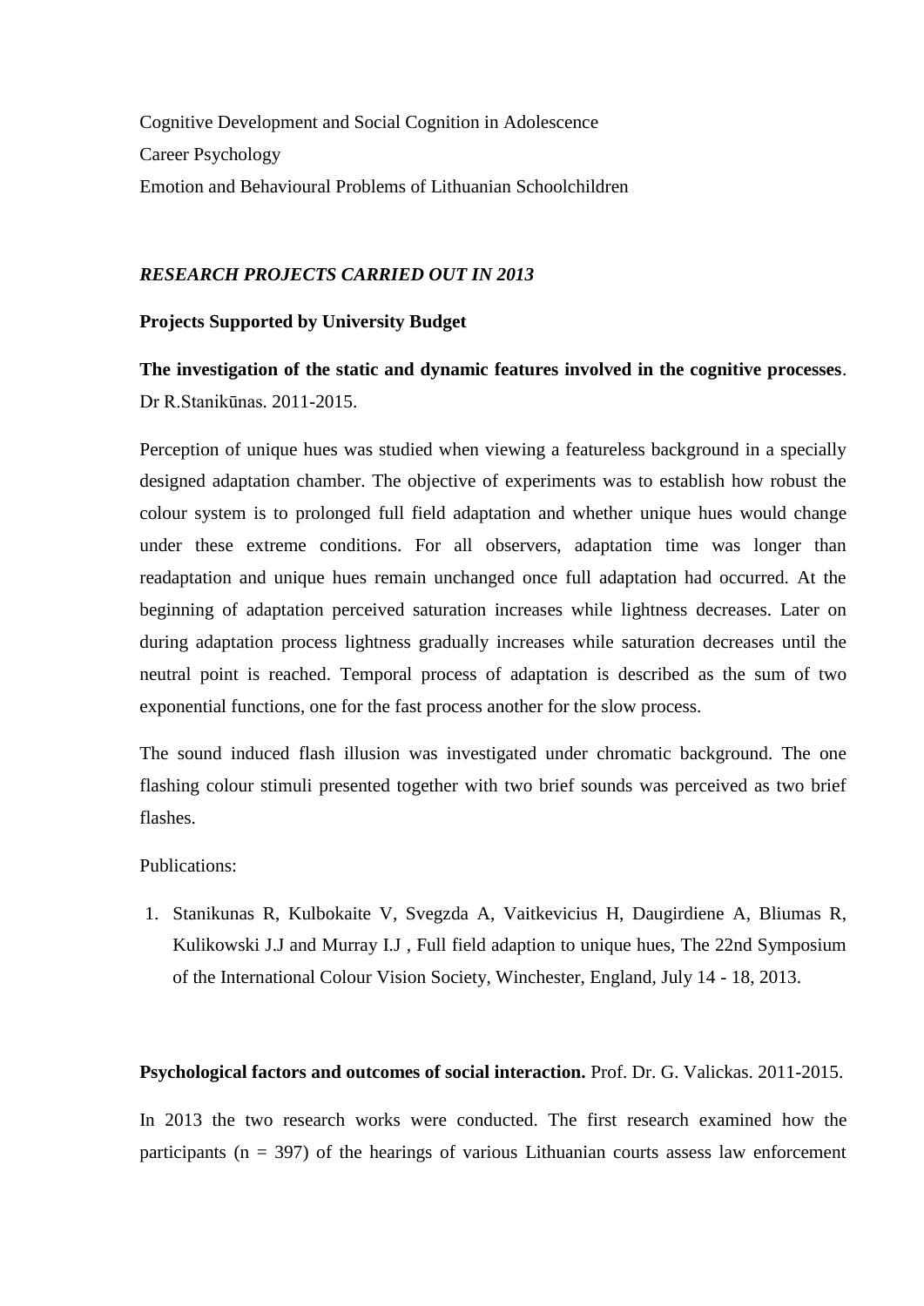Cognitive Development and Social Cognition in Adolescence

Career Psychology

Emotion and Behavioural Problems of Lithuanian Schoolchildren

***RESEARCH PROJECTS CARRIED OUT IN 2013***

**Projects Supported by University Budget**

**The investigation of the static and dynamic features involved in the cognitive processes**. Dr R.Stanikūnas. 2011-2015.

Perception of unique hues was studied when viewing a featureless background in a specially designed adaptation chamber. The objective of experiments was to establish how robust the colour system is to prolonged full field adaptation and whether unique hues would change under these extreme conditions. For all observers, adaptation time was longer than readaptation and unique hues remain unchanged once full adaptation had occurred. At the beginning of adaptation perceived saturation increases while lightness decreases. Later on during adaptation process lightness gradually increases while saturation decreases until the neutral point is reached. Temporal process of adaptation is described as the sum of two exponential functions, one for the fast process another for the slow process.

The sound induced flash illusion was investigated under chromatic background. The one flashing colour stimuli presented together with two brief sounds was perceived as two brief flashes.

Publications:

1. Stanikunas R, Kulbokaite V, Svegzda A, Vaitkevicius H, Daugirdiene A, Bliumas R, Kulikowski J.J and Murray I.J , Full field adaption to unique hues, The 22nd Symposium of the International Colour Vision Society, Winchester, England, July 14 - 18, 2013.

**Psychological factors and outcomes of social interaction.** Prof. Dr. G. Valickas. 2011-2015.

In 2013 the two research works were conducted. The first research examined how the participants (n = 397) of the hearings of various Lithuanian courts assess law enforcement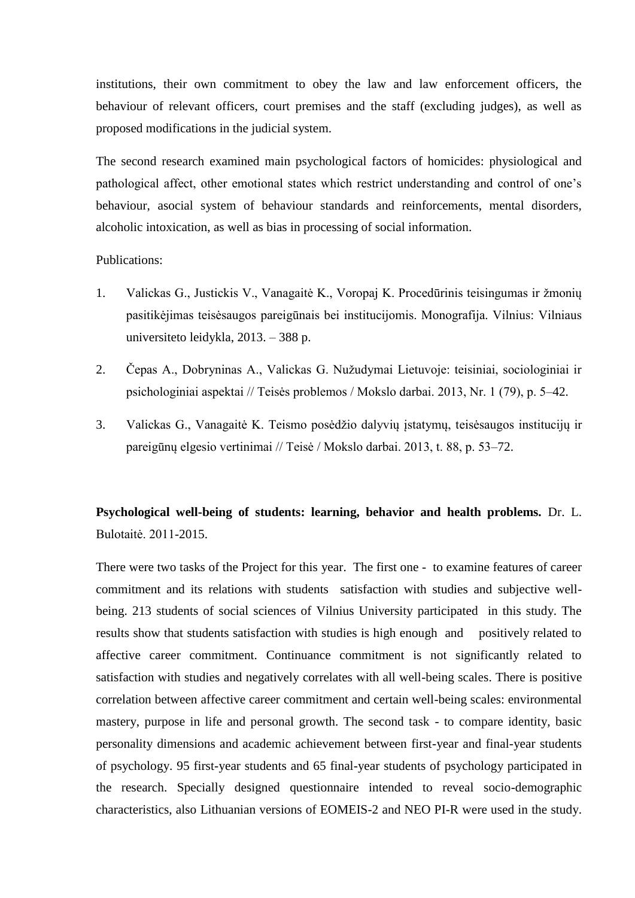institutions, their own commitment to obey the law and law enforcement officers, the behaviour of relevant officers, court premises and the staff (excluding judges), as well as proposed modifications in the judicial system.

The second research examined main psychological factors of homicides: physiological and pathological affect, other emotional states which restrict understanding and control of one's behaviour, asocial system of behaviour standards and reinforcements, mental disorders, alcoholic intoxication, as well as bias in processing of social information.

Publications:

1. Valickas G., Justickis V., Vanagaitė K., Voropaj K. Procedūrinis teisingumas ir žmonių pasitikėjimas teisėsaugos pareigūnais bei institucijomis. Monografija. Vilnius: Vilniaus universiteto leidykla, 2013. – 388 p.
2. Čepas A., Dobryninas A., Valickas G. Nužudymai Lietuvoje: teisiniai, sociologiniai ir psichologiniai aspektai // Teisės problemos / Mokslo darbai. 2013, Nr. 1 (79), p. 5–42.
3. Valickas G., Vanagaitė K. Teismo posėdžio dalyvių įstatymų, teisėsaugos institucijų ir pareigūnų elgesio vertinimai // Teisė / Mokslo darbai. 2013, t. 88, p. 53–72.

**Psychological well-being of students: learning, behavior and health problems.** Dr. L. Bulotaitė. 2011-2015.

There were two tasks of the Project for this year. The first one - to examine features of career commitment and its relations with students satisfaction with studies and subjective well-being. 213 students of social sciences of Vilnius University participated in this study. The results show that students satisfaction with studies is high enough and positively related to affective career commitment. Continuance commitment is not significantly related to satisfaction with studies and negatively correlates with all well-being scales. There is positive correlation between affective career commitment and certain well-being scales: environmental mastery, purpose in life and personal growth. The second task - to compare identity, basic personality dimensions and academic achievement between first-year and final-year students of psychology. 95 first-year students and 65 final-year students of psychology participated in the research. Specially designed questionnaire intended to reveal socio-demographic characteristics, also Lithuanian versions of EOMEIS-2 and NEO PI-R were used in the study.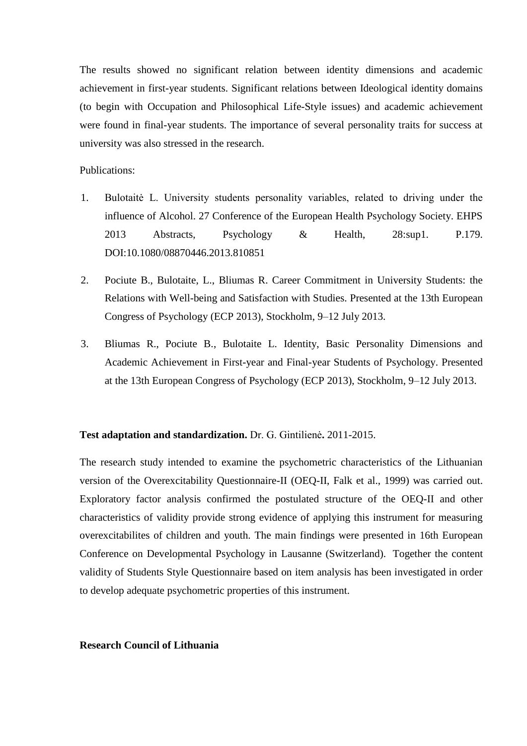The results showed no significant relation between identity dimensions and academic achievement in first-year students. Significant relations between Ideological identity domains (to begin with Occupation and Philosophical Life-Style issues) and academic achievement were found in final-year students. The importance of several personality traits for success at university was also stressed in the research.

Publications:

1. Bulotaitė L. University students personality variables, related to driving under the influence of Alcohol. 27 Conference of the European Health Psychology Society. EHPS 2013 Abstracts, Psychology & Health, 28:sup1. P.179. DOI:10.1080/08870446.2013.810851
2. Pociute B., Bulotaite, L., Bliumas R. Career Commitment in University Students: the Relations with Well-being and Satisfaction with Studies. Presented at the 13th European Congress of Psychology (ECP 2013), Stockholm, 9–12 July 2013.
3. Bliumas R., Pociute B., Bulotaite L. Identity, Basic Personality Dimensions and Academic Achievement in First-year and Final-year Students of Psychology. Presented at the 13th European Congress of Psychology (ECP 2013), Stockholm, 9–12 July 2013.

**Test adaptation and standardization.** Dr. G. Gintilienė**.** 2011-2015.

The research study intended to examine the psychometric characteristics of the Lithuanian version of the Overexcitability Questionnaire-II (OEQ-II, Falk et al., 1999) was carried out. Exploratory factor analysis confirmed the postulated structure of the OEQ-II and other characteristics of validity provide strong evidence of applying this instrument for measuring overexcitabilites of children and youth. The main findings were presented in 16th European Conference on Developmental Psychology in Lausanne (Switzerland). Together the content validity of Students Style Questionnaire based on item analysis has been investigated in order to develop adequate psychometric properties of this instrument.

**Research Council of Lithuania**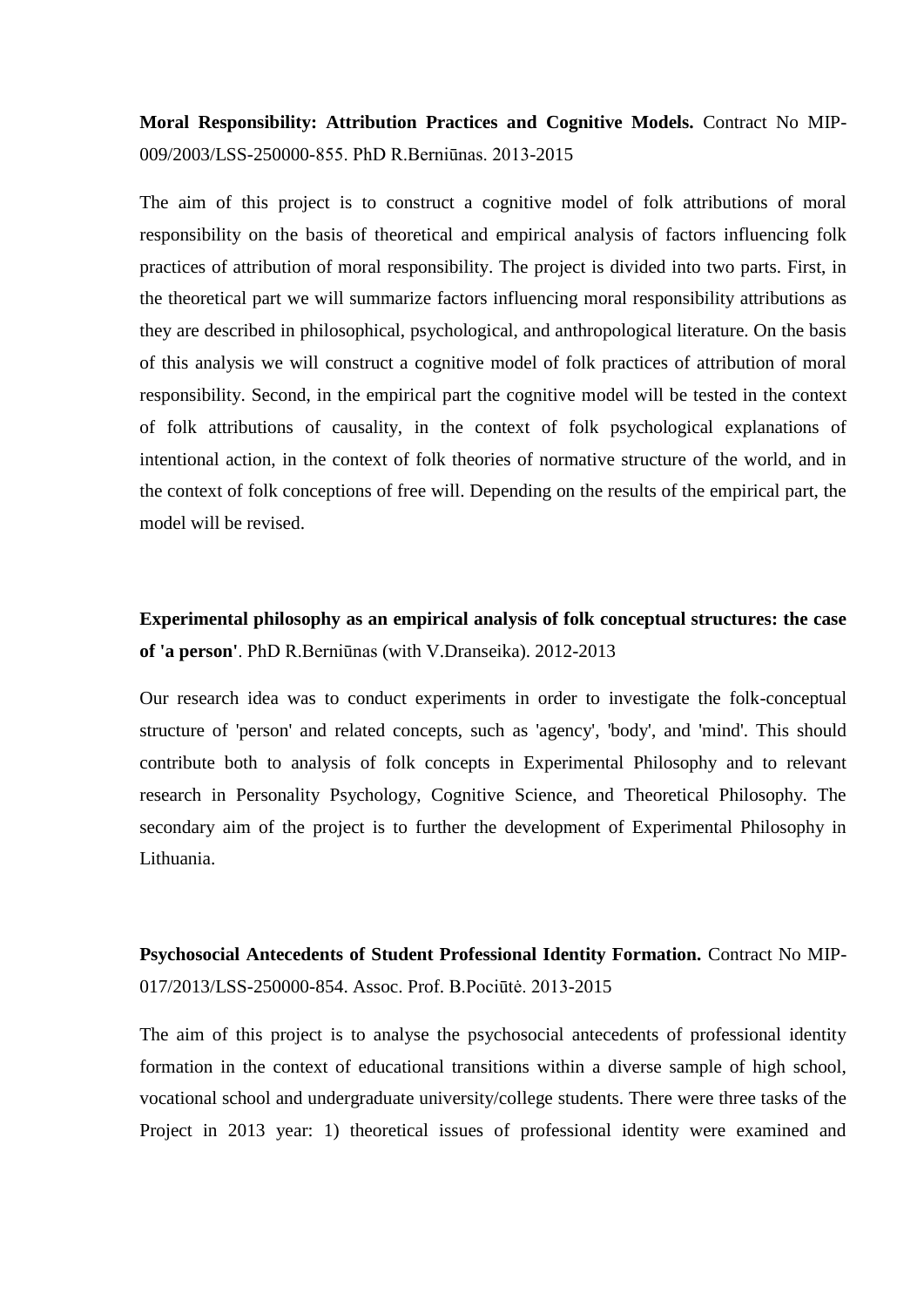**Moral Responsibility: Attribution Practices and Cognitive Models.** Contract No MIP-009/2003/LSS-250000-855. PhD R.Berniūnas. 2013-2015

The aim of this project is to construct a cognitive model of folk attributions of moral responsibility on the basis of theoretical and empirical analysis of factors influencing folk practices of attribution of moral responsibility. The project is divided into two parts. First, in the theoretical part we will summarize factors influencing moral responsibility attributions as they are described in philosophical, psychological, and anthropological literature. On the basis of this analysis we will construct a cognitive model of folk practices of attribution of moral responsibility. Second, in the empirical part the cognitive model will be tested in the context of folk attributions of causality, in the context of folk psychological explanations of intentional action, in the context of folk theories of normative structure of the world, and in the context of folk conceptions of free will. Depending on the results of the empirical part, the model will be revised.

**Experimental philosophy as an empirical analysis of folk conceptual structures: the case of 'a person'**. PhD R.Berniūnas (with V.Dranseika). 2012-2013

Our research idea was to conduct experiments in order to investigate the folk-conceptual structure of 'person' and related concepts, such as 'agency', 'body', and 'mind'. This should contribute both to analysis of folk concepts in Experimental Philosophy and to relevant research in Personality Psychology, Cognitive Science, and Theoretical Philosophy. The secondary aim of the project is to further the development of Experimental Philosophy in Lithuania.

**Psychosocial Antecedents of Student Professional Identity Formation.** Contract No MIP-017/2013/LSS-250000-854. Assoc. Prof. B.Pociūtė. 2013-2015

The aim of this project is to analyse the psychosocial antecedents of professional identity formation in the context of educational transitions within a diverse sample of high school, vocational school and undergraduate university/college students. There were three tasks of the Project in 2013 year: 1) theoretical issues of professional identity were examined and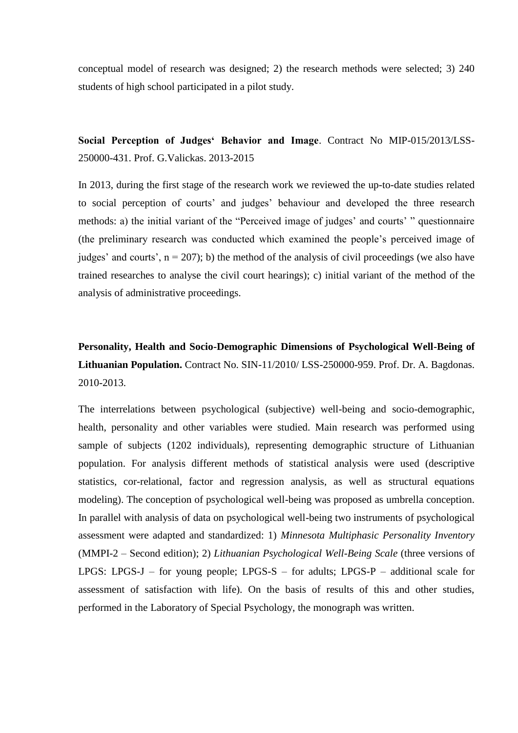conceptual model of research was designed; 2) the research methods were selected; 3) 240 students of high school participated in a pilot study.

**Social Perception of Judges‘ Behavior and Image**. Contract No MIP-015/2013/LSS-250000-431. Prof. G.Valickas. 2013-2015

In 2013, during the first stage of the research work we reviewed the up-to-date studies related to social perception of courts' and judges' behaviour and developed the three research methods: a) the initial variant of the "Perceived image of judges' and courts' " questionnaire (the preliminary research was conducted which examined the people's perceived image of judges' and courts', n = 207); b) the method of the analysis of civil proceedings (we also have trained researches to analyse the civil court hearings); c) initial variant of the method of the analysis of administrative proceedings.

**Personality, Health and Socio-Demographic Dimensions of Psychological Well-Being of Lithuanian Population.** Contract No. SIN-11/2010/ LSS-250000-959. Prof. Dr. A. Bagdonas. 2010-2013.

The interrelations between psychological (subjective) well-being and socio-demographic, health, personality and other variables were studied. Main research was performed using sample of subjects (1202 individuals), representing demographic structure of Lithuanian population. For analysis different methods of statistical analysis were used (descriptive statistics, cor-relational, factor and regression analysis, as well as structural equations modeling). The conception of psychological well-being was proposed as umbrella conception. In parallel with analysis of data on psychological well-being two instruments of psychological assessment were adapted and standardized: 1) *Minnesota Multiphasic Personality Inventory* (MMPI-2 – Second edition); 2) *Lithuanian Psychological Well-Being Scale* (three versions of LPGS: LPGS-J – for young people; LPGS-S – for adults; LPGS-P – additional scale for assessment of satisfaction with life). On the basis of results of this and other studies, performed in the Laboratory of Special Psychology, the monograph was written.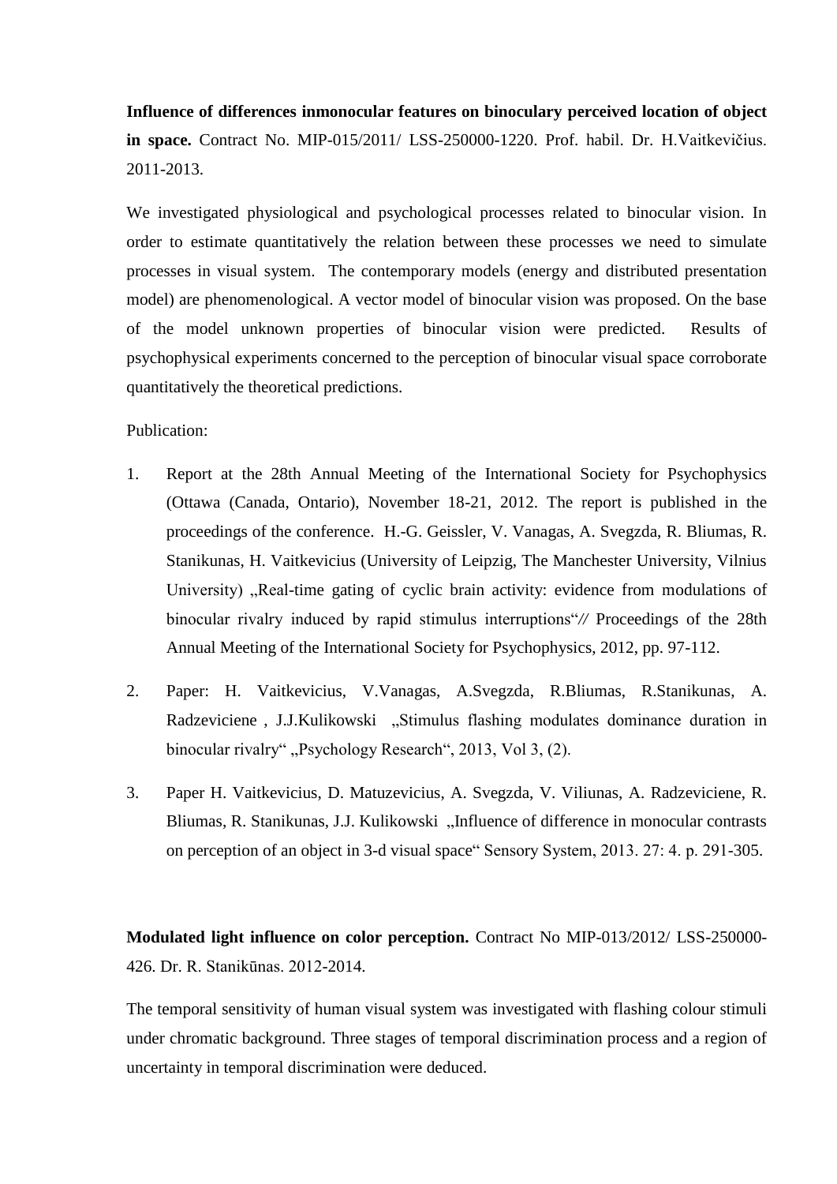**Influence of differences inmonocular features on binoculary perceived location of object in space.** Contract No. MIP-015/2011/ LSS-250000-1220. Prof. habil. Dr. H.Vaitkevičius. 2011-2013.

We investigated physiological and psychological processes related to binocular vision. In order to estimate quantitatively the relation between these processes we need to simulate processes in visual system. The contemporary models (energy and distributed presentation model) are phenomenological. A vector model of binocular vision was proposed. On the base of the model unknown properties of binocular vision were predicted. Results of psychophysical experiments concerned to the perception of binocular visual space corroborate quantitatively the theoretical predictions.

Publication:

1. Report at the 28th Annual Meeting of the International Society for Psychophysics (Ottawa (Canada, Ontario), November 18-21, 2012. The report is published in the proceedings of the conference. H.-G. Geissler, V. Vanagas, A. Svegzda, R. Bliumas, R. Stanikunas, H. Vaitkevicius (University of Leipzig, The Manchester University, Vilnius University) „Real-time gating of cyclic brain activity: evidence from modulations of binocular rivalry induced by rapid stimulus interruptions“// Proceedings of the 28th Annual Meeting of the International Society for Psychophysics, 2012, pp. 97-112.

2. Paper: H. Vaitkevicius, V.Vanagas, A.Svegzda, R.Bliumas, R.Stanikunas, A. Radzeviciene , J.J.Kulikowski „Stimulus flashing modulates dominance duration in binocular rivalry“ „Psychology Research“, 2013, Vol 3, (2).

3. Paper H. Vaitkevicius, D. Matuzevicius, A. Svegzda, V. Viliunas, A. Radzeviciene, R. Bliumas, R. Stanikunas, J.J. Kulikowski „Influence of difference in monocular contrasts on perception of an object in 3-d visual space“ Sensory System, 2013. 27: 4. p. 291-305.

**Modulated light influence on color perception.** Contract No MIP-013/2012/ LSS-250000-426. Dr. R. Stanikūnas. 2012-2014.

The temporal sensitivity of human visual system was investigated with flashing colour stimuli under chromatic background. Three stages of temporal discrimination process and a region of uncertainty in temporal discrimination were deduced.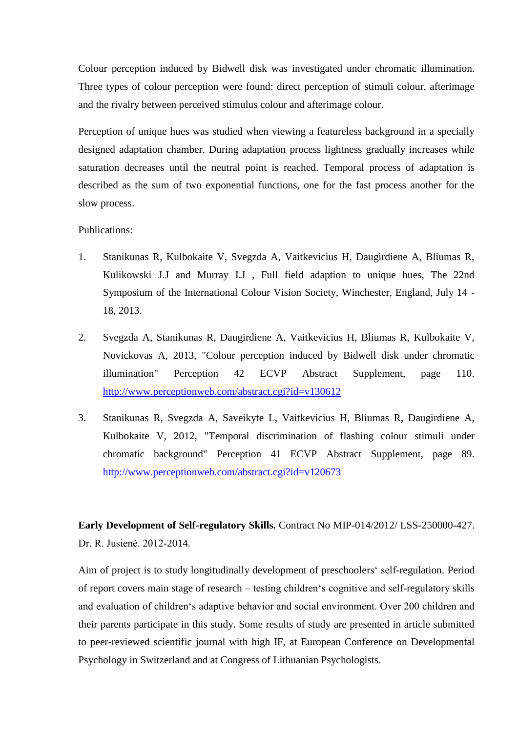Colour perception induced by Bidwell disk was investigated under chromatic illumination. Three types of colour perception were found: direct perception of stimuli colour, afterimage and the rivalry between perceived stimulus colour and afterimage colour.

Perception of unique hues was studied when viewing a featureless background in a specially designed adaptation chamber. During adaptation process lightness gradually increases while saturation decreases until the neutral point is reached. Temporal process of adaptation is described as the sum of two exponential functions, one for the fast process another for the slow process.

Publications:

1. Stanikunas R, Kulbokaite V, Svegzda A, Vaitkevicius H, Daugirdiene A, Bliumas R, Kulikowski J.J and Murray I.J , Full field adaption to unique hues, The 22nd Symposium of the International Colour Vision Society, Winchester, England, July 14 - 18, 2013.

2. Svegzda A, Stanikunas R, Daugirdiene A, Vaitkevicius H, Bliumas R, Kulbokaite V, Novickovas A, 2013, "Colour perception induced by Bidwell disk under chromatic illumination" Perception 42 ECVP Abstract Supplement, page 110. http://www.perceptionweb.com/abstract.cgi?id=v130612

3. Stanikunas R, Svegzda A, Saveikyte L, Vaitkevicius H, Bliumas R, Daugirdiene A, Kulbokaite V, 2012, "Temporal discrimination of flashing colour stimuli under chromatic background" Perception 41 ECVP Abstract Supplement, page 89. http://www.perceptionweb.com/abstract.cgi?id=v120673

**Early Development of Self-regulatory Skills.** Contract No MIP-014/2012/ LSS-250000-427. Dr. R. Jusienė. 2012-2014.

Aim of project is to study longitudinally development of preschoolers‘ self-regulation. Period of report covers main stage of research – testing children‘s cognitive and self-regulatory skills and evaluation of children‘s adaptive behavior and social environment. Over 200 children and their parents participate in this study. Some results of study are presented in article submitted to peer-reviewed scientific journal with high IF, at European Conference on Developmental Psychology in Switzerland and at Congress of Lithuanian Psychologists.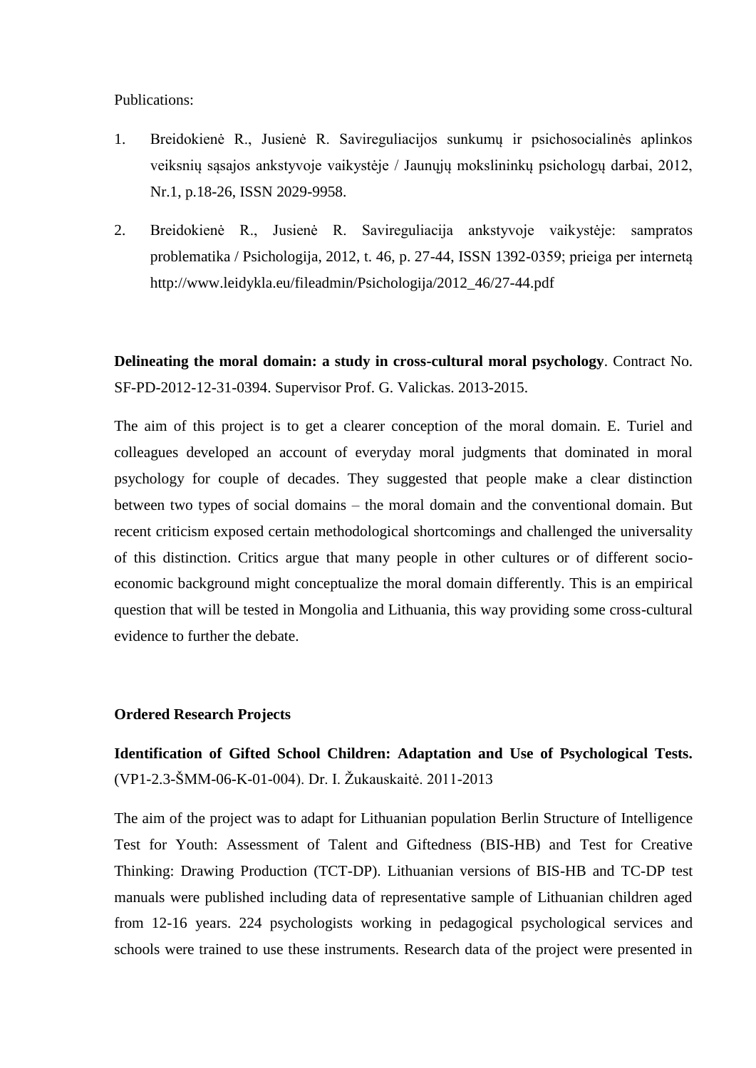Publications:

1. Breidokienė R., Jusienė R. Savireguliacijos sunkumų ir psichosocialinės aplinkos veiksnių sąsajos ankstyvoje vaikystėje / Jaunųjų mokslininkų psichologų darbai, 2012, Nr.1, p.18-26, ISSN 2029-9958.
2. Breidokienė R., Jusienė R. Savireguliacija ankstyvoje vaikystėje: sampratos problematika / Psichologija, 2012, t. 46, p. 27-44, ISSN 1392-0359; prieiga per internetą http://www.leidykla.eu/fileadmin/Psichologija/2012_46/27-44.pdf

**Delineating the moral domain: a study in cross-cultural moral psychology**. Contract No. SF-PD-2012-12-31-0394. Supervisor Prof. G. Valickas. 2013-2015.

The aim of this project is to get a clearer conception of the moral domain. E. Turiel and colleagues developed an account of everyday moral judgments that dominated in moral psychology for couple of decades. They suggested that people make a clear distinction between two types of social domains – the moral domain and the conventional domain. But recent criticism exposed certain methodological shortcomings and challenged the universality of this distinction. Critics argue that many people in other cultures or of different socio-economic background might conceptualize the moral domain differently. This is an empirical question that will be tested in Mongolia and Lithuania, this way providing some cross-cultural evidence to further the debate.

**Ordered Research Projects**

**Identification of Gifted School Children: Adaptation and Use of Psychological Tests.** (VP1-2.3-ŠMM-06-K-01-004). Dr. I. Žukauskaitė. 2011-2013

The aim of the project was to adapt for Lithuanian population Berlin Structure of Intelligence Test for Youth: Assessment of Talent and Giftedness (BIS-HB) and Test for Creative Thinking: Drawing Production (TCT-DP). Lithuanian versions of BIS-HB and TC-DP test manuals were published including data of representative sample of Lithuanian children aged from 12-16 years. 224 psychologists working in pedagogical psychological services and schools were trained to use these instruments. Research data of the project were presented in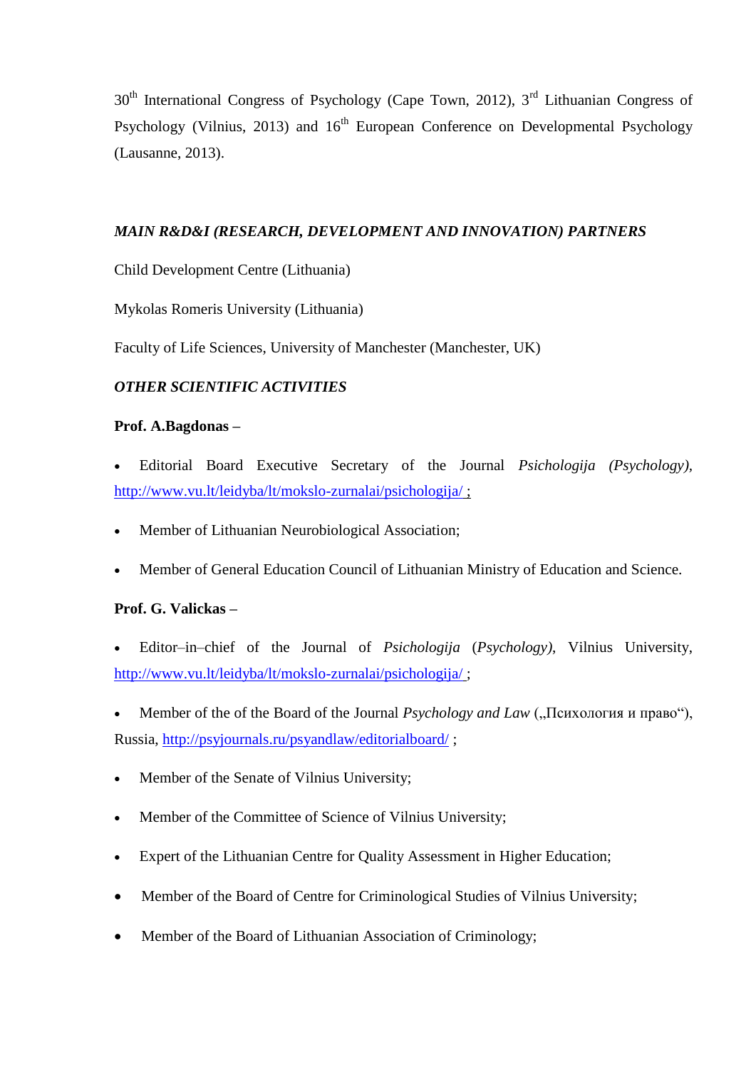30th International Congress of Psychology (Cape Town, 2012), 3rd Lithuanian Congress of Psychology (Vilnius, 2013) and 16th European Conference on Developmental Psychology (Lausanne, 2013).

***MAIN R&D&I (RESEARCH, DEVELOPMENT AND INNOVATION) PARTNERS***

Child Development Centre (Lithuania)

Mykolas Romeris University (Lithuania)

Faculty of Life Sciences, University of Manchester (Manchester, UK)

***OTHER SCIENTIFIC ACTIVITIES***

**Prof. A.Bagdonas –**

- Editorial Board Executive Secretary of the Journal *Psichologija (Psychology)*, http://www.vu.lt/leidyba/lt/mokslo-zurnalai/psichologija/ ;
- Member of Lithuanian Neurobiological Association;
- Member of General Education Council of Lithuanian Ministry of Education and Science.

**Prof. G. Valickas –**

- Editor–in–chief of the Journal of *Psichologija* (*Psychology)*, Vilnius University, http://www.vu.lt/leidyba/lt/mokslo-zurnalai/psichologija/ ;
- Member of the of the Board of the Journal *Psychology and Law* („Психология и право“), Russia, http://psyjournals.ru/psyandlaw/editorialboard/ ;
- Member of the Senate of Vilnius University;
- Member of the Committee of Science of Vilnius University;
- Expert of the Lithuanian Centre for Quality Assessment in Higher Education;
- Member of the Board of Centre for Criminological Studies of Vilnius University;
- Member of the Board of Lithuanian Association of Criminology;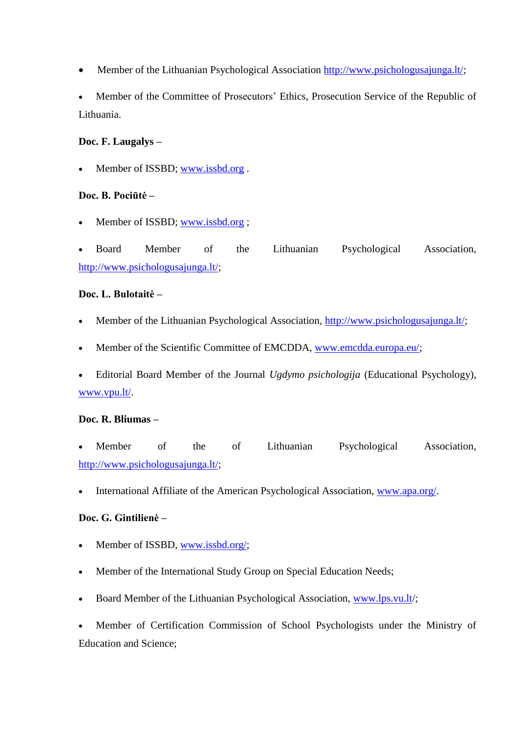- Member of the Lithuanian Psychological Association http://www.psichologusajunga.lt/;
- Member of the Committee of Prosecutors’ Ethics, Prosecution Service of the Republic of Lithuania.

**Doc. F. Laugalys –**

- Member of ISSBD; www.issbd.org .

**Doc. B. Pociūtė –**

- Member of ISSBD; www.issbd.org ;
- Board Member of the Lithuanian Psychological Association, http://www.psichologusajunga.lt/;

**Doc. L. Bulotaitė –**

- Member of the Lithuanian Psychological Association, http://www.psichologusajunga.lt/;
- Member of the Scientific Committee of EMCDDA, www.emcdda.europa.eu/;
- Editorial Board Member of the Journal *Ugdymo psichologija* (Educational Psychology), www.vpu.lt/.

**Doc. R. Bliumas –**

- Member of the of Lithuanian Psychological Association, http://www.psichologusajunga.lt/;
- International Affiliate of the American Psychological Association, www.apa.org/.

**Doc. G. Gintilienė –**

- Member of ISSBD, www.issbd.org/;
- Member of the International Study Group on Special Education Needs;
- Board Member of the Lithuanian Psychological Association, www.lps.vu.lt/;
- Member of Certification Commission of School Psychologists under the Ministry of Education and Science;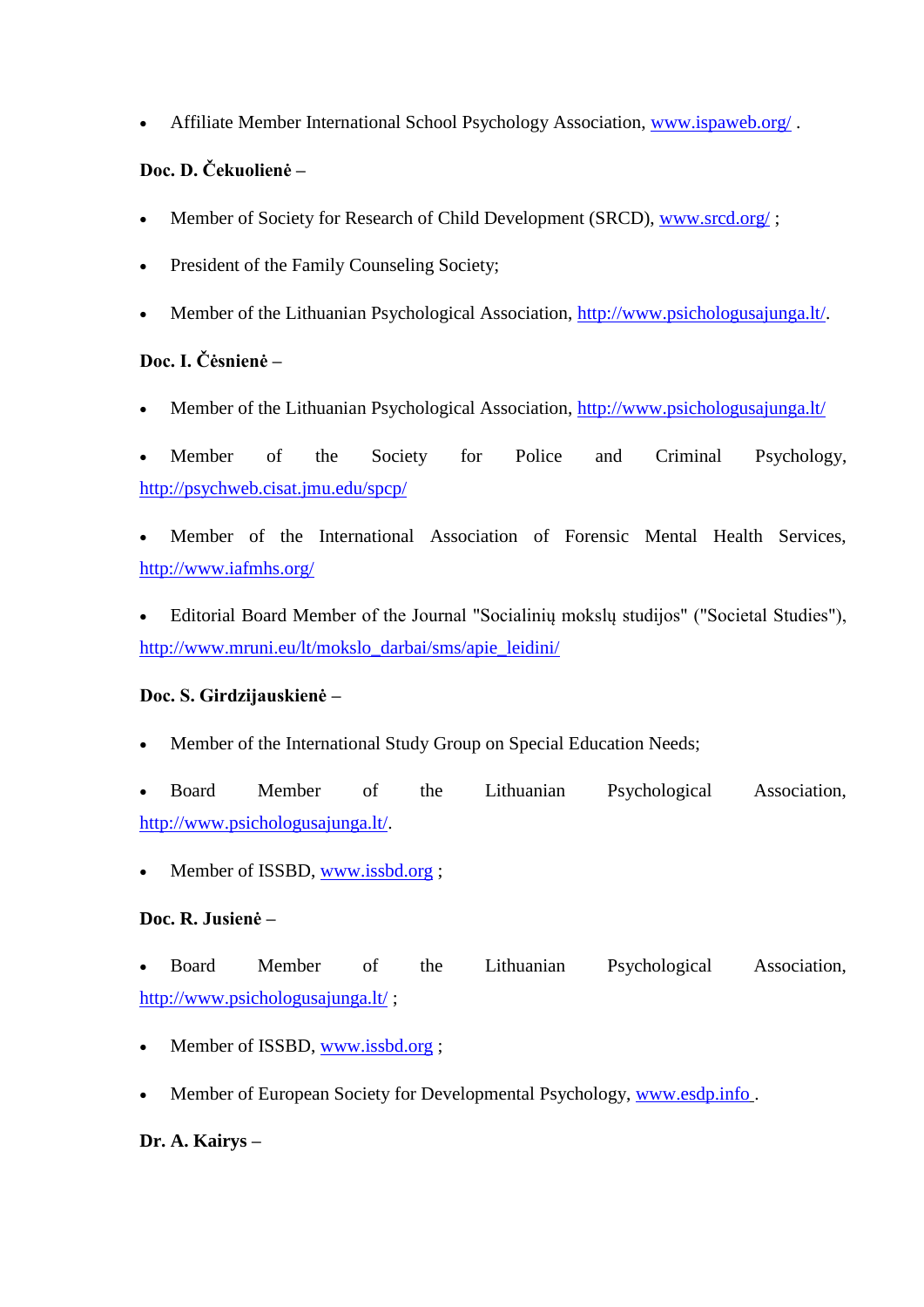- Affiliate Member International School Psychology Association, www.ispaweb.org/ .

**Doc. D. Čekuolienė –**

- Member of Society for Research of Child Development (SRCD), www.srcd.org/ ;
- President of the Family Counseling Society;
- Member of the Lithuanian Psychological Association, http://www.psichologusajunga.lt/.

**Doc. I. Čėsnienė –**

- Member of the Lithuanian Psychological Association, http://www.psichologusajunga.lt/
- Member of the Society for Police and Criminal Psychology, http://psychweb.cisat.jmu.edu/spcp/
- Member of the International Association of Forensic Mental Health Services, http://www.iafmhs.org/
- Editorial Board Member of the Journal "Socialinių mokslų studijos" ("Societal Studies"), http://www.mruni.eu/lt/mokslo_darbai/sms/apie_leidini/

**Doc. S. Girdzijauskienė –**

- Member of the International Study Group on Special Education Needs;
- Board Member of the Lithuanian Psychological Association, http://www.psichologusajunga.lt/.
- Member of ISSBD, www.issbd.org ;

**Doc. R. Jusienė –**

- Board Member of the Lithuanian Psychological Association, http://www.psichologusajunga.lt/ ;
- Member of ISSBD, www.issbd.org ;
- Member of European Society for Developmental Psychology, www.esdp.info .

**Dr. A. Kairys –**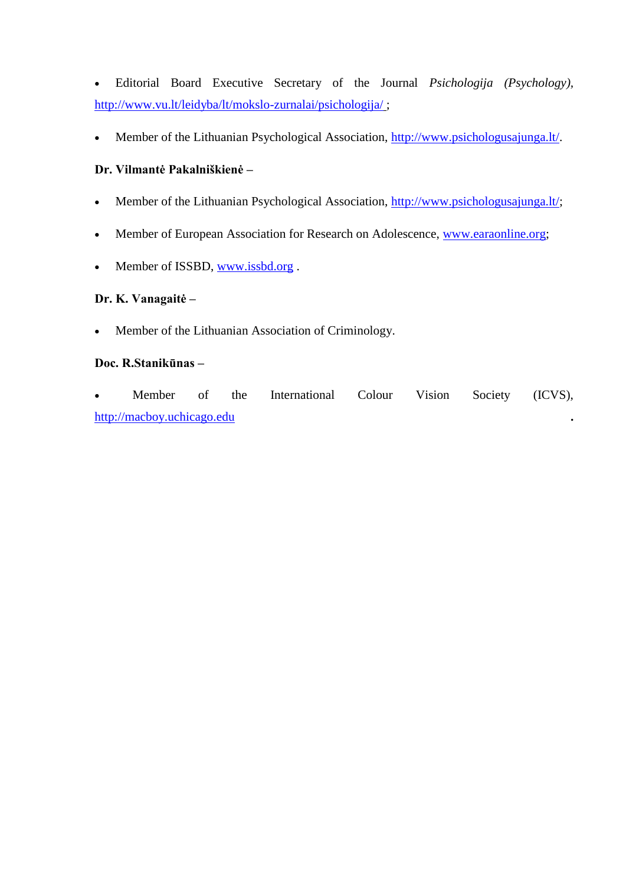- Editorial Board Executive Secretary of the Journal *Psichologija (Psychology)*, http://www.vu.lt/leidyba/lt/mokslo-zurnalai/psichologija/ ;

- Member of the Lithuanian Psychological Association, http://www.psichologusajunga.lt/.

**Dr. Vilmantė Pakalniškienė –**

- Member of the Lithuanian Psychological Association, http://www.psichologusajunga.lt/;

- Member of European Association for Research on Adolescence, www.earaonline.org;

- Member of ISSBD, www.issbd.org .

**Dr. K. Vanagaitė –**

- Member of the Lithuanian Association of Criminology.

**Doc. R.Stanikūnas –**

- Member of the International Colour Vision Society (ICVS), http://macboy.uchicago.edu .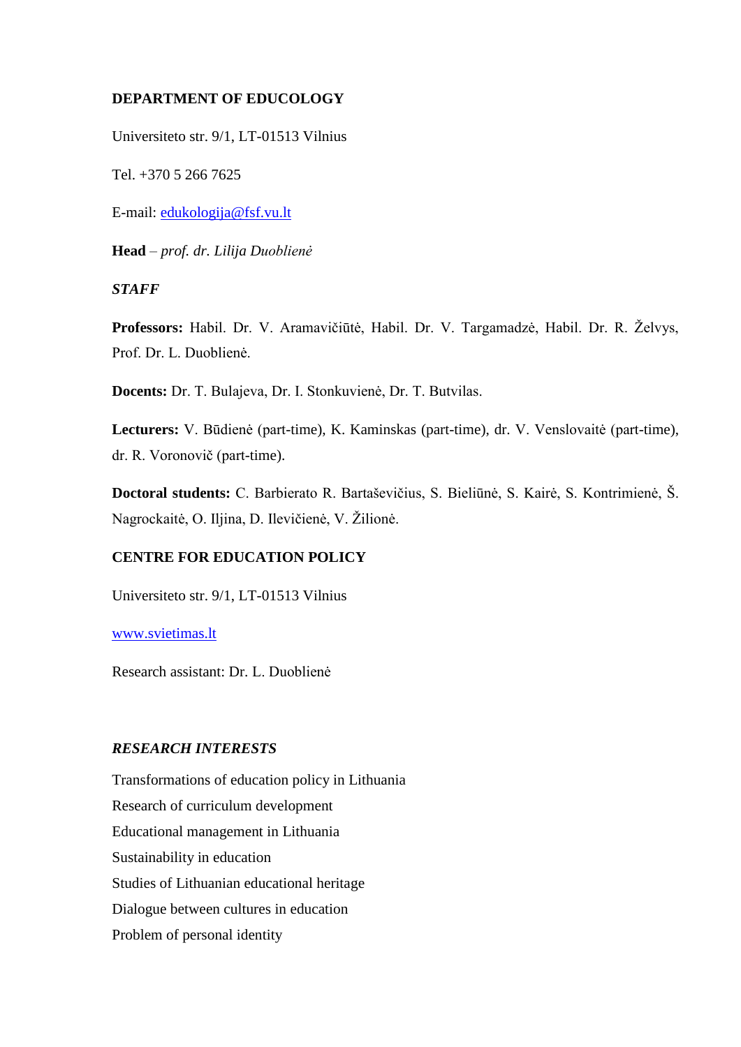**DEPARTMENT OF EDUCOLOGY**

Universiteto str. 9/1, LT-01513 Vilnius

Tel. +370 5 266 7625

E-mail: edukologija@fsf.vu.lt

**Head** – *prof. dr. Lilija Duoblienė*

***STAFF***

**Professors:** Habil. Dr. V. Aramavičiūtė, Habil. Dr. V. Targamadzė, Habil. Dr. R. Želvys, Prof. Dr. L. Duoblienė.

**Docents:** Dr. T. Bulajeva, Dr. I. Stonkuvienė, Dr. T. Butvilas.

**Lecturers:** V. Būdienė (part-time), K. Kaminskas (part-time), dr. V. Venslovaitė (part-time), dr. R. Voronovič (part-time).

**Doctoral students:** C. Barbierato R. Bartaševičius, S. Bieliūnė, S. Kairė, S. Kontrimienė, Š. Nagrockaitė, O. Iljina, D. Ilevičienė, V. Žilionė.

**CENTRE FOR EDUCATION POLICY**

Universiteto str. 9/1, LT-01513 Vilnius

www.svietimas.lt

Research assistant: Dr. L. Duobliene

***RESEARCH INTERESTS***

Transformations of education policy in Lithuania

Research of curriculum development

Educational management in Lithuania

Sustainability in education

Studies of Lithuanian educational heritage

Dialogue between cultures in education

Problem of personal identity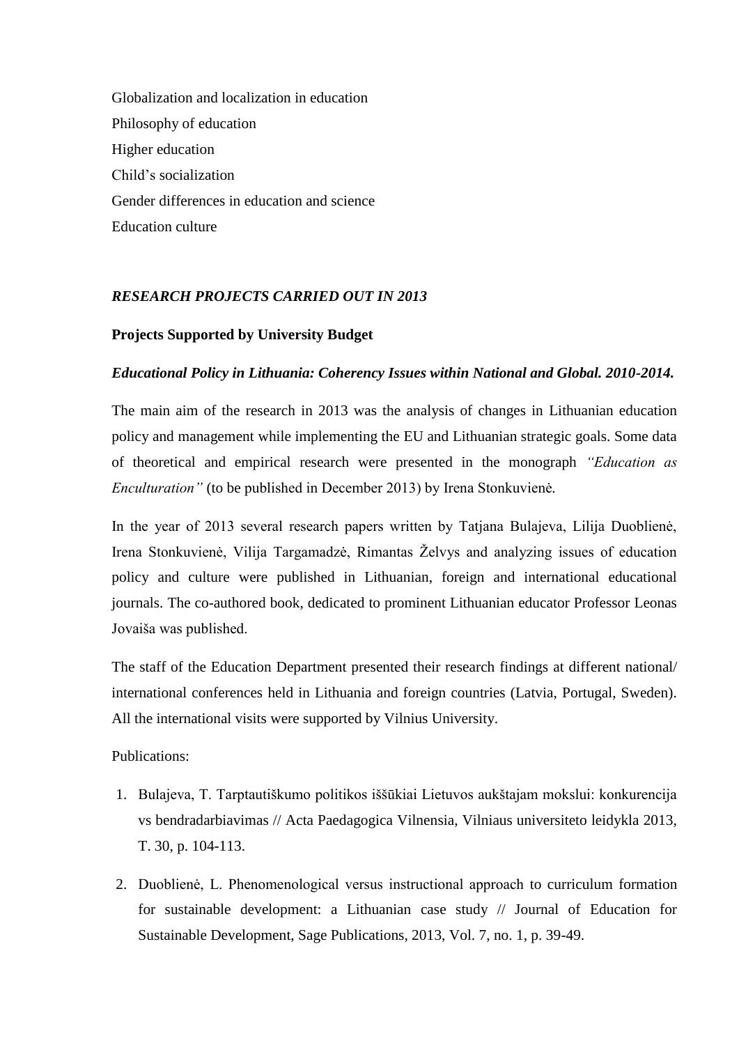Globalization and localization in education

Philosophy of education

Higher education

Child’s socialization

Gender differences in education and science

Education culture

## *RESEARCH PROJECTS CARRIED OUT IN 2013*

### Projects Supported by University Budget

***Educational Policy in Lithuania: Coherency Issues within National and Global. 2010-2014.***

The main aim of the research in 2013 was the analysis of changes in Lithuanian education policy and management while implementing the EU and Lithuanian strategic goals. Some data of theoretical and empirical research were presented in the monograph *“Education as Enculturation”* (to be published in December 2013) by Irena Stonkuvienė.

In the year of 2013 several research papers written by Tatjana Bulajeva, Lilija Duoblienė, Irena Stonkuvienė, Vilija Targamadzė, Rimantas Želvys and analyzing issues of education policy and culture were published in Lithuanian, foreign and international educational journals. The co-authored book, dedicated to prominent Lithuanian educator Professor Leonas Jovaiša was published.

The staff of the Education Department presented their research findings at different national/ international conferences held in Lithuania and foreign countries (Latvia, Portugal, Sweden). All the international visits were supported by Vilnius University.

Publications:

1. Bulajeva, T. Tarptautiškumo politikos iššūkiai Lietuvos aukštajam mokslui: konkurencija vs bendradarbiavimas // Acta Paedagogica Vilnensia, Vilniaus universiteto leidykla 2013, T. 30, p. 104-113.
2. Duoblienė, L. Phenomenological versus instructional approach to curriculum formation for sustainable development: a Lithuanian case study // Journal of Education for Sustainable Development, Sage Publications, 2013, Vol. 7, no. 1, p. 39-49.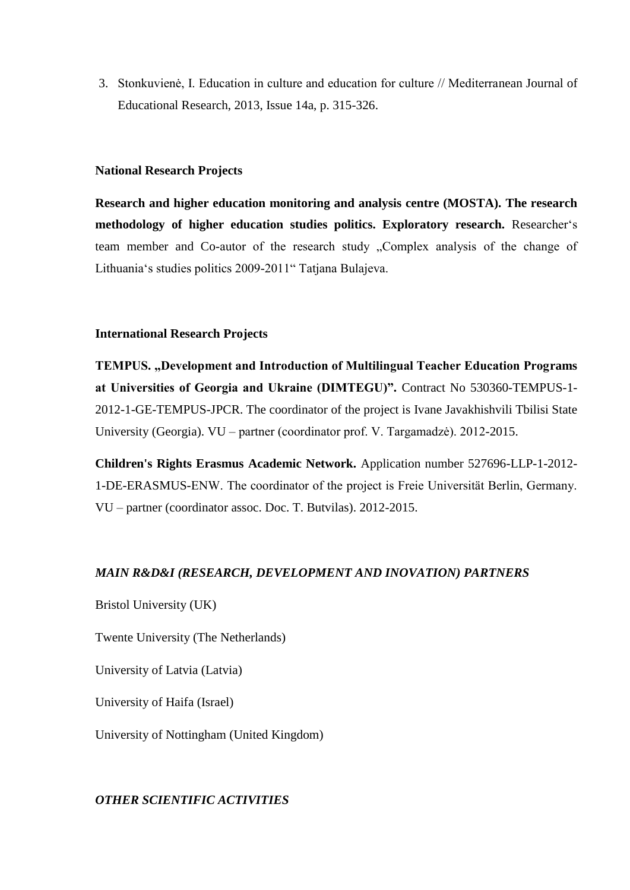3. Stonkuvienė, I. Education in culture and education for culture // Mediterranean Journal of Educational Research, 2013, Issue 14a, p. 315-326.

**National Research Projects**

**Research and higher education monitoring and analysis centre (MOSTA). The research methodology of higher education studies politics. Exploratory research.** Researcher‘s team member and Co-autor of the research study „Complex analysis of the change of Lithuania‘s studies politics 2009-2011“ Tatjana Bulajeva.

**International Research Projects**

**TEMPUS. „Development and Introduction of Multilingual Teacher Education Programs at Universities of Georgia and Ukraine (DIMTEGU)".** Contract No 530360-TEMPUS-1-2012-1-GE-TEMPUS-JPCR. The coordinator of the project is Ivane Javakhishvili Tbilisi State University (Georgia). VU – partner (coordinator prof. V. Targamadzė). 2012-2015.

**Children's Rights Erasmus Academic Network.** Application number 527696-LLP-1-2012-1-DE-ERASMUS-ENW. The coordinator of the project is Freie Universität Berlin, Germany. VU – partner (coordinator assoc. Doc. T. Butvilas). 2012-2015.

***MAIN R&D&I (RESEARCH, DEVELOPMENT AND INOVATION) PARTNERS***

Bristol University (UK)

Twente University (The Netherlands)

University of Latvia (Latvia)

University of Haifa (Israel)

University of Nottingham (United Kingdom)

***OTHER SCIENTIFIC ACTIVITIES***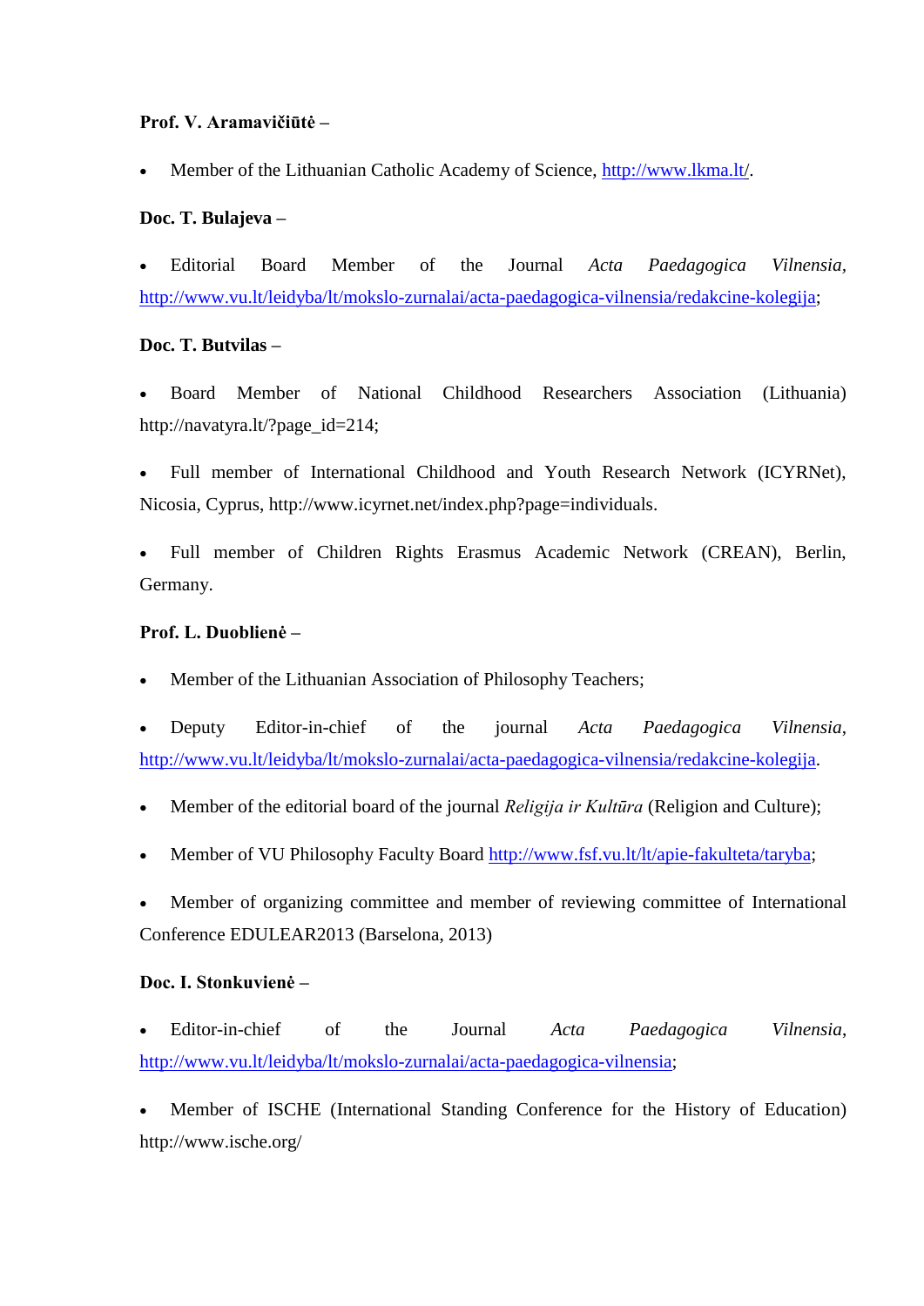**Prof. V. Aramavičiūtė –**

- Member of the Lithuanian Catholic Academy of Science, http://www.lkma.lt/.

**Doc. T. Bulajeva –**

- Editorial Board Member of the Journal *Acta Paedagogica Vilnensia*, http://www.vu.lt/leidyba/lt/mokslo-zurnalai/acta-paedagogica-vilnensia/redakcine-kolegija;

**Doc. T. Butvilas –**

- Board Member of National Childhood Researchers Association (Lithuania) http://navatyra.lt/?page_id=214;
- Full member of International Childhood and Youth Research Network (ICYRNet), Nicosia, Cyprus, http://www.icyrnet.net/index.php?page=individuals.
- Full member of Children Rights Erasmus Academic Network (CREAN), Berlin, Germany.

**Prof. L. Duoblienė –**

- Member of the Lithuanian Association of Philosophy Teachers;
- Deputy Editor-in-chief of the journal *Acta Paedagogica Vilnensia*, http://www.vu.lt/leidyba/lt/mokslo-zurnalai/acta-paedagogica-vilnensia/redakcine-kolegija.
- Member of the editorial board of the journal *Religija ir Kultūra* (Religion and Culture);
- Member of VU Philosophy Faculty Board http://www.fsf.vu.lt/lt/apie-fakulteta/taryba;
- Member of organizing committee and member of reviewing committee of International Conference EDULEAR2013 (Barselona, 2013)

**Doc. I. Stonkuvienė –**

- Editor-in-chief of the Journal *Acta Paedagogica Vilnensia*, http://www.vu.lt/leidyba/lt/mokslo-zurnalai/acta-paedagogica-vilnensia;
- Member of ISCHE (International Standing Conference for the History of Education) http://www.ische.org/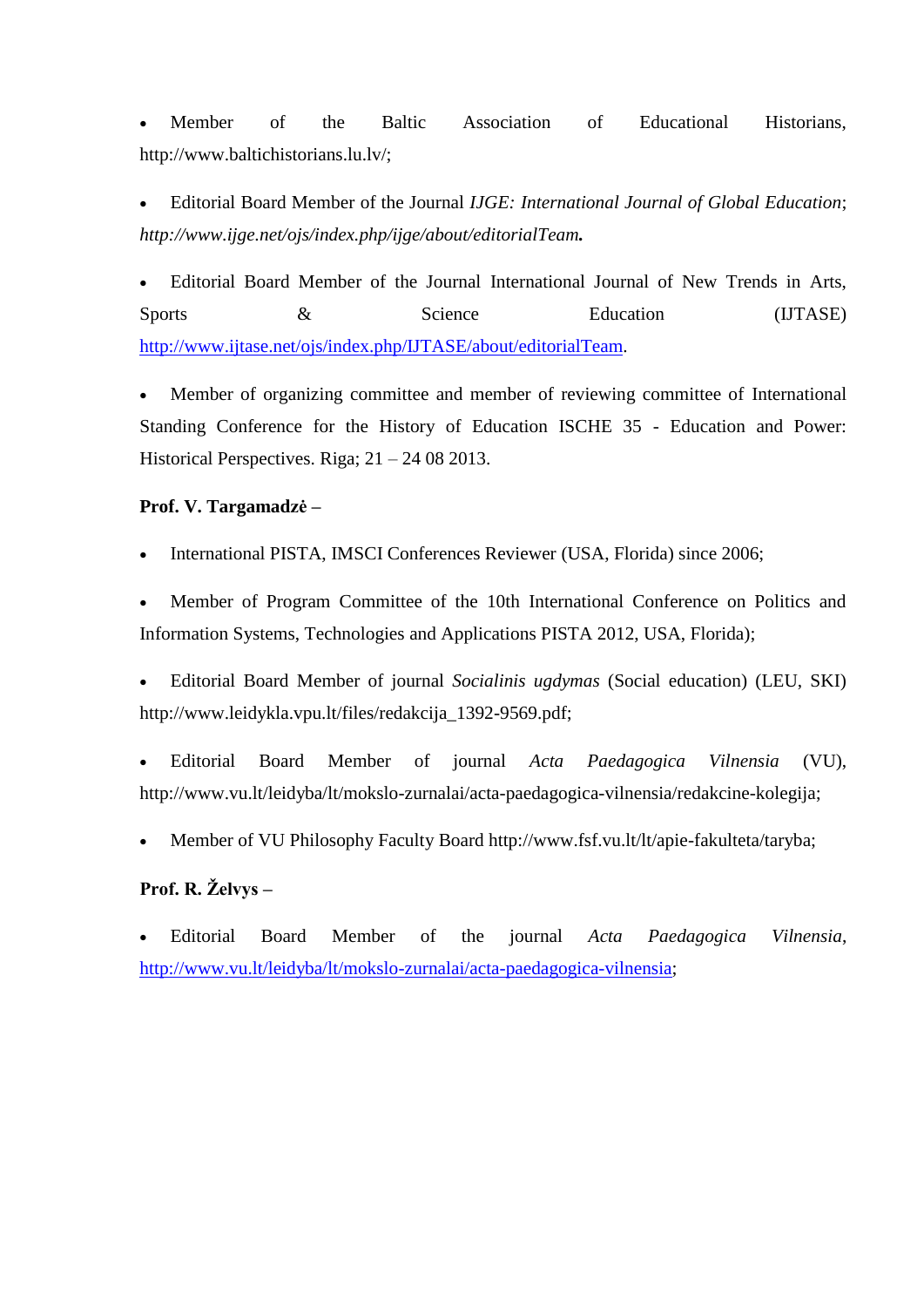- Member of the Baltic Association of Educational Historians, http://www.baltichistorians.lu.lv/;
- Editorial Board Member of the Journal *IJGE: International Journal of Global Education*; *http://www.ijge.net/ojs/index.php/ijge/about/editorialTeam.*
- Editorial Board Member of the Journal International Journal of New Trends in Arts, Sports & Science Education (IJTASE) http://www.ijtase.net/ojs/index.php/IJTASE/about/editorialTeam.
- Member of organizing committee and member of reviewing committee of International Standing Conference for the History of Education ISCHE 35 - Education and Power: Historical Perspectives. Riga; 21 – 24 08 2013.

**Prof. V. Targamadzė –**

- International PISTA, IMSCI Conferences Reviewer (USA, Florida) since 2006;
- Member of Program Committee of the 10th International Conference on Politics and Information Systems, Technologies and Applications PISTA 2012, USA, Florida);
- Editorial Board Member of journal *Socialinis ugdymas* (Social education) (LEU, SKI) http://www.leidykla.vpu.lt/files/redakcija_1392-9569.pdf;
- Editorial Board Member of journal *Acta Paedagogica Vilnensia* (VU), http://www.vu.lt/leidyba/lt/mokslo-zurnalai/acta-paedagogica-vilnensia/redakcine-kolegija;
- Member of VU Philosophy Faculty Board http://www.fsf.vu.lt/lt/apie-fakulteta/taryba;

**Prof. R. Želvys –**

- Editorial Board Member of the journal *Acta Paedagogica Vilnensia*, http://www.vu.lt/leidyba/lt/mokslo-zurnalai/acta-paedagogica-vilnensia;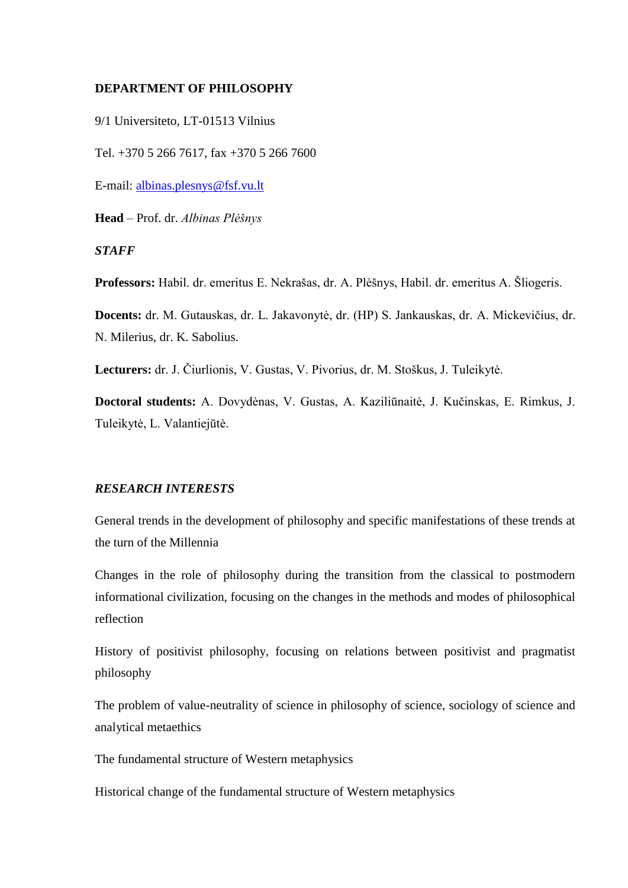**DEPARTMENT OF PHILOSOPHY**

9/1 Universiteto, LT-01513 Vilnius

Tel. +370 5 266 7617, fax +370 5 266 7600

E-mail: albinas.plesnys@fsf.vu.lt

**Head** – Prof. dr. *Albinas Plėšnys*

***STAFF***

**Professors:** Habil. dr. emeritus E. Nekrašas, dr. A. Plėšnys, Habil. dr. emeritus A. Šliogeris.

**Docents:** dr. M. Gutauskas, dr. L. Jakavonytė, dr. (HP) S. Jankauskas, dr. A. Mickevičius, dr. N. Milerius, dr. K. Sabolius.

**Lecturers:** dr. J. Čiurlionis, V. Gustas, V. Pivorius, dr. M. Stoškus, J. Tuleikytė.

**Doctoral students:** A. Dovydėnas, V. Gustas, A. Kaziliūnaitė, J. Kučinskas, E. Rimkus, J. Tuleikytė, L. Valantiejūtė.

***RESEARCH INTERESTS***

General trends in the development of philosophy and specific manifestations of these trends at the turn of the Millennia

Changes in the role of philosophy during the transition from the classical to postmodern informational civilization, focusing on the changes in the methods and modes of philosophical reflection

History of positivist philosophy, focusing on relations between positivist and pragmatist philosophy

The problem of value-neutrality of science in philosophy of science, sociology of science and analytical metaethics

The fundamental structure of Western metaphysics

Historical change of the fundamental structure of Western metaphysics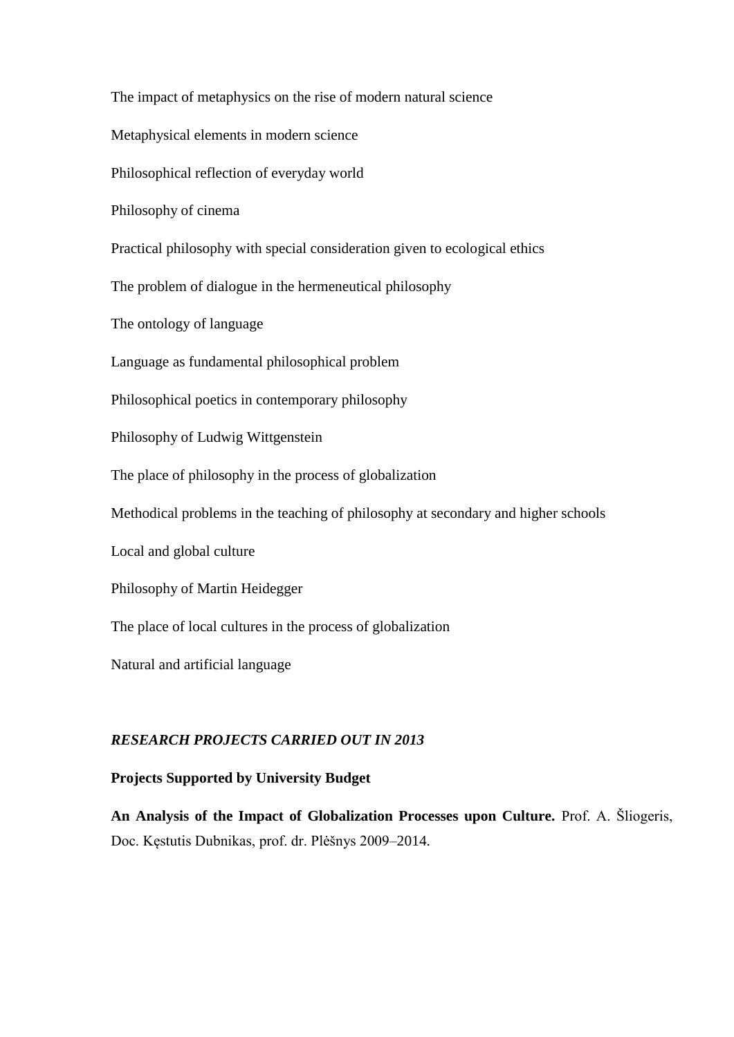The impact of metaphysics on the rise of modern natural science

Metaphysical elements in modern science

Philosophical reflection of everyday world

Philosophy of cinema

Practical philosophy with special consideration given to ecological ethics

The problem of dialogue in the hermeneutical philosophy

The ontology of language

Language as fundamental philosophical problem

Philosophical poetics in contemporary philosophy

Philosophy of Ludwig Wittgenstein

The place of philosophy in the process of globalization

Methodical problems in the teaching of philosophy at secondary and higher schools

Local and global culture

Philosophy of Martin Heidegger

The place of local cultures in the process of globalization

Natural and artificial language

***RESEARCH PROJECTS CARRIED OUT IN 2013***

**Projects Supported by University Budget**

**An Analysis of the Impact of Globalization Processes upon Culture.** Prof. A. Šliogeris, Doc. Kęstutis Dubnikas, prof. dr. Plėšnys 2009–2014.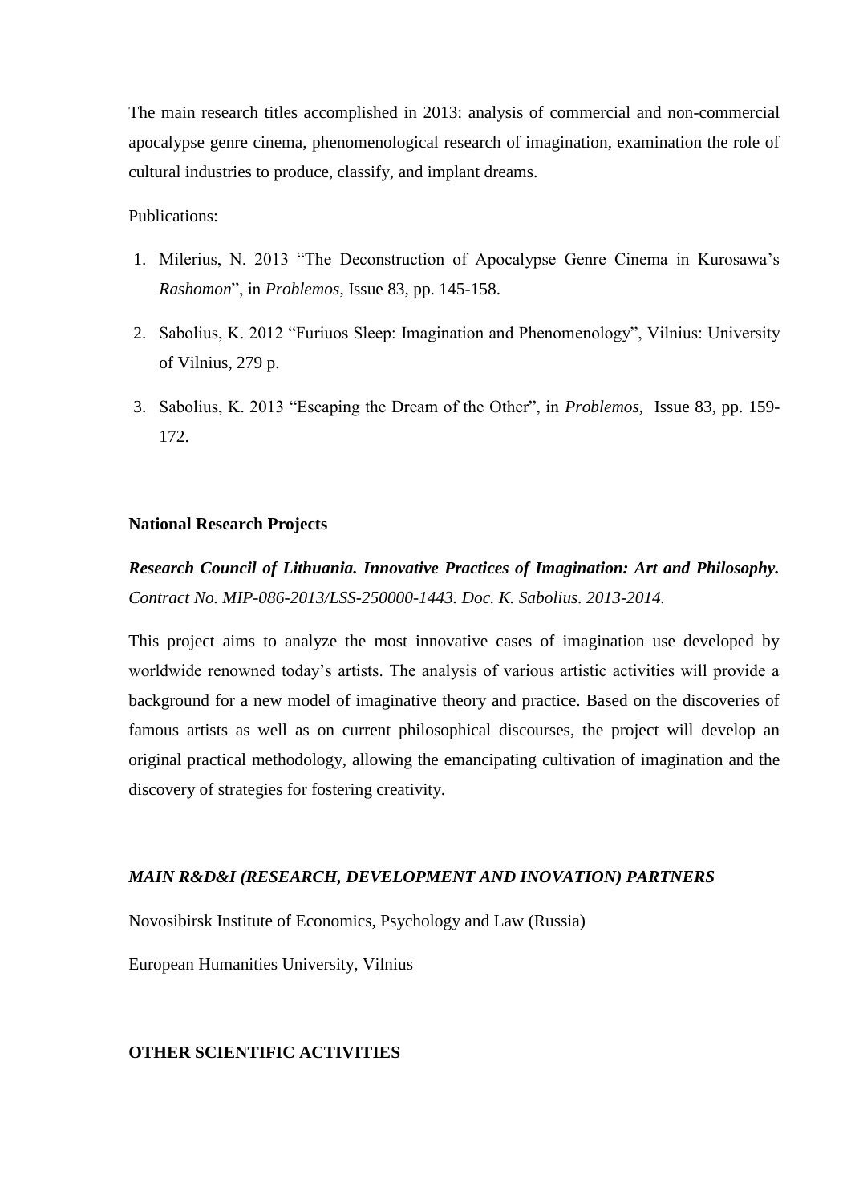The main research titles accomplished in 2013: analysis of commercial and non-commercial apocalypse genre cinema, phenomenological research of imagination, examination the role of cultural industries to produce, classify, and implant dreams.

Publications:

1. Milerius, N. 2013 "The Deconstruction of Apocalypse Genre Cinema in Kurosawa's *Rashomon*", in *Problemos*, Issue 83, pp. 145-158.
2. Sabolius, K. 2012 "Furiuos Sleep: Imagination and Phenomenology", Vilnius: University of Vilnius, 279 p.
3. Sabolius, K. 2013 "Escaping the Dream of the Other", in *Problemos*, Issue 83, pp. 159-172.

## National Research Projects

***Research Council of Lithuania. Innovative Practices of Imagination: Art and Philosophy.*** *Contract No. MIP-086-2013/LSS-250000-1443. Doc. K. Sabolius. 2013-2014.*

This project aims to analyze the most innovative cases of imagination use developed by worldwide renowned today's artists. The analysis of various artistic activities will provide a background for a new model of imaginative theory and practice. Based on the discoveries of famous artists as well as on current philosophical discourses, the project will develop an original practical methodology, allowing the emancipating cultivation of imagination and the discovery of strategies for fostering creativity.

## *MAIN R&D&I (RESEARCH, DEVELOPMENT AND INOVATION) PARTNERS*

Novosibirsk Institute of Economics, Psychology and Law (Russia)

European Humanities University, Vilnius

## OTHER SCIENTIFIC ACTIVITIES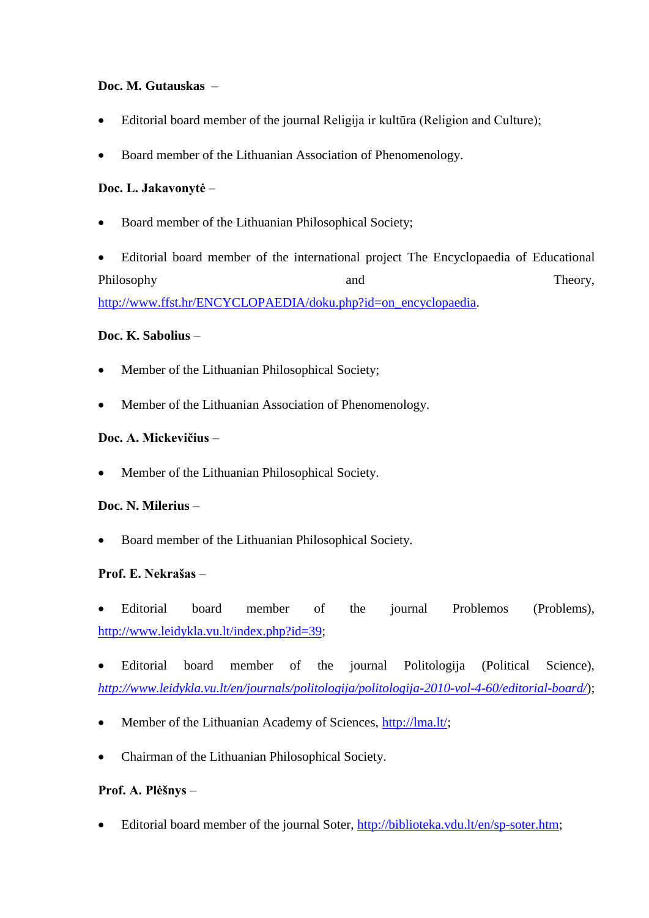**Doc. M. Gutauskas** –

- Editorial board member of the journal Religija ir kultūra (Religion and Culture);
- Board member of the Lithuanian Association of Phenomenology.

**Doc. L. Jakavonytė** –

- Board member of the Lithuanian Philosophical Society;
- Editorial board member of the international project The Encyclopaedia of Educational Philosophy and Theory, http://www.ffst.hr/ENCYCLOPAEDIA/doku.php?id=on_encyclopaedia.

**Doc. K. Sabolius** –

- Member of the Lithuanian Philosophical Society;
- Member of the Lithuanian Association of Phenomenology.

**Doc. A. Mickevičius** –

- Member of the Lithuanian Philosophical Society.

**Doc. N. Milerius** –

- Board member of the Lithuanian Philosophical Society.

**Prof. E. Nekrašas** –

- Editorial board member of the journal Problemos (Problems), http://www.leidykla.vu.lt/index.php?id=39;
- Editorial board member of the journal Politologija (Political Science), *http://www.leidykla.vu.lt/en/journals/politologija/politologija-2010-vol-4-60/editorial-board/*);
- Member of the Lithuanian Academy of Sciences, http://lma.lt/;
- Chairman of the Lithuanian Philosophical Society.

**Prof. A. Plėšnys** –

- Editorial board member of the journal Soter, http://biblioteka.vdu.lt/en/sp-soter.htm;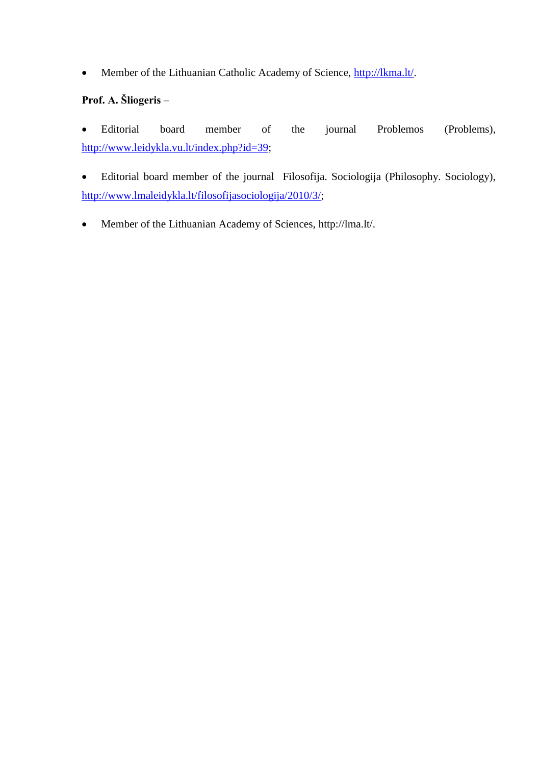- Member of the Lithuanian Catholic Academy of Science, http://lkma.lt/.

**Prof. A. Šliogeris** –

- Editorial board member of the journal Problemos (Problems), http://www.leidykla.vu.lt/index.php?id=39;

- Editorial board member of the journal Filosofija. Sociologija (Philosophy. Sociology), http://www.lmaleidykla.lt/filosofijasociologija/2010/3/;

- Member of the Lithuanian Academy of Sciences, http://lma.lt/.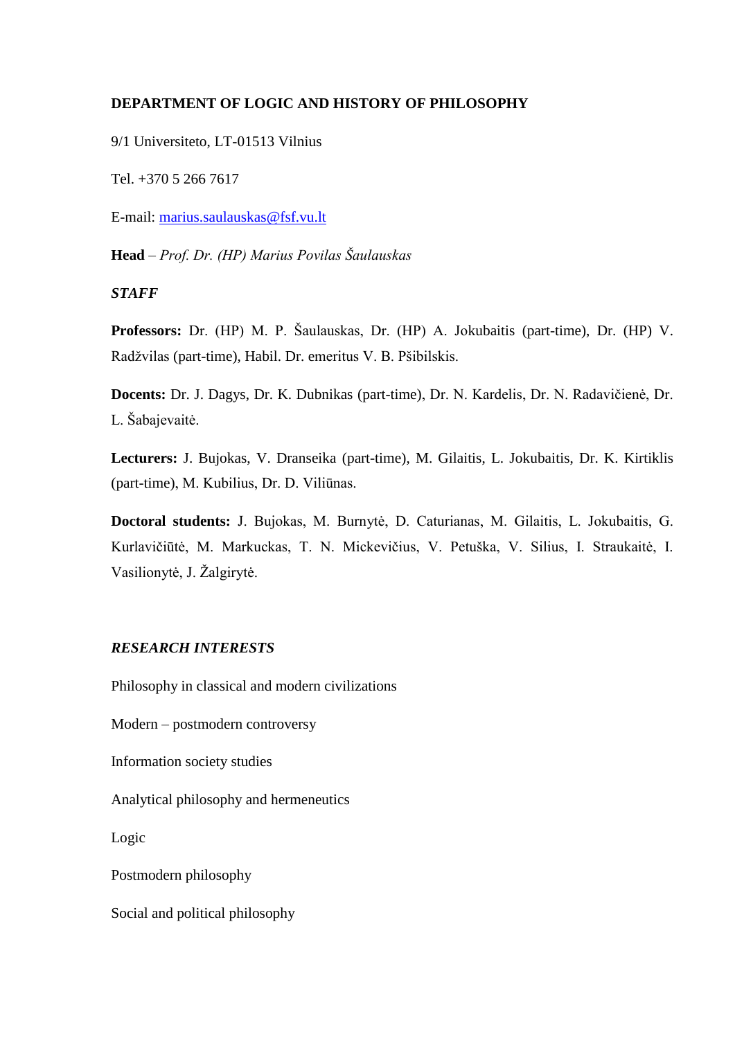**DEPARTMENT OF LOGIC AND HISTORY OF PHILOSOPHY**

9/1 Universiteto, LT-01513 Vilnius

Tel. +370 5 266 7617

E-mail: marius.saulauskas@fsf.vu.lt

**Head** – *Prof. Dr. (HP) Marius Povilas Šaulauskas*

***STAFF***

**Professors:** Dr. (HP) M. P. Šaulauskas, Dr. (HP) A. Jokubaitis (part-time), Dr. (HP) V. Radžvilas (part-time), Habil. Dr. emeritus V. B. Pšibilskis.

**Docents:** Dr. J. Dagys, Dr. K. Dubnikas (part-time), Dr. N. Kardelis, Dr. N. Radavičienė, Dr. L. Šabajevaitė.

**Lecturers:** J. Bujokas, V. Dranseika (part-time), M. Gilaitis, L. Jokubaitis, Dr. K. Kirtiklis (part-time), M. Kubilius, Dr. D. Viliūnas.

**Doctoral students:** J. Bujokas, M. Burnytė, D. Caturianas, M. Gilaitis, L. Jokubaitis, G. Kurlavičiūtė, M. Markuckas, T. N. Mickevičius, V. Petuška, V. Silius, I. Straukaitė, I. Vasilionytė, J. Žalgirytė.

***RESEARCH INTERESTS***

Philosophy in classical and modern civilizations

Modern – postmodern controversy

Information society studies

Analytical philosophy and hermeneutics

Logic

Postmodern philosophy

Social and political philosophy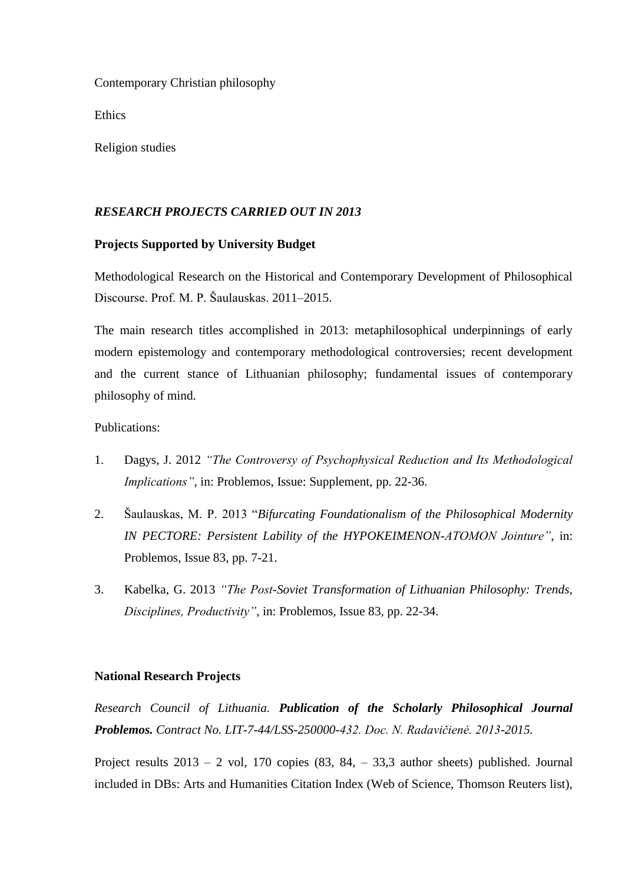Contemporary Christian philosophy

Ethics

Religion studies

### *RESEARCH PROJECTS CARRIED OUT IN 2013*

**Projects Supported by University Budget**

Methodological Research on the Historical and Contemporary Development of Philosophical Discourse. Prof. M. P. Šaulauskas. 2011–2015.

The main research titles accomplished in 2013: metaphilosophical underpinnings of early modern epistemology and contemporary methodological controversies; recent development and the current stance of Lithuanian philosophy; fundamental issues of contemporary philosophy of mind.

Publications:

1. Dagys, J. 2012 *"The Controversy of Psychophysical Reduction and Its Methodological Implications"*, in: Problemos, Issue: Supplement, pp. 22-36.
2. Šaulauskas, M. P. 2013 "*Bifurcating Foundationalism of the Philosophical Modernity IN PECTORE: Persistent Lability of the HYPOKEIMENON-ATOMON Jointure"*, in: Problemos, Issue 83, pp. 7-21.
3. Kabelka, G. 2013 *"The Post-Soviet Transformation of Lithuanian Philosophy: Trends, Disciplines, Productivity"*, in: Problemos, Issue 83, pp. 22-34.

**National Research Projects**

*Research Council of Lithuania.* ***Publication of the Scholarly Philosophical Journal Problemos.*** *Contract No. LIT-7-44/LSS-250000-432. Doc. N. Radavičienė. 2013-2015.*

Project results 2013 – 2 vol, 170 copies (83, 84, – 33,3 author sheets) published. Journal included in DBs: Arts and Humanities Citation Index (Web of Science, Thomson Reuters list),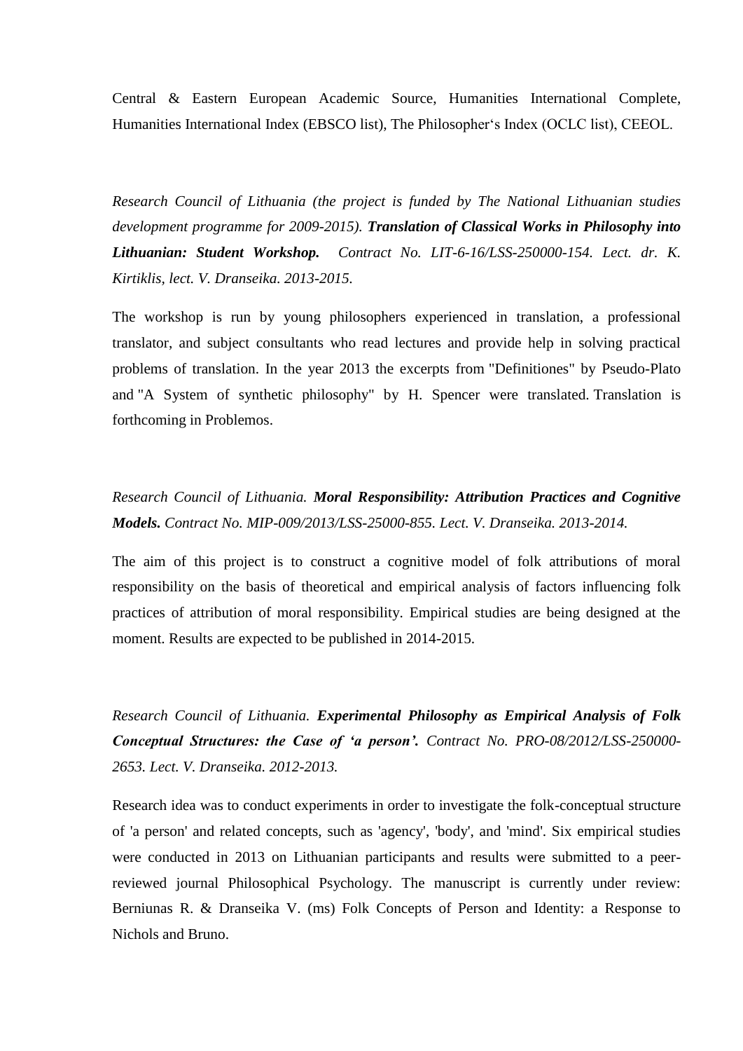Central & Eastern European Academic Source, Humanities International Complete, Humanities International Index (EBSCO list), The Philosopher‘s Index (OCLC list), CEEOL.

*Research Council of Lithuania (the project is funded by The National Lithuanian studies development programme for 2009-2015).* ***Translation of Classical Works in Philosophy into Lithuanian: Student Workshop.*** *Contract No. LIT-6-16/LSS-250000-154. Lect. dr. K. Kirtiklis, lect. V. Dranseika. 2013-2015.*

The workshop is run by young philosophers experienced in translation, a professional translator, and subject consultants who read lectures and provide help in solving practical problems of translation. In the year 2013 the excerpts from "Definitiones" by Pseudo-Plato and "A System of synthetic philosophy" by H. Spencer were translated. Translation is forthcoming in Problemos.

*Research Council of Lithuania.* ***Moral Responsibility: Attribution Practices and Cognitive Models.*** *Contract No. MIP-009/2013/LSS-25000-855. Lect. V. Dranseika. 2013-2014.*

The aim of this project is to construct a cognitive model of folk attributions of moral responsibility on the basis of theoretical and empirical analysis of factors influencing folk practices of attribution of moral responsibility. Empirical studies are being designed at the moment. Results are expected to be published in 2014-2015.

*Research Council of Lithuania.* ***Experimental Philosophy as Empirical Analysis of Folk Conceptual Structures: the Case of 'a person'.*** *Contract No. PRO-08/2012/LSS-250000-2653. Lect. V. Dranseika. 2012-2013.*

Research idea was to conduct experiments in order to investigate the folk-conceptual structure of 'a person' and related concepts, such as 'agency', 'body', and 'mind'. Six empirical studies were conducted in 2013 on Lithuanian participants and results were submitted to a peer-reviewed journal Philosophical Psychology. The manuscript is currently under review: Berniunas R. & Dranseika V. (ms) Folk Concepts of Person and Identity: a Response to Nichols and Bruno.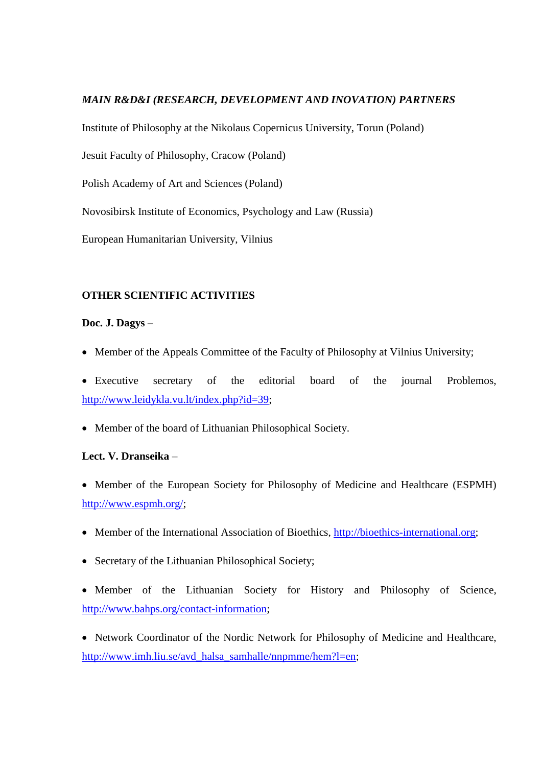***MAIN R&D&I (RESEARCH, DEVELOPMENT AND INOVATION) PARTNERS***

Institute of Philosophy at the Nikolaus Copernicus University, Torun (Poland)

Jesuit Faculty of Philosophy, Cracow (Poland)

Polish Academy of Art and Sciences (Poland)

Novosibirsk Institute of Economics, Psychology and Law (Russia)

European Humanitarian University, Vilnius

**OTHER SCIENTIFIC ACTIVITIES**

**Doc. J. Dagys** –

- Member of the Appeals Committee of the Faculty of Philosophy at Vilnius University;
- Executive secretary of the editorial board of the journal Problemos, http://www.leidykla.vu.lt/index.php?id=39;
- Member of the board of Lithuanian Philosophical Society.

**Lect. V. Dranseika** –

- Member of the European Society for Philosophy of Medicine and Healthcare (ESPMH) http://www.espmh.org/;
- Member of the International Association of Bioethics, http://bioethics-international.org;
- Secretary of the Lithuanian Philosophical Society;
- Member of the Lithuanian Society for History and Philosophy of Science, http://www.bahps.org/contact-information;
- Network Coordinator of the Nordic Network for Philosophy of Medicine and Healthcare, http://www.imh.liu.se/avd_halsa_samhalle/nnpmme/hem?l=en;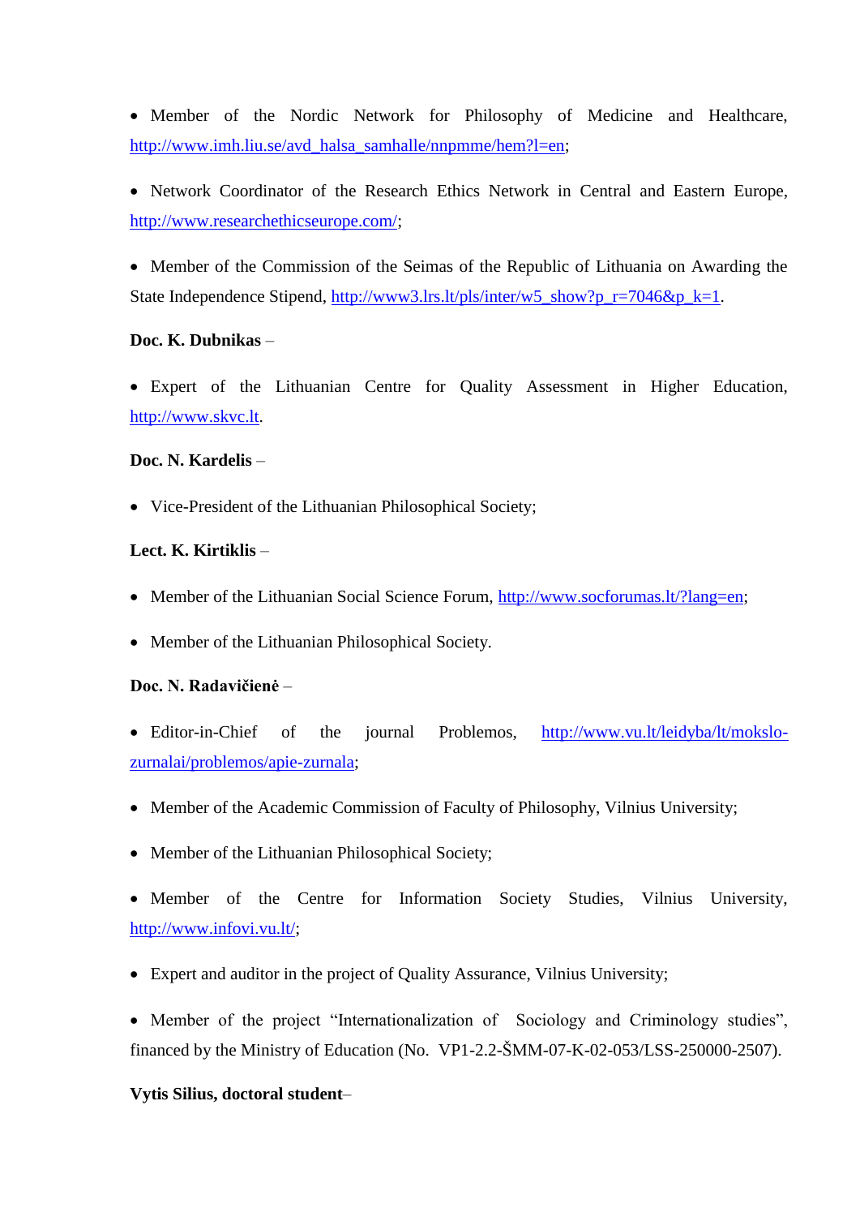- Member of the Nordic Network for Philosophy of Medicine and Healthcare, http://www.imh.liu.se/avd_halsa_samhalle/nnpmme/hem?l=en;

- Network Coordinator of the Research Ethics Network in Central and Eastern Europe, http://www.researchethicseurope.com/;

- Member of the Commission of the Seimas of the Republic of Lithuania on Awarding the State Independence Stipend, http://www3.lrs.lt/pls/inter/w5_show?p_r=7046&p_k=1.

**Doc. K. Dubnikas** –

- Expert of the Lithuanian Centre for Quality Assessment in Higher Education, http://www.skvc.lt.

**Doc. N. Kardelis** –

- Vice-President of the Lithuanian Philosophical Society;

**Lect. K. Kirtiklis** –

- Member of the Lithuanian Social Science Forum, http://www.socforumas.lt/?lang=en;

- Member of the Lithuanian Philosophical Society.

**Doc. N. Radavičienė** –

- Editor-in-Chief of the journal Problemos, http://www.vu.lt/leidyba/lt/mokslo-zurnalai/problemos/apie-zurnala;

- Member of the Academic Commission of Faculty of Philosophy, Vilnius University;

- Member of the Lithuanian Philosophical Society;

- Member of the Centre for Information Society Studies, Vilnius University, http://www.infovi.vu.lt/;

- Expert and auditor in the project of Quality Assurance, Vilnius University;

- Member of the project "Internationalization of Sociology and Criminology studies", financed by the Ministry of Education (No. VP1-2.2-ŠMM-07-K-02-053/LSS-250000-2507).

**Vytis Silius, doctoral student**–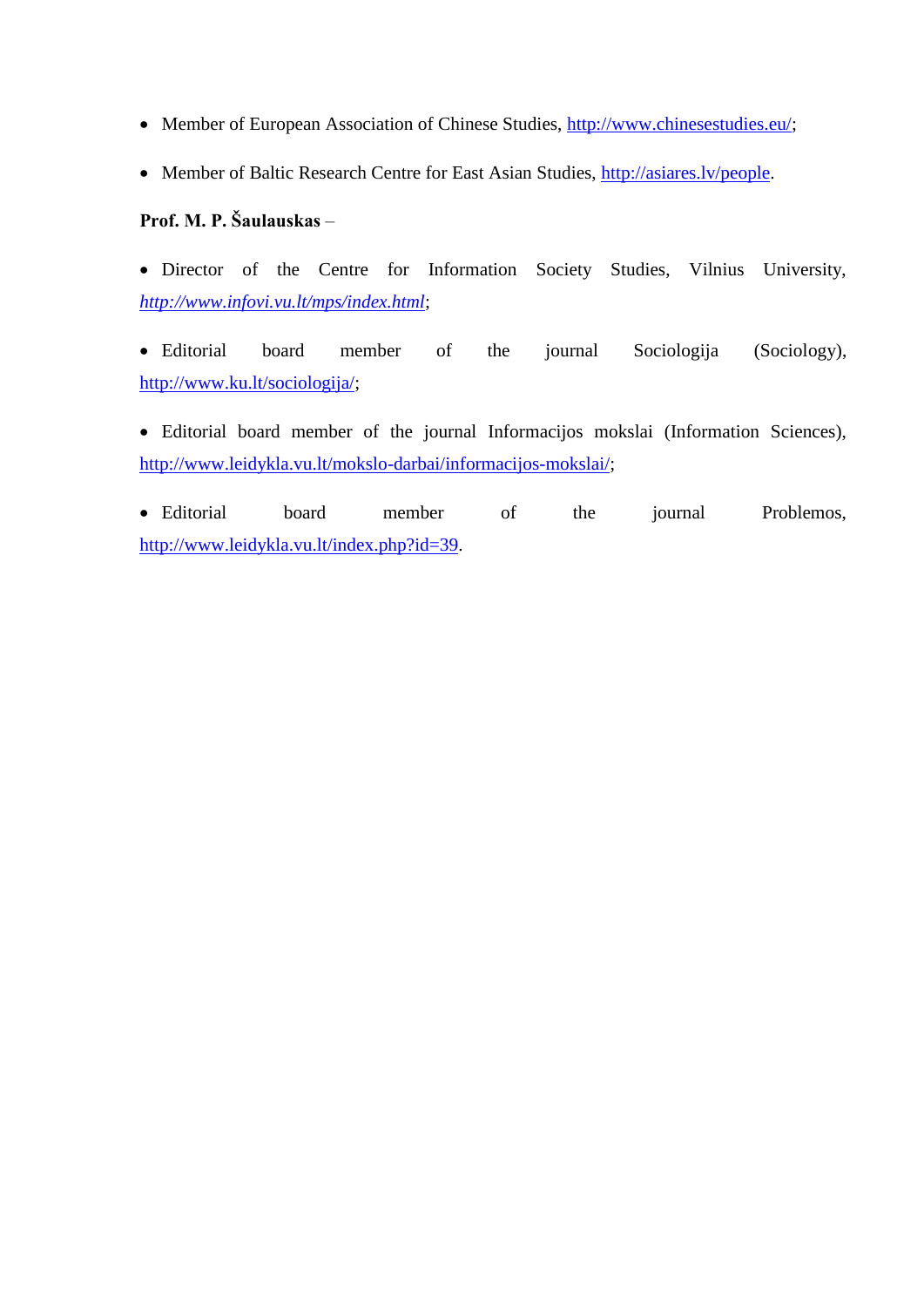- Member of European Association of Chinese Studies, http://www.chinesestudies.eu/;
- Member of Baltic Research Centre for East Asian Studies, http://asiares.lv/people.

**Prof. M. P. Šaulauskas** –

- Director of the Centre for Information Society Studies, Vilnius University, *http://www.infovi.vu.lt/mps/index.html*;
- Editorial board member of the journal Sociologija (Sociology), http://www.ku.lt/sociologija/;
- Editorial board member of the journal Informacijos mokslai (Information Sciences), http://www.leidykla.vu.lt/mokslo-darbai/informacijos-mokslai/;
- Editorial board member of the journal Problemos, http://www.leidykla.vu.lt/index.php?id=39.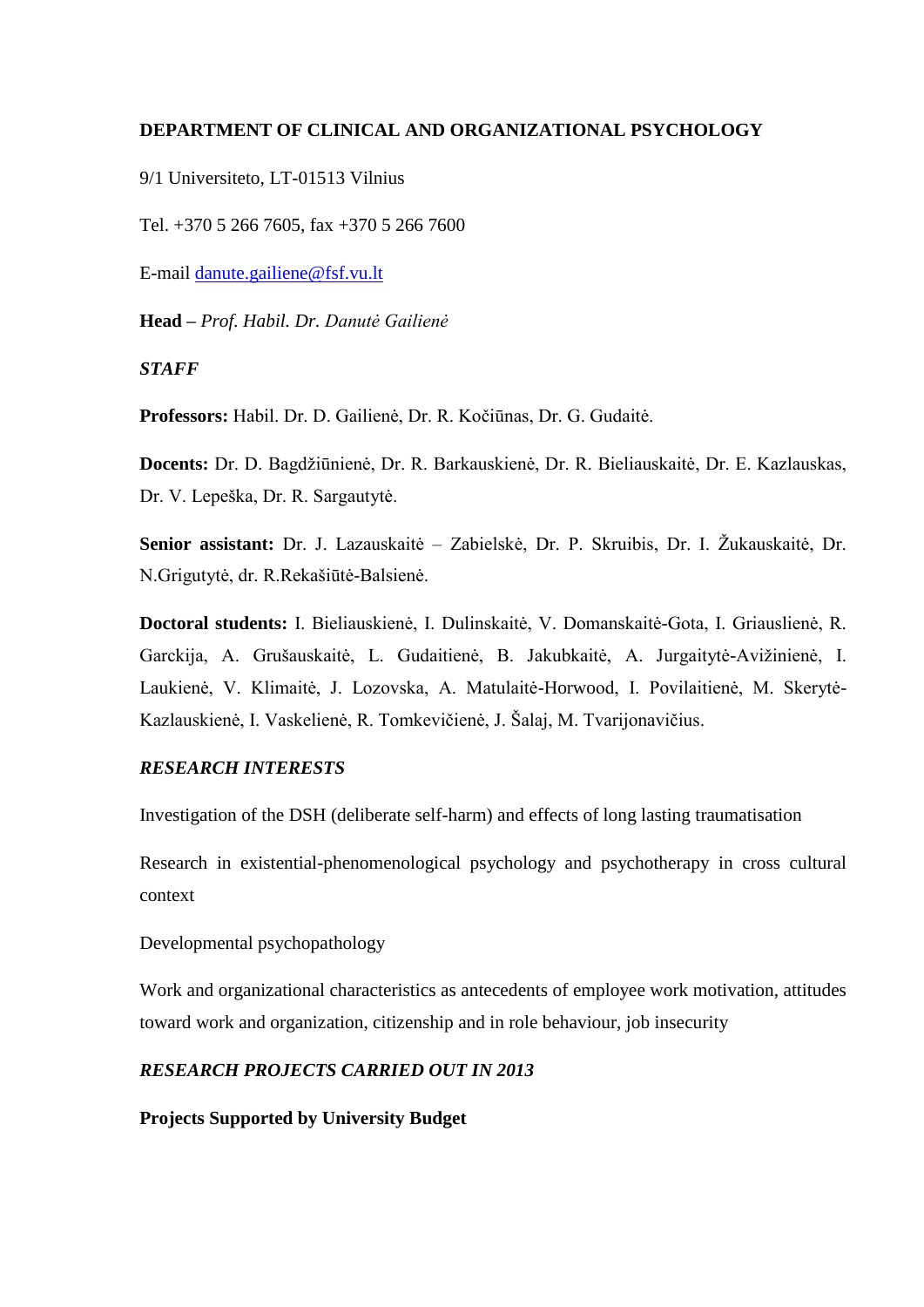## DEPARTMENT OF CLINICAL AND ORGANIZATIONAL PSYCHOLOGY

9/1 Universiteto, LT-01513 Vilnius

Tel. +370 5 266 7605, fax +370 5 266 7600

E-mail [danute.gailiene@fsf.vu.lt](mailto:danute.gailiene@fsf.vu.lt)

**Head –** *Prof. Habil. Dr. Danutė Gailienė*

### *STAFF*

**Professors:** Habil. Dr. D. Gailienė, Dr. R. Kočiūnas, Dr. G. Gudaitė.

**Docents:** Dr. D. Bagdžiūnienė, Dr. R. Barkauskienė, Dr. R. Bieliauskaitė, Dr. E. Kazlauskas, Dr. V. Lepeška, Dr. R. Sargautytė.

**Senior assistant:** Dr. J. Lazauskaitė – Zabielskė, Dr. P. Skruibis, Dr. I. Žukauskaitė, Dr. N.Grigutytė, dr. R.Rekašiūtė-Balsienė.

**Doctoral students:** I. Bieliauskienė, I. Dulinskaitė, V. Domanskaitė-Gota, I. Griauslienė, R. Garckija, A. Grušauskaitė, L. Gudaitienė, B. Jakubkaitė, A. Jurgaitytė-Avižinienė, I. Laukienė, V. Klimaitė, J. Lozovska, A. Matulaitė-Horwood, I. Povilaitienė, M. Skerytė-Kazlauskienė, I. Vaskelienė, R. Tomkevičienė, J. Šalaj, M. Tvarijonavičius.

### *RESEARCH INTERESTS*

Investigation of the DSH (deliberate self-harm) and effects of long lasting traumatisation

Research in existential-phenomenological psychology and psychotherapy in cross cultural context

Developmental psychopathology

Work and organizational characteristics as antecedents of employee work motivation, attitudes toward work and organization, citizenship and in role behaviour, job insecurity

### *RESEARCH PROJECTS CARRIED OUT IN 2013*

**Projects Supported by University Budget**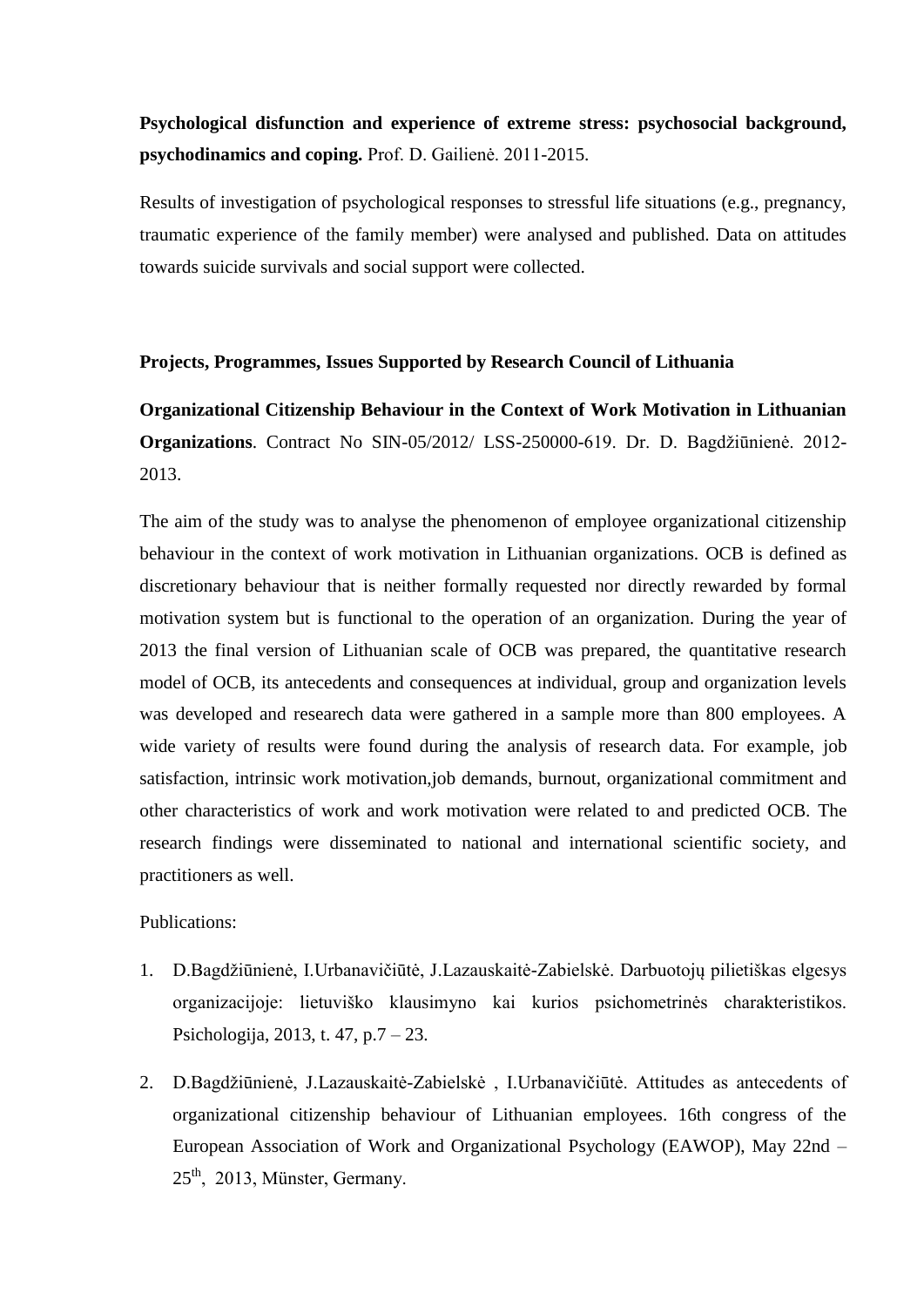**Psychological disfunction and experience of extreme stress: psychosocial background, psychodinamics and coping.** Prof. D. Gailienė. 2011-2015.

Results of investigation of psychological responses to stressful life situations (e.g., pregnancy, traumatic experience of the family member) were analysed and published. Data on attitudes towards suicide survivals and social support were collected.

**Projects, Programmes, Issues Supported by Research Council of Lithuania**

**Organizational Citizenship Behaviour in the Context of Work Motivation in Lithuanian Organizations**. Contract No SIN-05/2012/ LSS-250000-619. Dr. D. Bagdžiūnienė. 2012-2013.

The aim of the study was to analyse the phenomenon of employee organizational citizenship behaviour in the context of work motivation in Lithuanian organizations. OCB is defined as discretionary behaviour that is neither formally requested nor directly rewarded by formal motivation system but is functional to the operation of an organization. During the year of 2013 the final version of Lithuanian scale of OCB was prepared, the quantitative research model of OCB, its antecedents and consequences at individual, group and organization levels was developed and researech data were gathered in a sample more than 800 employees. A wide variety of results were found during the analysis of research data. For example, job satisfaction, intrinsic work motivation,job demands, burnout, organizational commitment and other characteristics of work and work motivation were related to and predicted OCB. The research findings were disseminated to national and international scientific society, and practitioners as well.

Publications:

1. D.Bagdžiūnienė, I.Urbanavičiūtė, J.Lazauskaitė-Zabielskė. Darbuotojų pilietiškas elgesys organizacijoje: lietuviško klausimyno kai kurios psichometrinės charakteristikos. Psichologija, 2013, t. 47, p.7 – 23.
2. D.Bagdžiūnienė, J.Lazauskaitė-Zabielskė , I.Urbanavičiūtė. Attitudes as antecedents of organizational citizenship behaviour of Lithuanian employees. 16th congress of the European Association of Work and Organizational Psychology (EAWOP), May 22nd – 25th, 2013, Münster, Germany.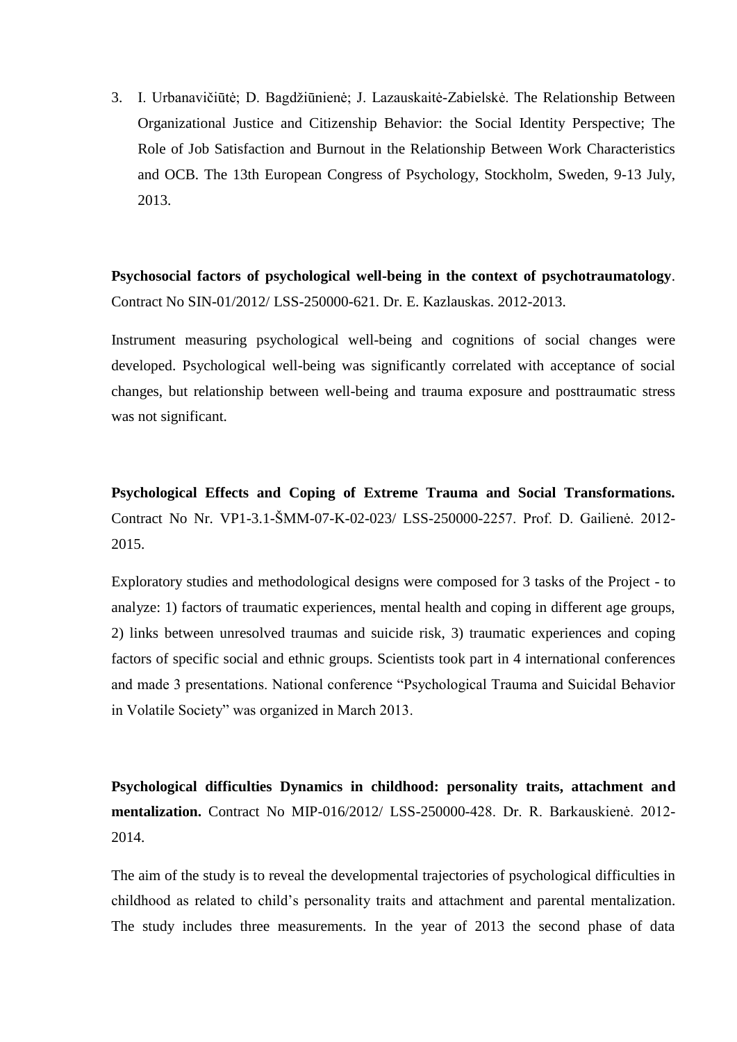3. I. Urbanavičiūtė; D. Bagdžiūnienė; J. Lazauskaitė-Zabielskė. The Relationship Between Organizational Justice and Citizenship Behavior: the Social Identity Perspective; The Role of Job Satisfaction and Burnout in the Relationship Between Work Characteristics and OCB. The 13th European Congress of Psychology, Stockholm, Sweden, 9-13 July, 2013.

**Psychosocial factors of psychological well-being in the context of psychotraumatology**. Contract No SIN-01/2012/ LSS-250000-621. Dr. E. Kazlauskas. 2012-2013.

Instrument measuring psychological well-being and cognitions of social changes were developed. Psychological well-being was significantly correlated with acceptance of social changes, but relationship between well-being and trauma exposure and posttraumatic stress was not significant.

**Psychological Effects and Coping of Extreme Trauma and Social Transformations.** Contract No Nr. VP1-3.1-ŠMM-07-K-02-023/ LSS-250000-2257. Prof. D. Gailienė. 2012-2015.

Exploratory studies and methodological designs were composed for 3 tasks of the Project - to analyze: 1) factors of traumatic experiences, mental health and coping in different age groups, 2) links between unresolved traumas and suicide risk, 3) traumatic experiences and coping factors of specific social and ethnic groups. Scientists took part in 4 international conferences and made 3 presentations. National conference "Psychological Trauma and Suicidal Behavior in Volatile Society" was organized in March 2013.

**Psychological difficulties Dynamics in childhood: personality traits, attachment and mentalization.** Contract No MIP-016/2012/ LSS-250000-428. Dr. R. Barkauskienė. 2012-2014.

The aim of the study is to reveal the developmental trajectories of psychological difficulties in childhood as related to child's personality traits and attachment and parental mentalization. The study includes three measurements. In the year of 2013 the second phase of data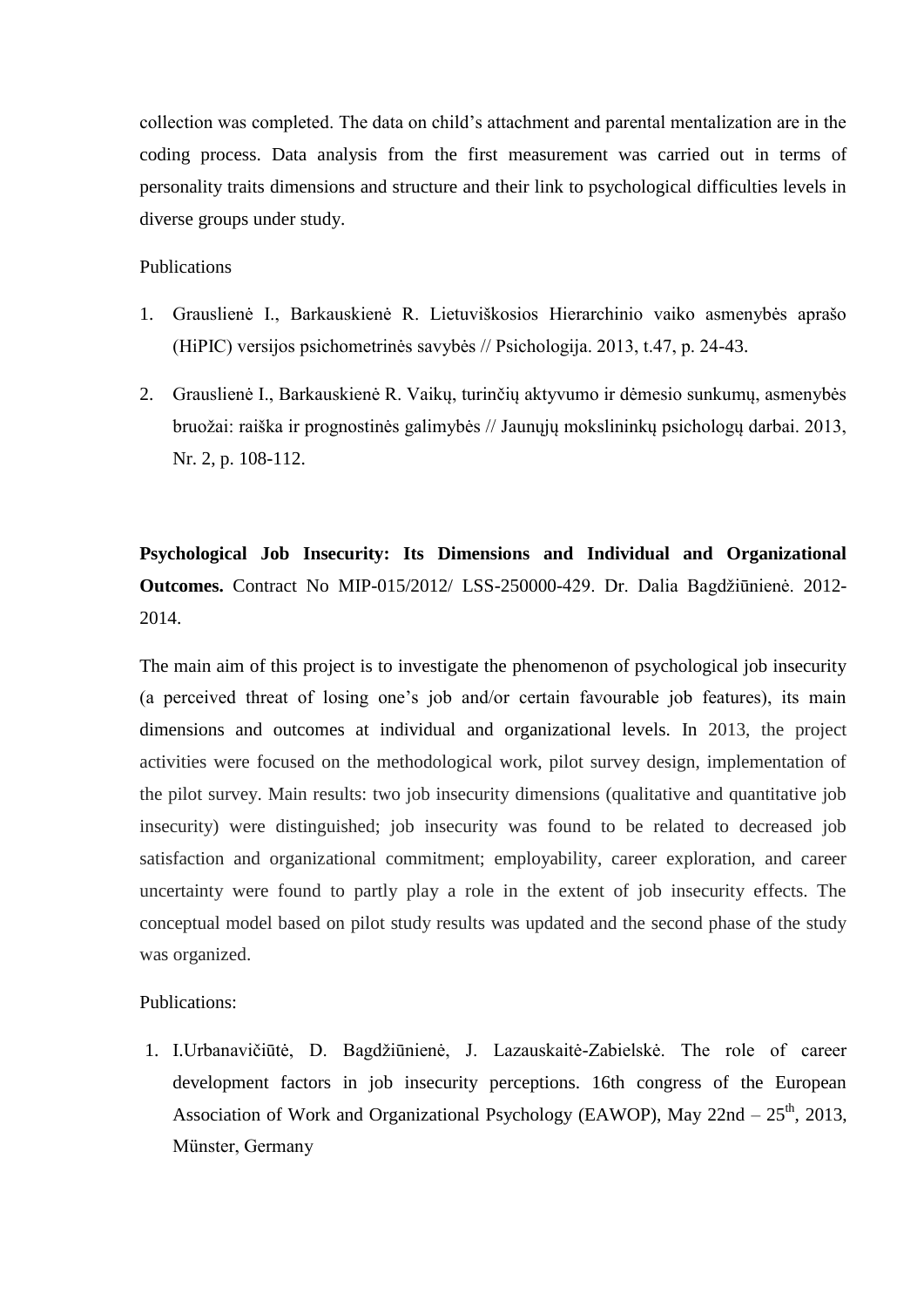collection was completed. The data on child's attachment and parental mentalization are in the coding process. Data analysis from the first measurement was carried out in terms of personality traits dimensions and structure and their link to psychological difficulties levels in diverse groups under study.

Publications

1. Grauslienė I., Barkauskienė R. Lietuviškosios Hierarchinio vaiko asmenybės aprašo (HiPIC) versijos psichometrinės savybės // Psichologija. 2013, t.47, p. 24-43.
2. Grauslienė I., Barkauskienė R. Vaikų, turinčių aktyvumo ir dėmesio sunkumų, asmenybės bruožai: raiška ir prognostinės galimybės // Jaunųjų mokslininkų psichologų darbai. 2013, Nr. 2, p. 108-112.

**Psychological Job Insecurity: Its Dimensions and Individual and Organizational Outcomes.** Contract No MIP-015/2012/ LSS-250000-429. Dr. Dalia Bagdžiūnienė. 2012-2014.

The main aim of this project is to investigate the phenomenon of psychological job insecurity (a perceived threat of losing one's job and/or certain favourable job features), its main dimensions and outcomes at individual and organizational levels. In 2013, the project activities were focused on the methodological work, pilot survey design, implementation of the pilot survey. Main results: two job insecurity dimensions (qualitative and quantitative job insecurity) were distinguished; job insecurity was found to be related to decreased job satisfaction and organizational commitment; employability, career exploration, and career uncertainty were found to partly play a role in the extent of job insecurity effects. The conceptual model based on pilot study results was updated and the second phase of the study was organized.

Publications:

1. I.Urbanavičiūtė, D. Bagdžiūnienė, J. Lazauskaitė-Zabielskė. The role of career development factors in job insecurity perceptions. 16th congress of the European Association of Work and Organizational Psychology (EAWOP), May 22nd – 25th, 2013, Münster, Germany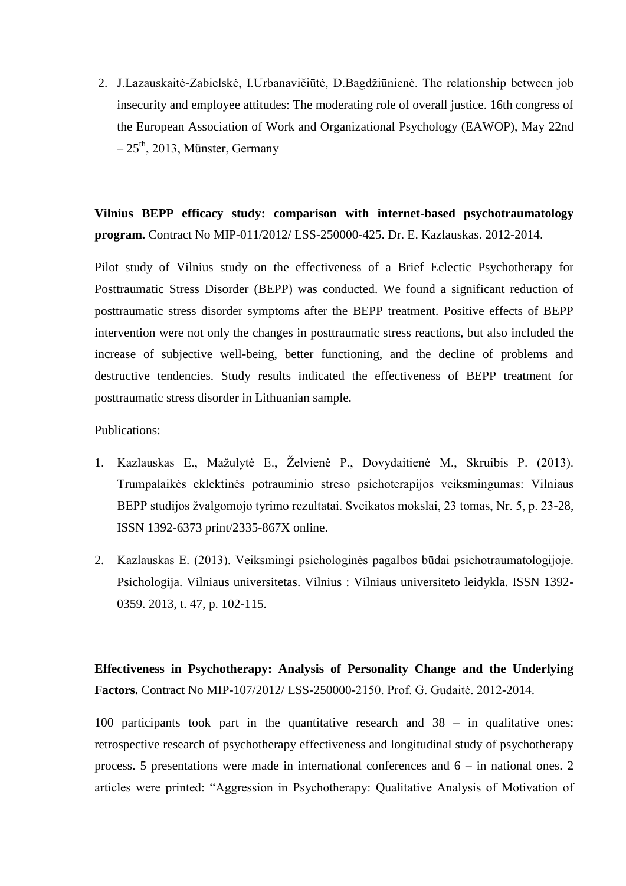2. J.Lazauskaitė-Zabielskė, I.Urbanavičiūtė, D.Bagdžiūnienė. The relationship between job insecurity and employee attitudes: The moderating role of overall justice. 16th congress of the European Association of Work and Organizational Psychology (EAWOP), May 22nd – 25th, 2013, Münster, Germany

**Vilnius BEPP efficacy study: comparison with internet-based psychotraumatology program.** Contract No MIP-011/2012/ LSS-250000-425. Dr. E. Kazlauskas. 2012-2014.

Pilot study of Vilnius study on the effectiveness of a Brief Eclectic Psychotherapy for Posttraumatic Stress Disorder (BEPP) was conducted. We found a significant reduction of posttraumatic stress disorder symptoms after the BEPP treatment. Positive effects of BEPP intervention were not only the changes in posttraumatic stress reactions, but also included the increase of subjective well-being, better functioning, and the decline of problems and destructive tendencies. Study results indicated the effectiveness of BEPP treatment for posttraumatic stress disorder in Lithuanian sample.

Publications:

1. Kazlauskas E., Mažulytė E., Želvienė P., Dovydaitienė M., Skruibis P. (2013). Trumpalaikės eklektinės potrauminio streso psichoterapijos veiksmingumas: Vilniaus BEPP studijos žvalgomojo tyrimo rezultatai. Sveikatos mokslai, 23 tomas, Nr. 5, p. 23-28, ISSN 1392-6373 print/2335-867X online.

2. Kazlauskas E. (2013). Veiksmingi psichologinės pagalbos būdai psichotraumatologijoje. Psichologija. Vilniaus universitetas. Vilnius : Vilniaus universiteto leidykla. ISSN 1392-0359. 2013, t. 47, p. 102-115.

**Effectiveness in Psychotherapy: Analysis of Personality Change and the Underlying Factors.** Contract No MIP-107/2012/ LSS-250000-2150. Prof. G. Gudaitė. 2012-2014.

100 participants took part in the quantitative research and 38 – in qualitative ones: retrospective research of psychotherapy effectiveness and longitudinal study of psychotherapy process. 5 presentations were made in international conferences and 6 – in national ones. 2 articles were printed: "Aggression in Psychotherapy: Qualitative Analysis of Motivation of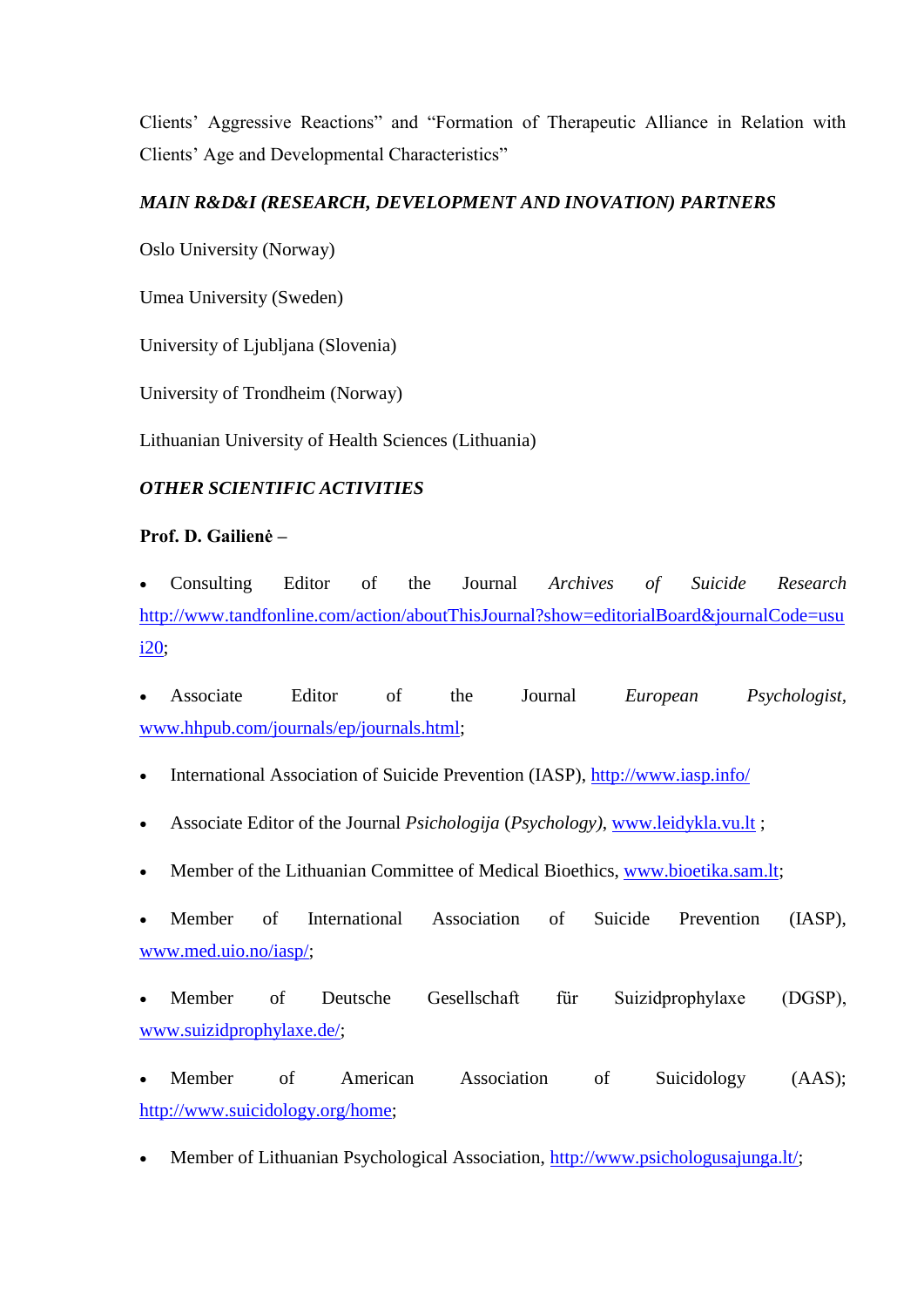Clients' Aggressive Reactions" and "Formation of Therapeutic Alliance in Relation with Clients' Age and Developmental Characteristics"

***MAIN R&D&I (RESEARCH, DEVELOPMENT AND INOVATION) PARTNERS***

Oslo University (Norway)

Umea University (Sweden)

University of Ljubljana (Slovenia)

University of Trondheim (Norway)

Lithuanian University of Health Sciences (Lithuania)

***OTHER SCIENTIFIC ACTIVITIES***

**Prof. D. Gailienė –**

- Consulting Editor of the Journal *Archives of Suicide Research* http://www.tandfonline.com/action/aboutThisJournal?show=editorialBoard&journalCode=usui20;
- Associate Editor of the Journal *European Psychologist*, www.hhpub.com/journals/ep/journals.html;
- International Association of Suicide Prevention (IASP), http://www.iasp.info/
- Associate Editor of the Journal *Psichologija* (*Psychology)*, www.leidykla.vu.lt ;
- Member of the Lithuanian Committee of Medical Bioethics, www.bioetika.sam.lt;
- Member of International Association of Suicide Prevention (IASP), www.med.uio.no/iasp/;
- Member of Deutsche Gesellschaft für Suizidprophylaxe (DGSP), www.suizidprophylaxe.de/;
- Member of American Association of Suicidology (AAS); http://www.suicidology.org/home;
- Member of Lithuanian Psychological Association, http://www.psichologusajunga.lt/;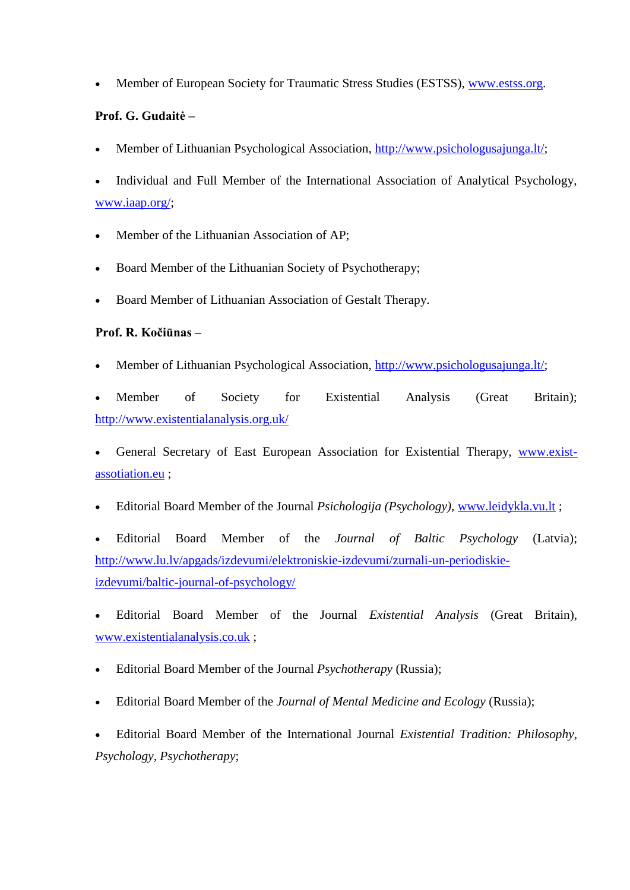- Member of European Society for Traumatic Stress Studies (ESTSS), www.estss.org.

**Prof. G. Gudaitė –**

- Member of Lithuanian Psychological Association, http://www.psichologusajunga.lt/;
- Individual and Full Member of the International Association of Analytical Psychology, www.iaap.org/;
- Member of the Lithuanian Association of AP;
- Board Member of the Lithuanian Society of Psychotherapy;
- Board Member of Lithuanian Association of Gestalt Therapy.

**Prof. R. Kočiūnas –**

- Member of Lithuanian Psychological Association, http://www.psichologusajunga.lt/;
- Member of Society for Existential Analysis (Great Britain); http://www.existentialanalysis.org.uk/
- General Secretary of East European Association for Existential Therapy, www.exist-assotiation.eu ;
- Editorial Board Member of the Journal *Psichologija (Psychology),* www.leidykla.vu.lt ;
- Editorial Board Member of the *Journal of Baltic Psychology* (Latvia); http://www.lu.lv/apgads/izdevumi/elektroniskie-izdevumi/zurnali-un-periodiskie-izdevumi/baltic-journal-of-psychology/
- Editorial Board Member of the Journal *Existential Analysis* (Great Britain), www.existentialanalysis.co.uk ;
- Editorial Board Member of the Journal *Psychotherapy* (Russia);
- Editorial Board Member of the *Journal of Mental Medicine and Ecology* (Russia);
- Editorial Board Member of the International Journal *Existential Tradition: Philosophy, Psychology, Psychotherapy*;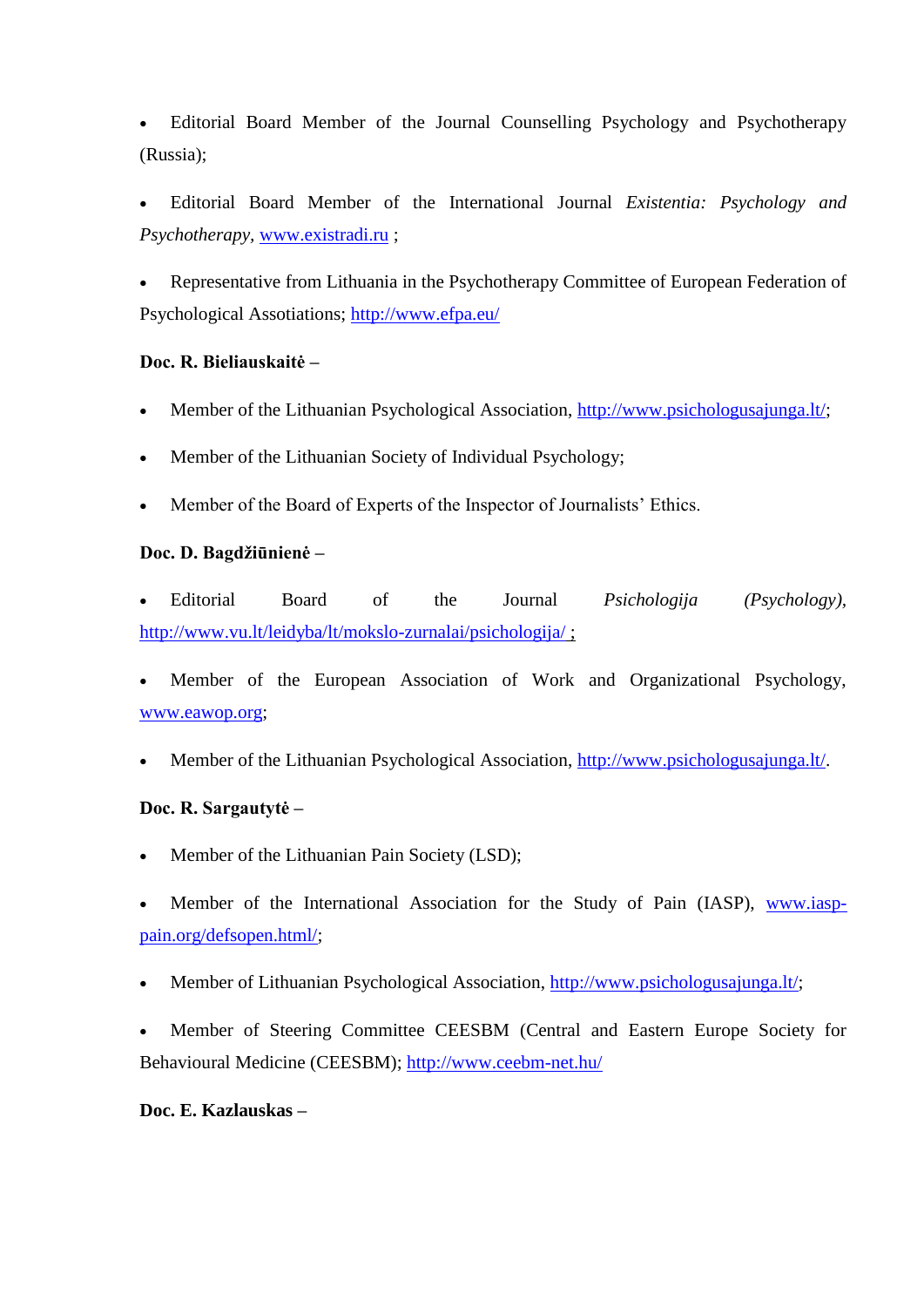- Editorial Board Member of the Journal Counselling Psychology and Psychotherapy (Russia);
- Editorial Board Member of the International Journal *Existentia: Psychology and Psychotherapy*, www.existradi.ru ;
- Representative from Lithuania in the Psychotherapy Committee of European Federation of Psychological Assotiations; http://www.efpa.eu/

**Doc. R. Bieliauskaitė –**

- Member of the Lithuanian Psychological Association, http://www.psichologusajunga.lt/;
- Member of the Lithuanian Society of Individual Psychology;
- Member of the Board of Experts of the Inspector of Journalists' Ethics.

**Doc. D. Bagdžiūnienė –**

- Editorial Board of the Journal *Psichologija (Psychology)*, http://www.vu.lt/leidyba/lt/mokslo-zurnalai/psichologija/ ;
- Member of the European Association of Work and Organizational Psychology, www.eawop.org;
- Member of the Lithuanian Psychological Association, http://www.psichologusajunga.lt/.

**Doc. R. Sargautytė –**

- Member of the Lithuanian Pain Society (LSD);
- Member of the International Association for the Study of Pain (IASP), www.iasp-pain.org/defsopen.html/;
- Member of Lithuanian Psychological Association, http://www.psichologusajunga.lt/;
- Member of Steering Committee CEESBM (Central and Eastern Europe Society for Behavioural Medicine (CEESBM); http://www.ceebm-net.hu/

**Doc. E. Kazlauskas –**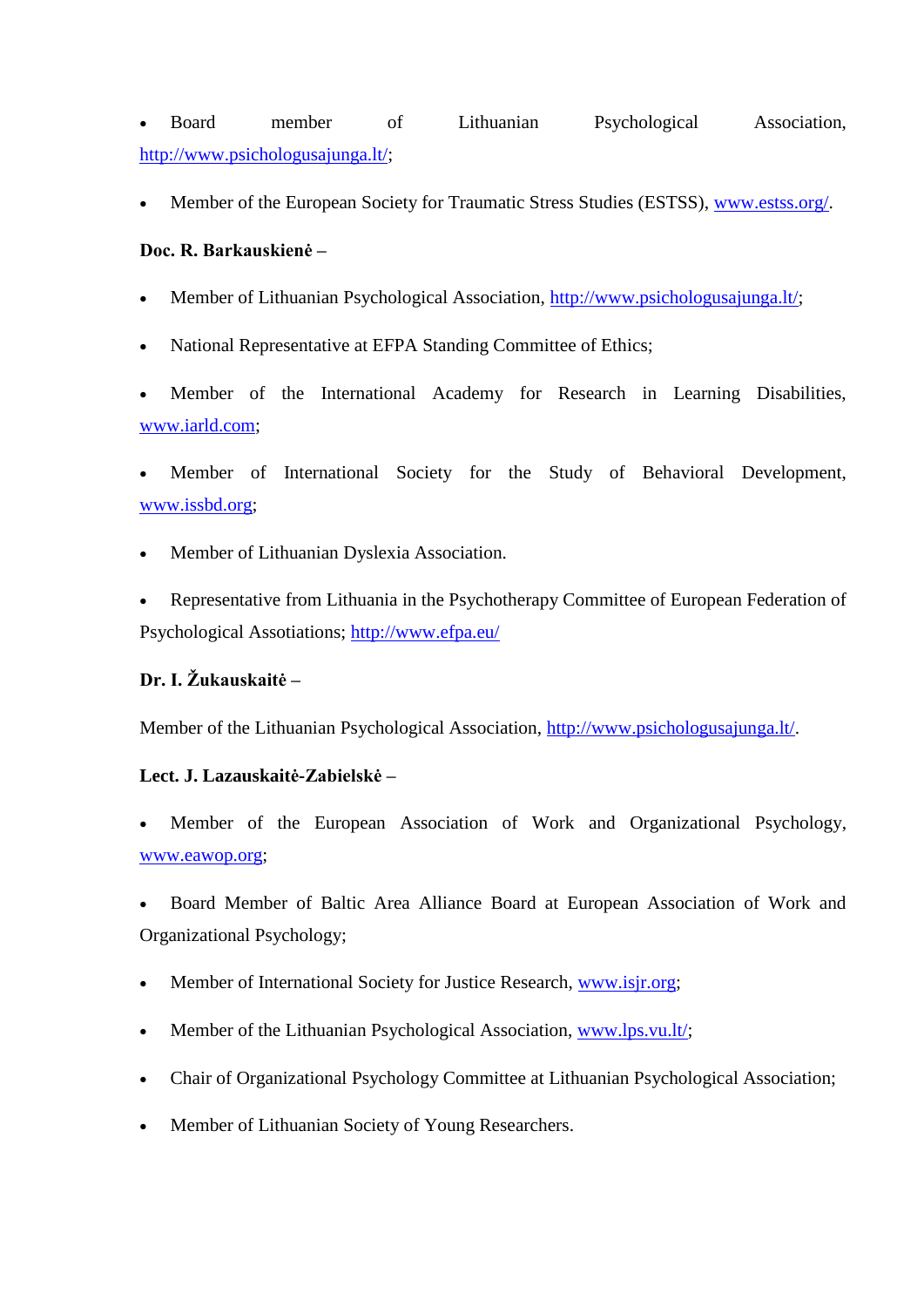- Board member of Lithuanian Psychological Association, http://www.psichologusajunga.lt/;
- Member of the European Society for Traumatic Stress Studies (ESTSS), www.estss.org/.

**Doc. R. Barkauskienė –**

- Member of Lithuanian Psychological Association, http://www.psichologusajunga.lt/;
- National Representative at EFPA Standing Committee of Ethics;
- Member of the International Academy for Research in Learning Disabilities, www.iarld.com;
- Member of International Society for the Study of Behavioral Development, www.issbd.org;
- Member of Lithuanian Dyslexia Association.
- Representative from Lithuania in the Psychotherapy Committee of European Federation of Psychological Assotiations; http://www.efpa.eu/

**Dr. I. Žukauskaitė –**

Member of the Lithuanian Psychological Association, http://www.psichologusajunga.lt/.

**Lect. J. Lazauskaitė-Zabielskė –**

- Member of the European Association of Work and Organizational Psychology, www.eawop.org;
- Board Member of Baltic Area Alliance Board at European Association of Work and Organizational Psychology;
- Member of International Society for Justice Research, www.isjr.org;
- Member of the Lithuanian Psychological Association, www.lps.vu.lt/;
- Chair of Organizational Psychology Committee at Lithuanian Psychological Association;
- Member of Lithuanian Society of Young Researchers.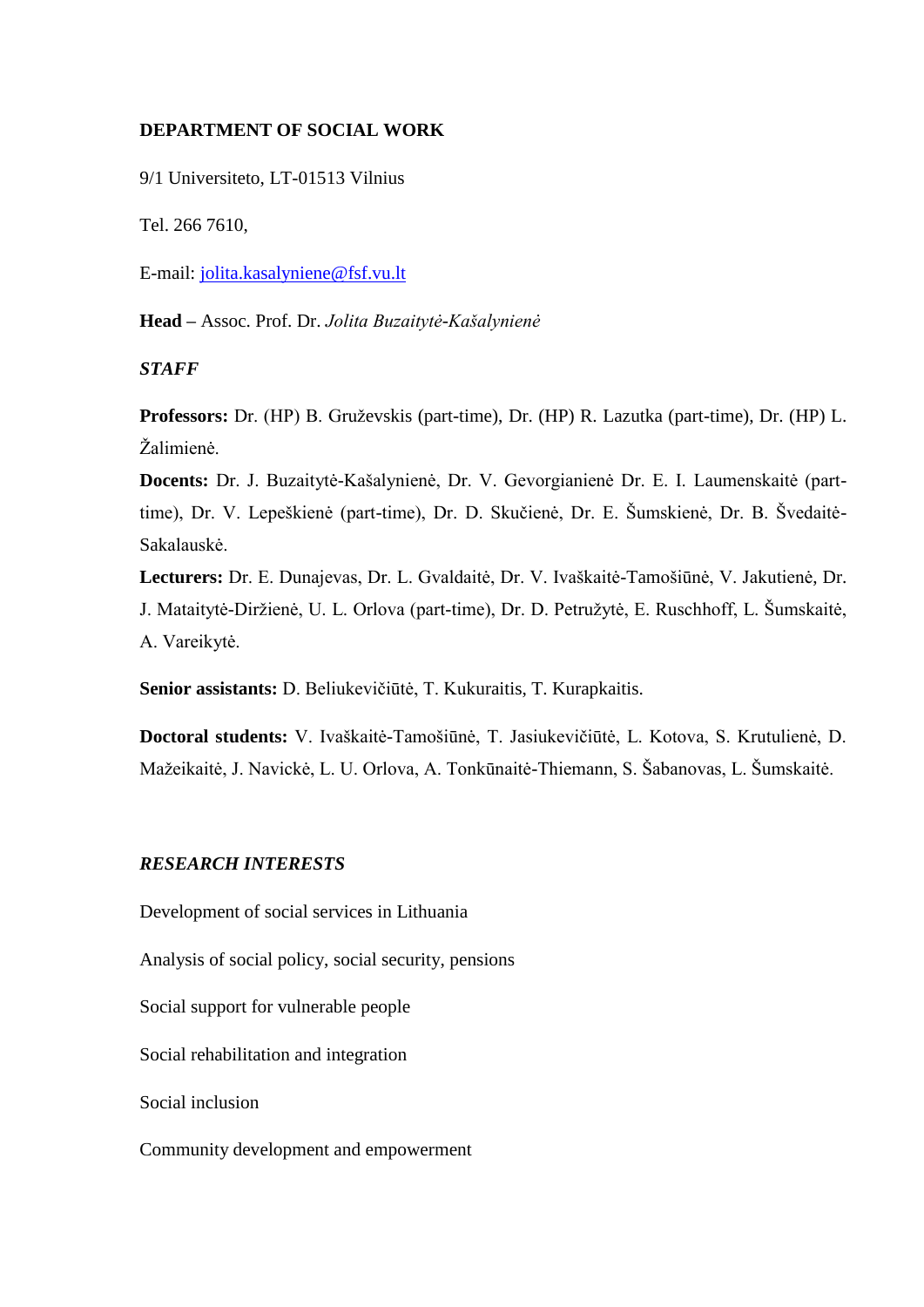**DEPARTMENT OF SOCIAL WORK**

9/1 Universiteto, LT-01513 Vilnius

Tel. 266 7610,

E-mail: jolita.kasalyniene@fsf.vu.lt

**Head** – Assoc. Prof. Dr. *Jolita Buzaitytė-Kašalynienė*

***STAFF***

**Professors:** Dr. (HP) B. Gruževskis (part-time), Dr. (HP) R. Lazutka (part-time), Dr. (HP) L. Žalimienė.

**Docents:** Dr. J. Buzaitytė-Kašalynienė, Dr. V. Gevorgianienė Dr. E. I. Laumenskaitė (part-time), Dr. V. Lepeškienė (part-time), Dr. D. Skučienė, Dr. E. Šumskienė, Dr. B. Švedaitė-Sakalauskė.

**Lecturers:** Dr. E. Dunajevas, Dr. L. Gvaldaitė, Dr. V. Ivaškaitė-Tamošiūnė, V. Jakutienė, Dr. J. Mataitytė-Diržienė, U. L. Orlova (part-time), Dr. D. Petružytė, E. Ruschhoff, L. Šumskaitė, A. Vareikytė.

**Senior assistants:** D. Beliukevičiūtė, T. Kukuraitis, T. Kurapkaitis.

**Doctoral students:** V. Ivaškaitė-Tamošiūnė, T. Jasiukevičiūtė, L. Kotova, S. Krutulienė, D. Mažeikaitė, J. Navickė, L. U. Orlova, A. Tonkūnaitė-Thiemann, S. Šabanovas, L. Šumskaitė.

***RESEARCH INTERESTS***

Development of social services in Lithuania

Analysis of social policy, social security, pensions

Social support for vulnerable people

Social rehabilitation and integration

Social inclusion

Community development and empowerment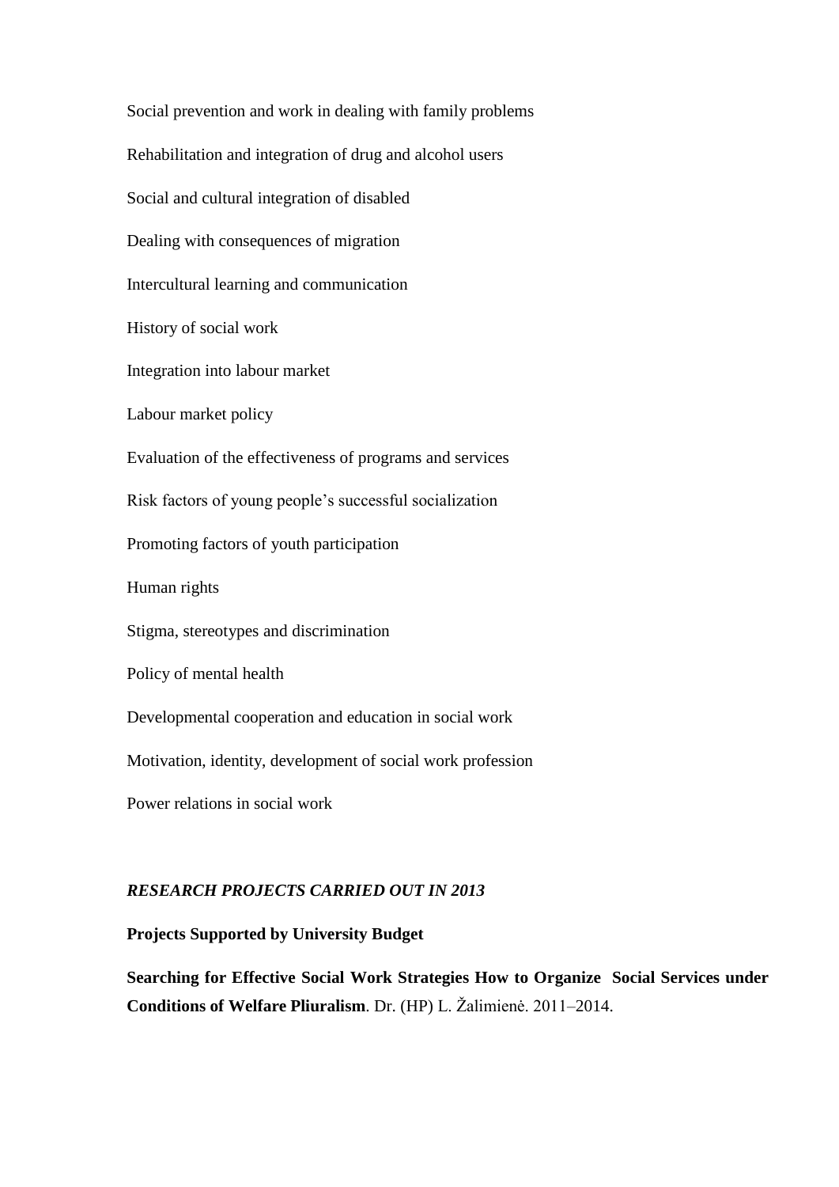Social prevention and work in dealing with family problems

Rehabilitation and integration of drug and alcohol users

Social and cultural integration of disabled

Dealing with consequences of migration

Intercultural learning and communication

History of social work

Integration into labour market

Labour market policy

Evaluation of the effectiveness of programs and services

Risk factors of young people's successful socialization

Promoting factors of youth participation

Human rights

Stigma, stereotypes and discrimination

Policy of mental health

Developmental cooperation and education in social work

Motivation, identity, development of social work profession

Power relations in social work

***RESEARCH PROJECTS CARRIED OUT IN 2013***

**Projects Supported by University Budget**

**Searching for Effective Social Work Strategies How to Organize Social Services under Conditions of Welfare Pliuralism**. Dr. (HP) L. Žalimienė. 2011–2014.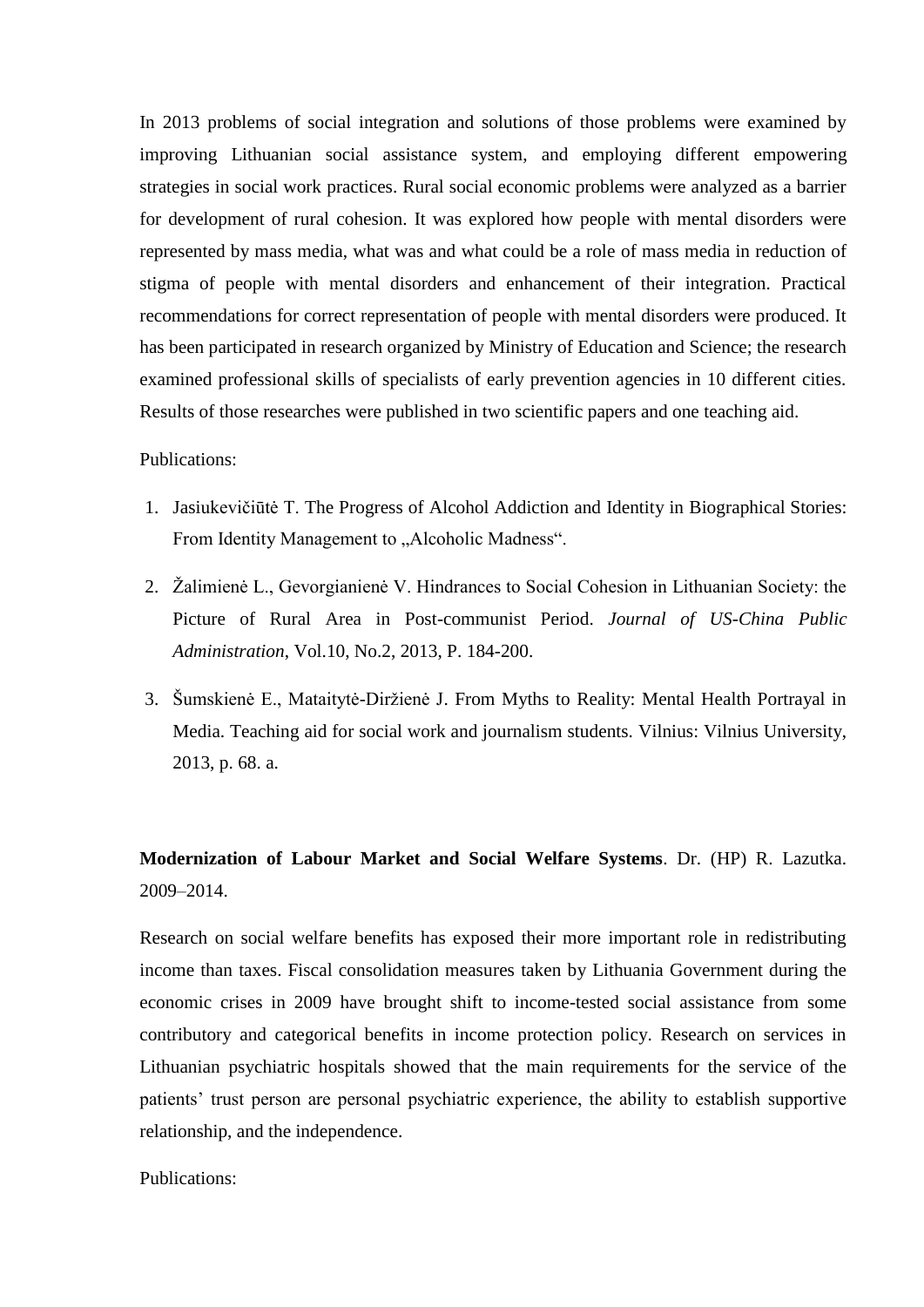In 2013 problems of social integration and solutions of those problems were examined by improving Lithuanian social assistance system, and employing different empowering strategies in social work practices. Rural social economic problems were analyzed as a barrier for development of rural cohesion. It was explored how people with mental disorders were represented by mass media, what was and what could be a role of mass media in reduction of stigma of people with mental disorders and enhancement of their integration. Practical recommendations for correct representation of people with mental disorders were produced. It has been participated in research organized by Ministry of Education and Science; the research examined professional skills of specialists of early prevention agencies in 10 different cities. Results of those researches were published in two scientific papers and one teaching aid.

Publications:

1. Jasiukevičiūtė T. The Progress of Alcohol Addiction and Identity in Biographical Stories: From Identity Management to „Alcoholic Madness“.
2. Žalimienė L., Gevorgianienė V. Hindrances to Social Cohesion in Lithuanian Society: the Picture of Rural Area in Post-communist Period. *Journal of US-China Public Administration*, Vol.10, No.2, 2013, P. 184-200.
3. Šumskienė E., Mataitytė-Diržienė J. From Myths to Reality: Mental Health Portrayal in Media. Teaching aid for social work and journalism students. Vilnius: Vilnius University, 2013, p. 68. a.

**Modernization of Labour Market and Social Welfare Systems**. Dr. (HP) R. Lazutka. 2009–2014.

Research on social welfare benefits has exposed their more important role in redistributing income than taxes. Fiscal consolidation measures taken by Lithuania Government during the economic crises in 2009 have brought shift to income-tested social assistance from some contributory and categorical benefits in income protection policy. Research on services in Lithuanian psychiatric hospitals showed that the main requirements for the service of the patients' trust person are personal psychiatric experience, the ability to establish supportive relationship, and the independence.

Publications: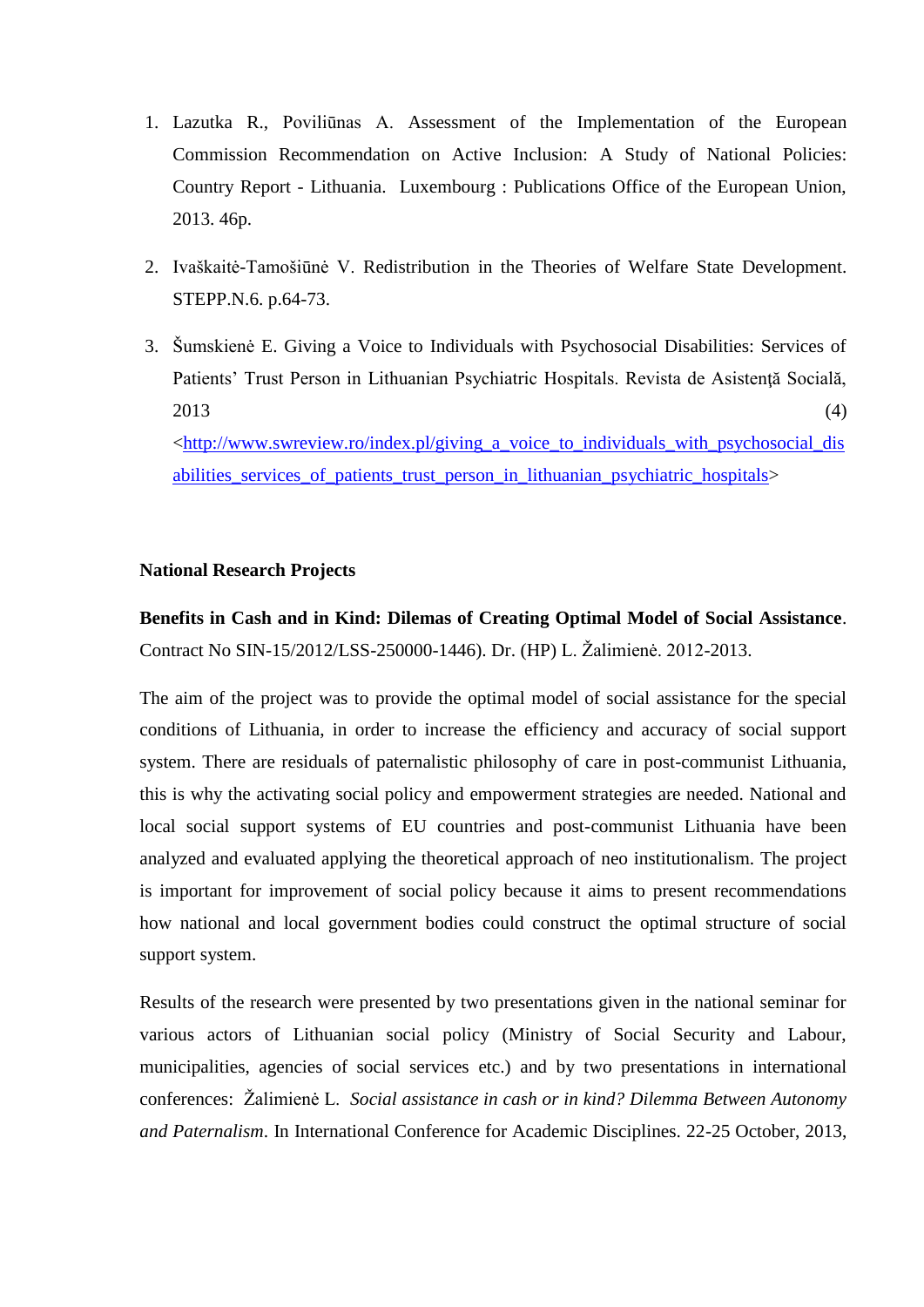1. Lazutka R., Poviliūnas A. Assessment of the Implementation of the European Commission Recommendation on Active Inclusion: A Study of National Policies: Country Report - Lithuania. Luxembourg : Publications Office of the European Union, 2013. 46p.

2. Ivaškaitė-Tamošiūnė V. Redistribution in the Theories of Welfare State Development. STEPP.N.6. p.64-73.

3. Šumskienė E. Giving a Voice to Individuals with Psychosocial Disabilities: Services of Patients' Trust Person in Lithuanian Psychiatric Hospitals. Revista de Asistenţă Socială, 2013 (4) <http://www.swreview.ro/index.pl/giving_a_voice_to_individuals_with_psychosocial_disabilities_services_of_patients_trust_person_in_lithuanian_psychiatric_hospitals>

**National Research Projects**

**Benefits in Cash and in Kind: Dilemas of Creating Optimal Model of Social Assistance**. Contract No SIN-15/2012/LSS-250000-1446). Dr. (HP) L. Žalimienė. 2012-2013.

The aim of the project was to provide the optimal model of social assistance for the special conditions of Lithuania, in order to increase the efficiency and accuracy of social support system. There are residuals of paternalistic philosophy of care in post-communist Lithuania, this is why the activating social policy and empowerment strategies are needed. National and local social support systems of EU countries and post-communist Lithuania have been analyzed and evaluated applying the theoretical approach of neo institutionalism. The project is important for improvement of social policy because it aims to present recommendations how national and local government bodies could construct the optimal structure of social support system.

Results of the research were presented by two presentations given in the national seminar for various actors of Lithuanian social policy (Ministry of Social Security and Labour, municipalities, agencies of social services etc.) and by two presentations in international conferences: Žalimienė L. *Social assistance in cash or in kind? Dilemma Between Autonomy and Paternalism*. In International Conference for Academic Disciplines. 22-25 October, 2013,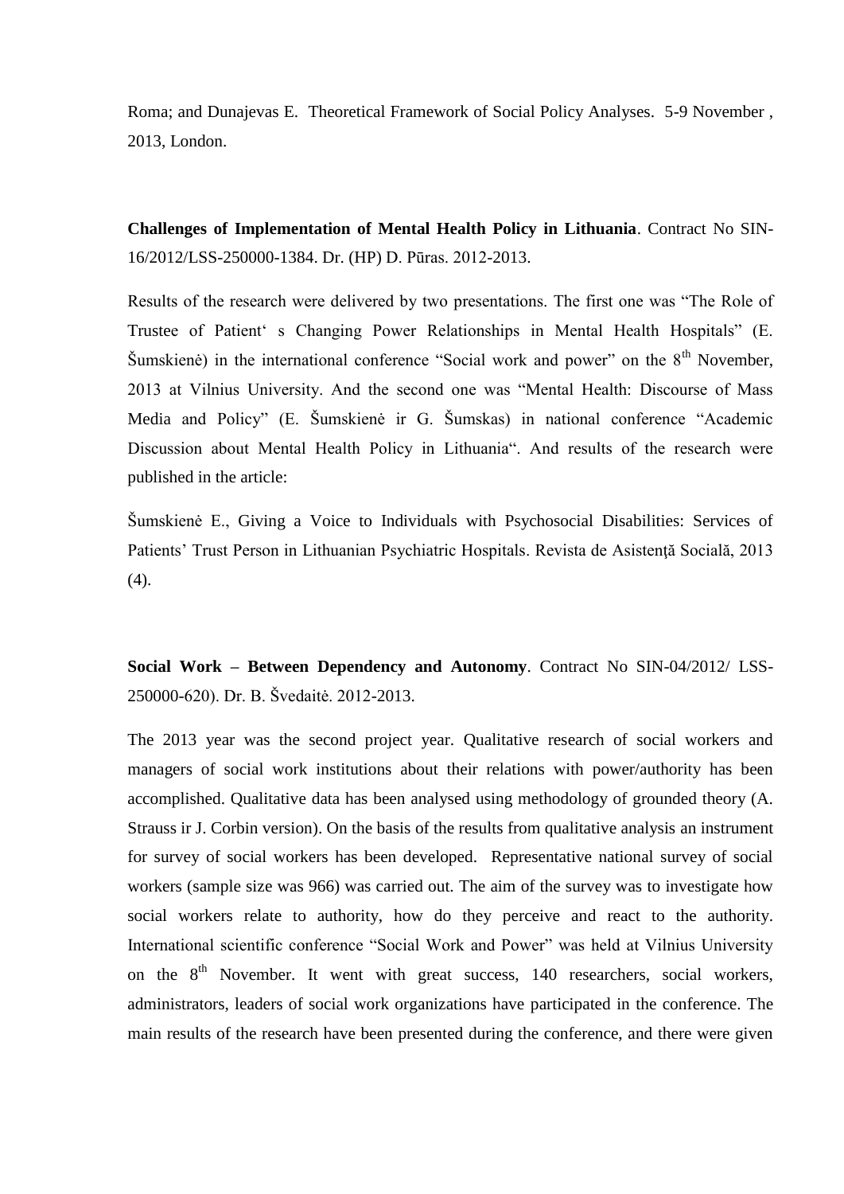Roma; and Dunajevas E. Theoretical Framework of Social Policy Analyses. 5-9 November , 2013, London.

**Challenges of Implementation of Mental Health Policy in Lithuania**. Contract No SIN-16/2012/LSS-250000-1384. Dr. (HP) D. Pūras. 2012-2013.

Results of the research were delivered by two presentations. The first one was "The Role of Trustee of Patient' s Changing Power Relationships in Mental Health Hospitals" (E. Šumskienė) in the international conference "Social work and power" on the 8th November, 2013 at Vilnius University. And the second one was "Mental Health: Discourse of Mass Media and Policy" (E. Šumskienė ir G. Šumskas) in national conference "Academic Discussion about Mental Health Policy in Lithuania". And results of the research were published in the article:

Šumskienė E., Giving a Voice to Individuals with Psychosocial Disabilities: Services of Patients' Trust Person in Lithuanian Psychiatric Hospitals. Revista de Asistenţă Socială, 2013 (4).

**Social Work – Between Dependency and Autonomy**. Contract No SIN-04/2012/ LSS-250000-620). Dr. B. Švedaitė. 2012-2013.

The 2013 year was the second project year. Qualitative research of social workers and managers of social work institutions about their relations with power/authority has been accomplished. Qualitative data has been analysed using methodology of grounded theory (A. Strauss ir J. Corbin version). On the basis of the results from qualitative analysis an instrument for survey of social workers has been developed. Representative national survey of social workers (sample size was 966) was carried out. The aim of the survey was to investigate how social workers relate to authority, how do they perceive and react to the authority. International scientific conference "Social Work and Power" was held at Vilnius University on the 8th November. It went with great success, 140 researchers, social workers, administrators, leaders of social work organizations have participated in the conference. The main results of the research have been presented during the conference, and there were given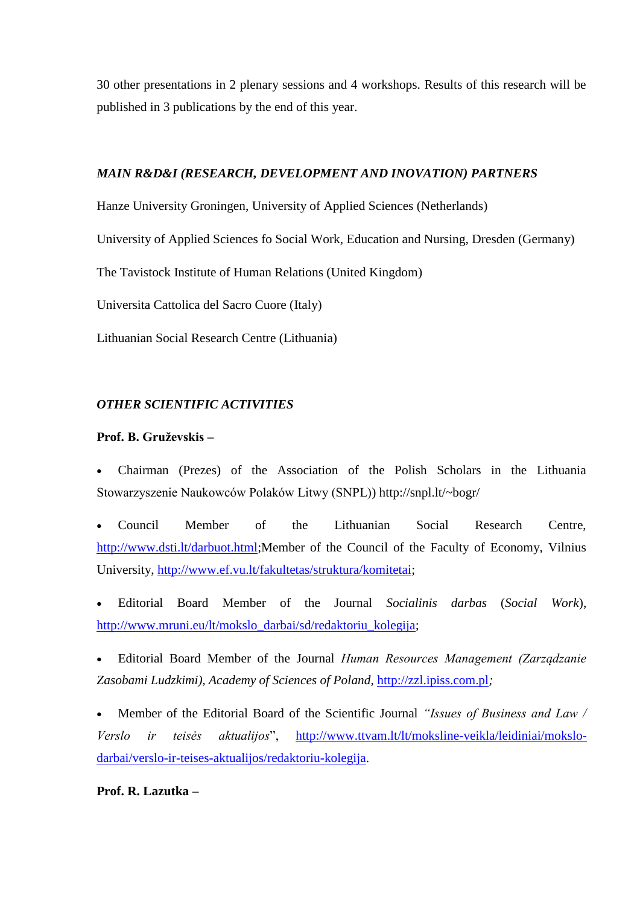30 other presentations in 2 plenary sessions and 4 workshops. Results of this research will be published in 3 publications by the end of this year.

***MAIN R&D&I (RESEARCH, DEVELOPMENT AND INOVATION) PARTNERS***

Hanze University Groningen, University of Applied Sciences (Netherlands)

University of Applied Sciences fo Social Work, Education and Nursing, Dresden (Germany)

The Tavistock Institute of Human Relations (United Kingdom)

Universita Cattolica del Sacro Cuore (Italy)

Lithuanian Social Research Centre (Lithuania)

***OTHER SCIENTIFIC ACTIVITIES***

**Prof. B. Gruževskis –**

- Chairman (Prezes) of the Association of the Polish Scholars in the Lithuania Stowarzyszenie Naukowców Polaków Litwy (SNPL)) http://snpl.lt/~bogr/
- Council Member of the Lithuanian Social Research Centre, http://www.dsti.lt/darbuot.html;Member of the Council of the Faculty of Economy, Vilnius University, http://www.ef.vu.lt/fakultetas/struktura/komitetai;
- Editorial Board Member of the Journal *Socialinis darbas* (*Social Work*), http://www.mruni.eu/lt/mokslo_darbai/sd/redaktoriu_kolegija;
- Editorial Board Member of the Journal *Human Resources Management (Zarządzanie Zasobami Ludzkimi), Academy of Sciences of Poland,* http://zzl.ipiss.com.pl*;*
- Member of the Editorial Board of the Scientific Journal *"Issues of Business and Law / Verslo ir teisės aktualijos*", http://www.ttvam.lt/lt/moksline-veikla/leidiniai/mokslo-darbai/verslo-ir-teises-aktualijos/redaktoriu-kolegija.

**Prof. R. Lazutka –**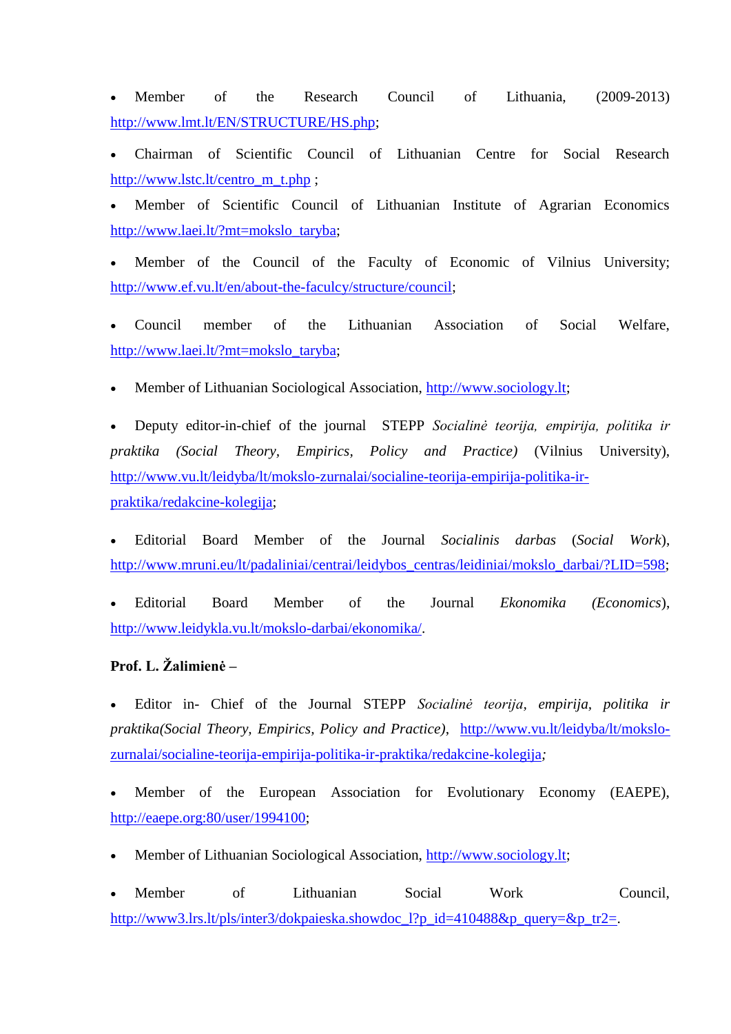- Member of the Research Council of Lithuania, (2009-2013) http://www.lmt.lt/EN/STRUCTURE/HS.php;
- Chairman of Scientific Council of Lithuanian Centre for Social Research http://www.lstc.lt/centro_m_t.php ;
- Member of Scientific Council of Lithuanian Institute of Agrarian Economics http://www.laei.lt/?mt=mokslo_taryba;
- Member of the Council of the Faculty of Economic of Vilnius University; http://www.ef.vu.lt/en/about-the-faculcy/structure/council;
- Council member of the Lithuanian Association of Social Welfare, http://www.laei.lt/?mt=mokslo_taryba;
- Member of Lithuanian Sociological Association, http://www.sociology.lt;
- Deputy editor-in-chief of the journal STEPP *Socialinė teorija, empirija, politika ir praktika (Social Theory, Empirics, Policy and Practice)* (Vilnius University), http://www.vu.lt/leidyba/lt/mokslo-zurnalai/socialine-teorija-empirija-politika-ir-praktika/redakcine-kolegija;
- Editorial Board Member of the Journal *Socialinis darbas* (*Social Work*), http://www.mruni.eu/lt/padaliniai/centrai/leidybos_centras/leidiniai/mokslo_darbai/?LID=598;
- Editorial Board Member of the Journal *Ekonomika (Economics*), http://www.leidykla.vu.lt/mokslo-darbai/ekonomika/.

**Prof. L. Žalimienė –**

- Editor in- Chief of the Journal STEPP *Socialinė teorija, empirija, politika ir praktika(Social Theory, Empirics, Policy and Practice)*, http://www.vu.lt/leidyba/lt/mokslo-zurnalai/socialine-teorija-empirija-politika-ir-praktika/redakcine-kolegija;
- Member of the European Association for Evolutionary Economy (EAEPE), http://eaepe.org:80/user/1994100;
- Member of Lithuanian Sociological Association, http://www.sociology.lt;
- Member of Lithuanian Social Work Council, http://www3.lrs.lt/pls/inter3/dokpaieska.showdoc_l?p_id=410488&p_query=&p_tr2=.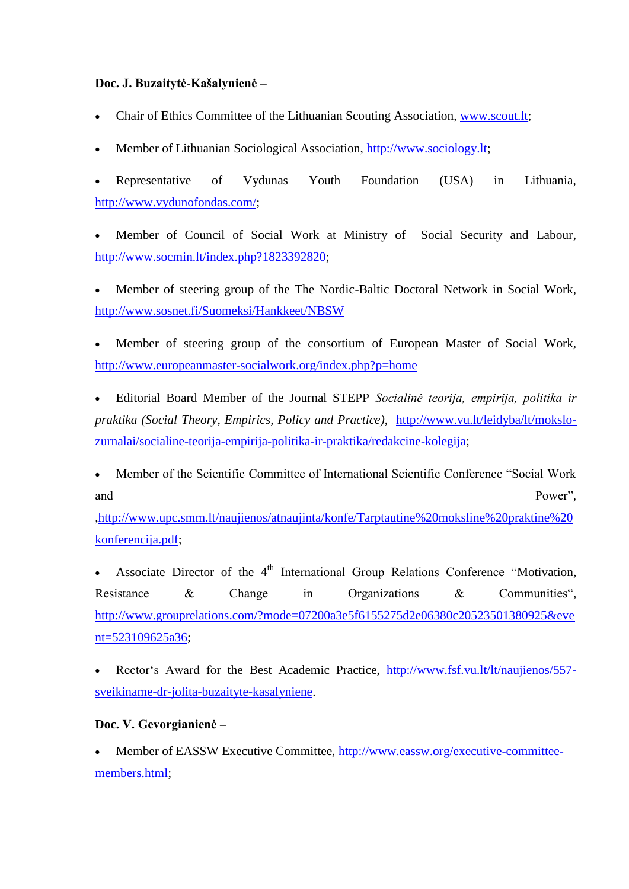**Doc. J. Buzaitytė-Kašalynienė –**

- Chair of Ethics Committee of the Lithuanian Scouting Association, www.scout.lt;
- Member of Lithuanian Sociological Association, http://www.sociology.lt;
- Representative of Vydunas Youth Foundation (USA) in Lithuania, http://www.vydunofondas.com/;
- Member of Council of Social Work at Ministry of Social Security and Labour, http://www.socmin.lt/index.php?1823392820;
- Member of steering group of the The Nordic-Baltic Doctoral Network in Social Work, http://www.sosnet.fi/Suomeksi/Hankkeet/NBSW
- Member of steering group of the consortium of European Master of Social Work, http://www.europeanmaster-socialwork.org/index.php?p=home
- Editorial Board Member of the Journal STEPP *Socialinė teorija, empirija, politika ir praktika (Social Theory, Empirics, Policy and Practice)*, http://www.vu.lt/leidyba/lt/mokslo-zurnalai/socialine-teorija-empirija-politika-ir-praktika/redakcine-kolegija;
- Member of the Scientific Committee of International Scientific Conference "Social Work and Power", ,http://www.upc.smm.lt/naujienos/atnaujinta/konfe/Tarptautine%20moksline%20praktine%20konferencija.pdf;
- Associate Director of the 4th International Group Relations Conference "Motivation, Resistance & Change in Organizations & Communities", http://www.grouprelations.com/?mode=07200a3e5f6155275d2e06380c20523501380925&event=523109625a36;
- Rector's Award for the Best Academic Practice, http://www.fsf.vu.lt/lt/naujienos/557-sveikiname-dr-jolita-buzaityte-kasalyniene.

**Doc. V. Gevorgianienė –**

- Member of EASSW Executive Committee, http://www.eassw.org/executive-committee-members.html;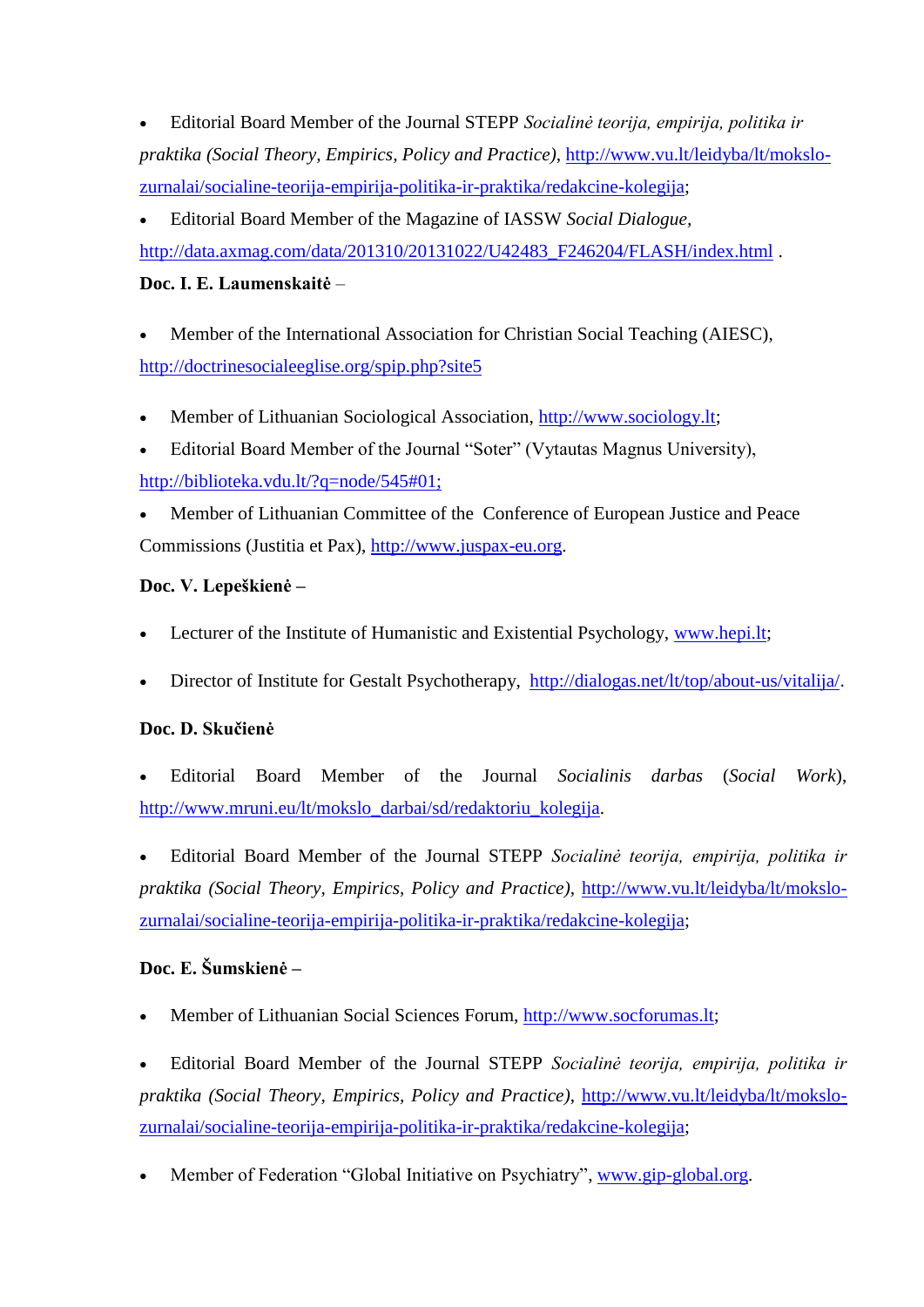- Editorial Board Member of the Journal STEPP *Socialinė teorija, empirija, politika ir praktika (Social Theory, Empirics, Policy and Practice)*, http://www.vu.lt/leidyba/lt/mokslo-zurnalai/socialine-teorija-empirija-politika-ir-praktika/redakcine-kolegija;
- Editorial Board Member of the Magazine of IASSW *Social Dialogue,* http://data.axmag.com/data/201310/20131022/U42483_F246204/FLASH/index.html .

**Doc. I. E. Laumenskaitė** –

- Member of the International Association for Christian Social Teaching (AIESC), http://doctrinesocialeeglise.org/spip.php?site5
- Member of Lithuanian Sociological Association, http://www.sociology.lt;
- Editorial Board Member of the Journal "Soter" (Vytautas Magnus University), http://biblioteka.vdu.lt/?q=node/545#01;
- Member of Lithuanian Committee of the Conference of European Justice and Peace Commissions (Justitia et Pax), http://www.juspax-eu.org.

**Doc. V. Lepeškienė –**

- Lecturer of the Institute of Humanistic and Existential Psychology, www.hepi.lt;
- Director of Institute for Gestalt Psychotherapy, http://dialogas.net/lt/top/about-us/vitalija/.

**Doc. D. Skučienė**

- Editorial Board Member of the Journal *Socialinis darbas* (*Social Work*), http://www.mruni.eu/lt/mokslo_darbai/sd/redaktoriu_kolegija.
- Editorial Board Member of the Journal STEPP *Socialinė teorija, empirija, politika ir praktika (Social Theory, Empirics, Policy and Practice)*, http://www.vu.lt/leidyba/lt/mokslo-zurnalai/socialine-teorija-empirija-politika-ir-praktika/redakcine-kolegija;

**Doc. E. Šumskienė –**

- Member of Lithuanian Social Sciences Forum, http://www.socforumas.lt;
- Editorial Board Member of the Journal STEPP *Socialinė teorija, empirija, politika ir praktika (Social Theory, Empirics, Policy and Practice)*, http://www.vu.lt/leidyba/lt/mokslo-zurnalai/socialine-teorija-empirija-politika-ir-praktika/redakcine-kolegija;
- Member of Federation "Global Initiative on Psychiatry", www.gip-global.org.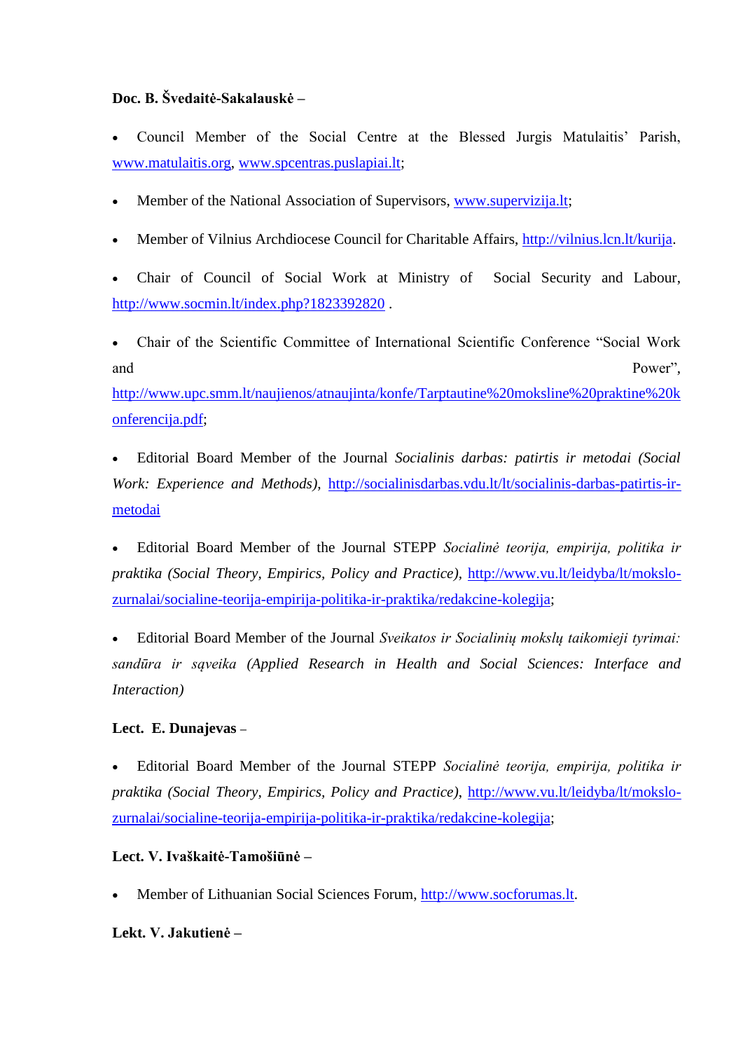**Doc. B. Švedaitė-Sakalauskė –**

- Council Member of the Social Centre at the Blessed Jurgis Matulaitis' Parish, www.matulaitis.org, www.spcentras.puslapiai.lt;
- Member of the National Association of Supervisors, www.supervizija.lt;
- Member of Vilnius Archdiocese Council for Charitable Affairs, http://vilnius.lcn.lt/kurija.
- Chair of Council of Social Work at Ministry of Social Security and Labour, http://www.socmin.lt/index.php?1823392820 .
- Chair of the Scientific Committee of International Scientific Conference "Social Work and Power", http://www.upc.smm.lt/naujienos/atnaujinta/konfe/Tarptautine%20moksline%20praktine%20konferencija.pdf;
- Editorial Board Member of the Journal *Socialinis darbas: patirtis ir metodai (Social Work: Experience and Methods)*, http://socialinisdarbas.vdu.lt/lt/socialinis-darbas-patirtis-ir-metodai
- Editorial Board Member of the Journal STEPP *Socialinė teorija, empirija, politika ir praktika (Social Theory, Empirics, Policy and Practice)*, http://www.vu.lt/leidyba/lt/mokslo-zurnalai/socialine-teorija-empirija-politika-ir-praktika/redakcine-kolegija;
- Editorial Board Member of the Journal *Sveikatos ir Socialinių mokslų taikomieji tyrimai: sandūra ir sąveika (Applied Research in Health and Social Sciences: Interface and Interaction)*

**Lect. E. Dunajevas** –

- Editorial Board Member of the Journal STEPP *Socialinė teorija, empirija, politika ir praktika (Social Theory, Empirics, Policy and Practice)*, http://www.vu.lt/leidyba/lt/mokslo-zurnalai/socialine-teorija-empirija-politika-ir-praktika/redakcine-kolegija;

**Lect. V. Ivaškaitė-Tamošiūnė –**

- Member of Lithuanian Social Sciences Forum, http://www.socforumas.lt.

**Lekt. V. Jakutienė –**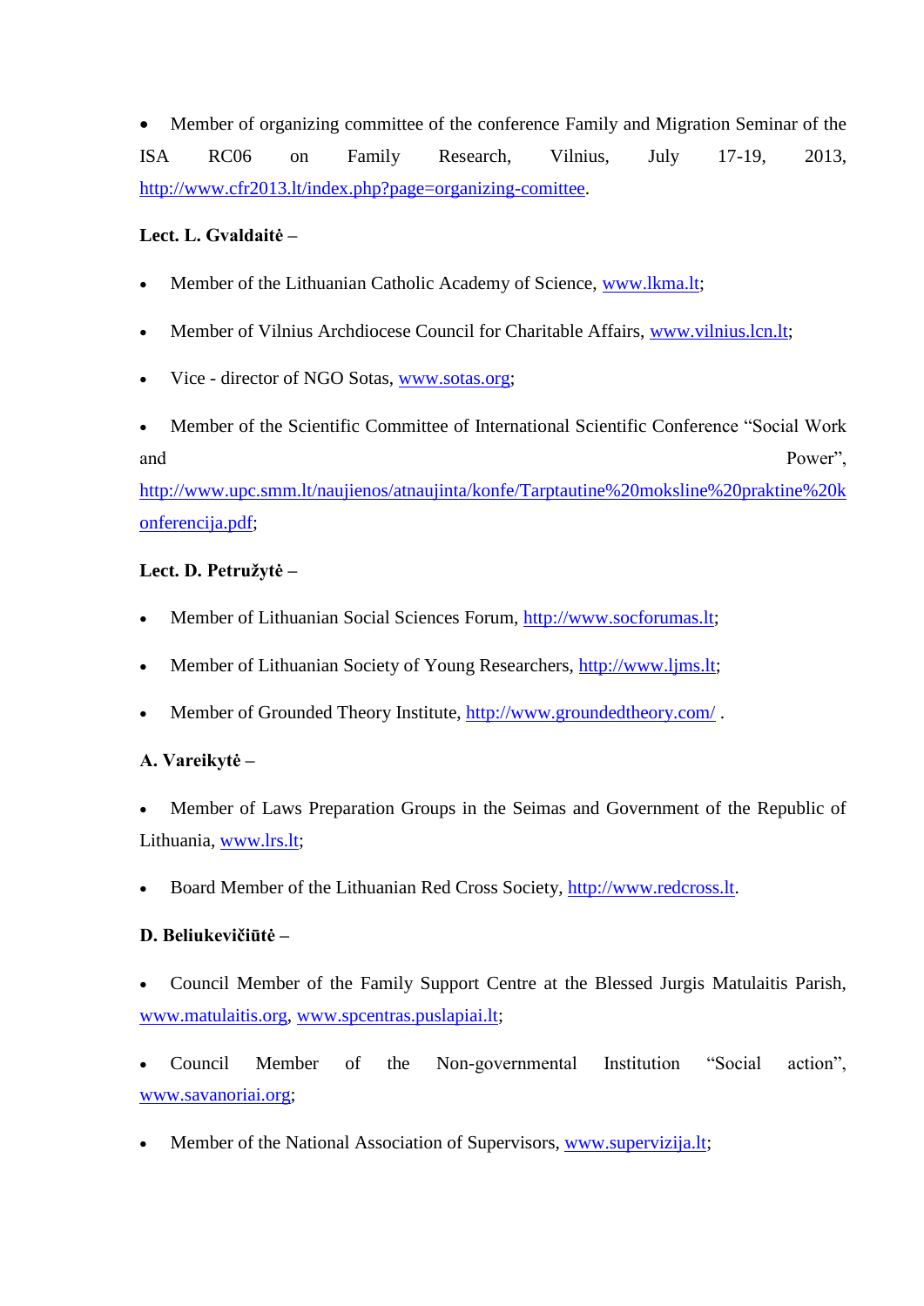- Member of organizing committee of the conference Family and Migration Seminar of the ISA RC06 on Family Research, Vilnius, July 17-19, 2013, http://www.cfr2013.lt/index.php?page=organizing-comittee.

**Lect. L. Gvaldaitė –**

- Member of the Lithuanian Catholic Academy of Science, www.lkma.lt;
- Member of Vilnius Archdiocese Council for Charitable Affairs, www.vilnius.lcn.lt;
- Vice - director of NGO Sotas, www.sotas.org;
- Member of the Scientific Committee of International Scientific Conference "Social Work and Power", http://www.upc.smm.lt/naujienos/atnaujinta/konfe/Tarptautine%20moksline%20praktine%20konferencija.pdf;

**Lect. D. Petružytė –**

- Member of Lithuanian Social Sciences Forum, http://www.socforumas.lt;
- Member of Lithuanian Society of Young Researchers, http://www.ljms.lt;
- Member of Grounded Theory Institute, http://www.groundedtheory.com/ .

**A. Vareikytė –**

- Member of Laws Preparation Groups in the Seimas and Government of the Republic of Lithuania, www.lrs.lt;
- Board Member of the Lithuanian Red Cross Society, http://www.redcross.lt.

**D. Beliukevičiūtė –**

- Council Member of the Family Support Centre at the Blessed Jurgis Matulaitis Parish, www.matulaitis.org, www.spcentras.puslapiai.lt;
- Council Member of the Non-governmental Institution "Social action", www.savanoriai.org;
- Member of the National Association of Supervisors, www.supervizija.lt;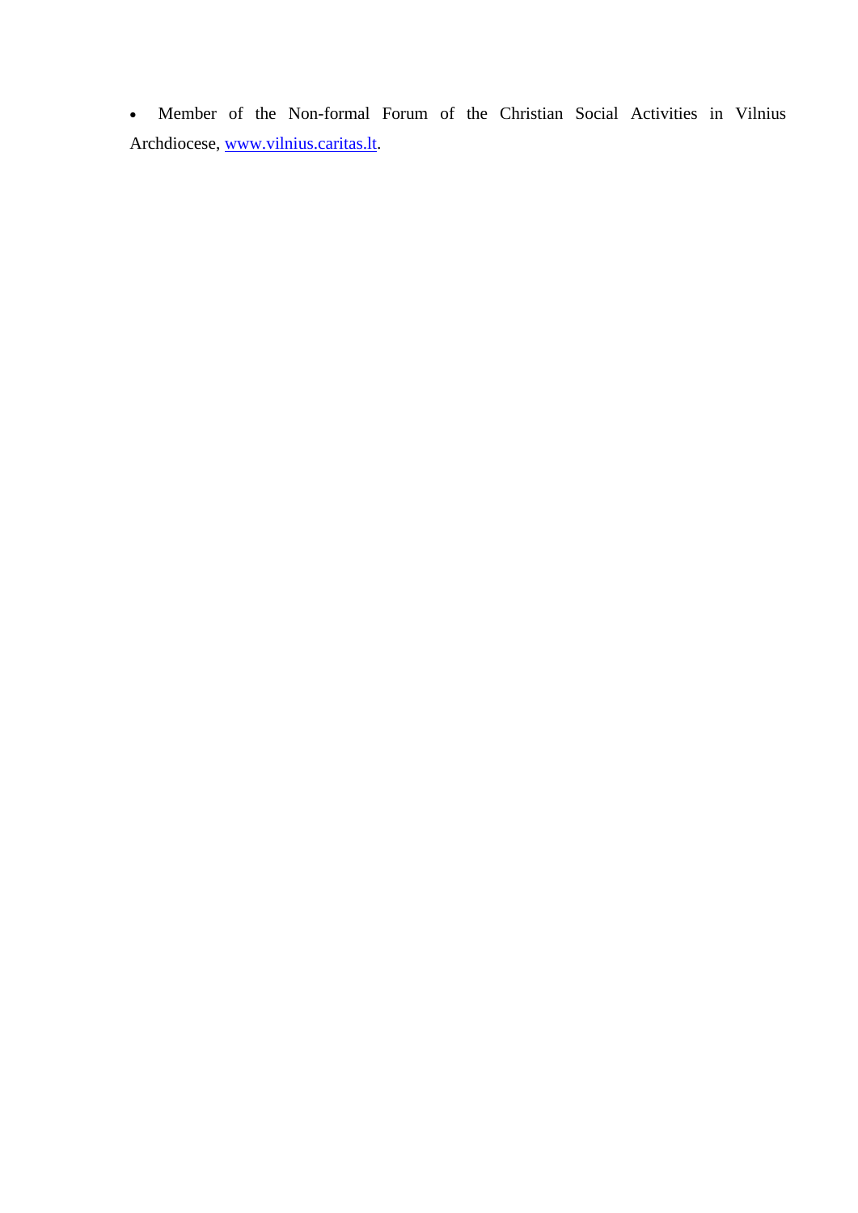- Member of the Non-formal Forum of the Christian Social Activities in Vilnius Archdiocese, [www.vilnius.caritas.lt](http://www.vilnius.caritas.lt).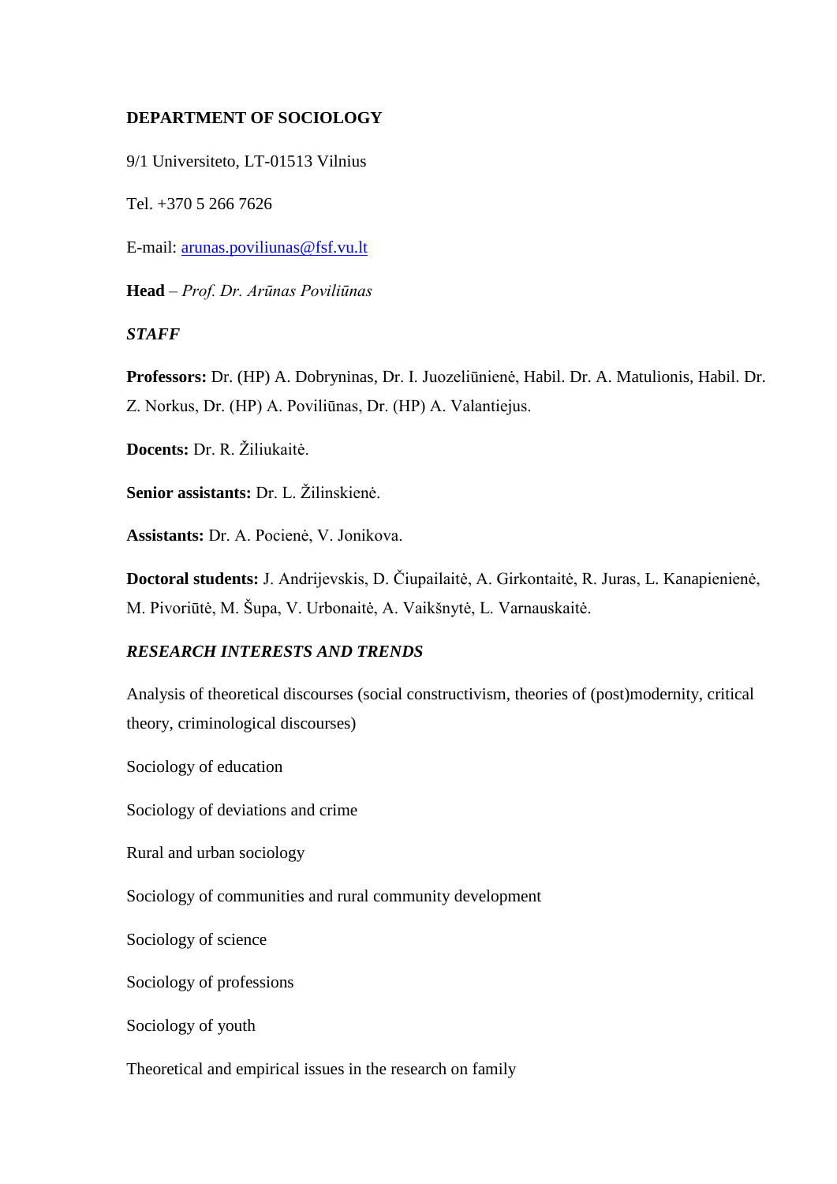**DEPARTMENT OF SOCIOLOGY**

9/1 Universiteto, LT-01513 Vilnius

Tel. +370 5 266 7626

E-mail: arunas.poviliunas@fsf.vu.lt

**Head** – *Prof. Dr. Arūnas Poviliūnas*

***STAFF***

**Professors:** Dr. (HP) A. Dobryninas, Dr. I. Juozeliūnienė, Habil. Dr. A. Matulionis, Habil. Dr. Z. Norkus, Dr. (HP) A. Poviliūnas, Dr. (HP) A. Valantiejus.

**Docents:** Dr. R. Žiliukaitė.

**Senior assistants:** Dr. L. Žilinskienė.

**Assistants:** Dr. A. Pocienė, V. Jonikova.

**Doctoral students:** J. Andrijevskis, D. Čiupailaitė, A. Girkontaitė, R. Juras, L. Kanapienienė, M. Pivoriūtė, M. Šupa, V. Urbonaitė, A. Vaikšnytė, L. Varnauskaitė.

***RESEARCH INTERESTS AND TRENDS***

Analysis of theoretical discourses (social constructivism, theories of (post)modernity, critical theory, criminological discourses)

Sociology of education

Sociology of deviations and crime

Rural and urban sociology

Sociology of communities and rural community development

Sociology of science

Sociology of professions

Sociology of youth

Theoretical and empirical issues in the research on family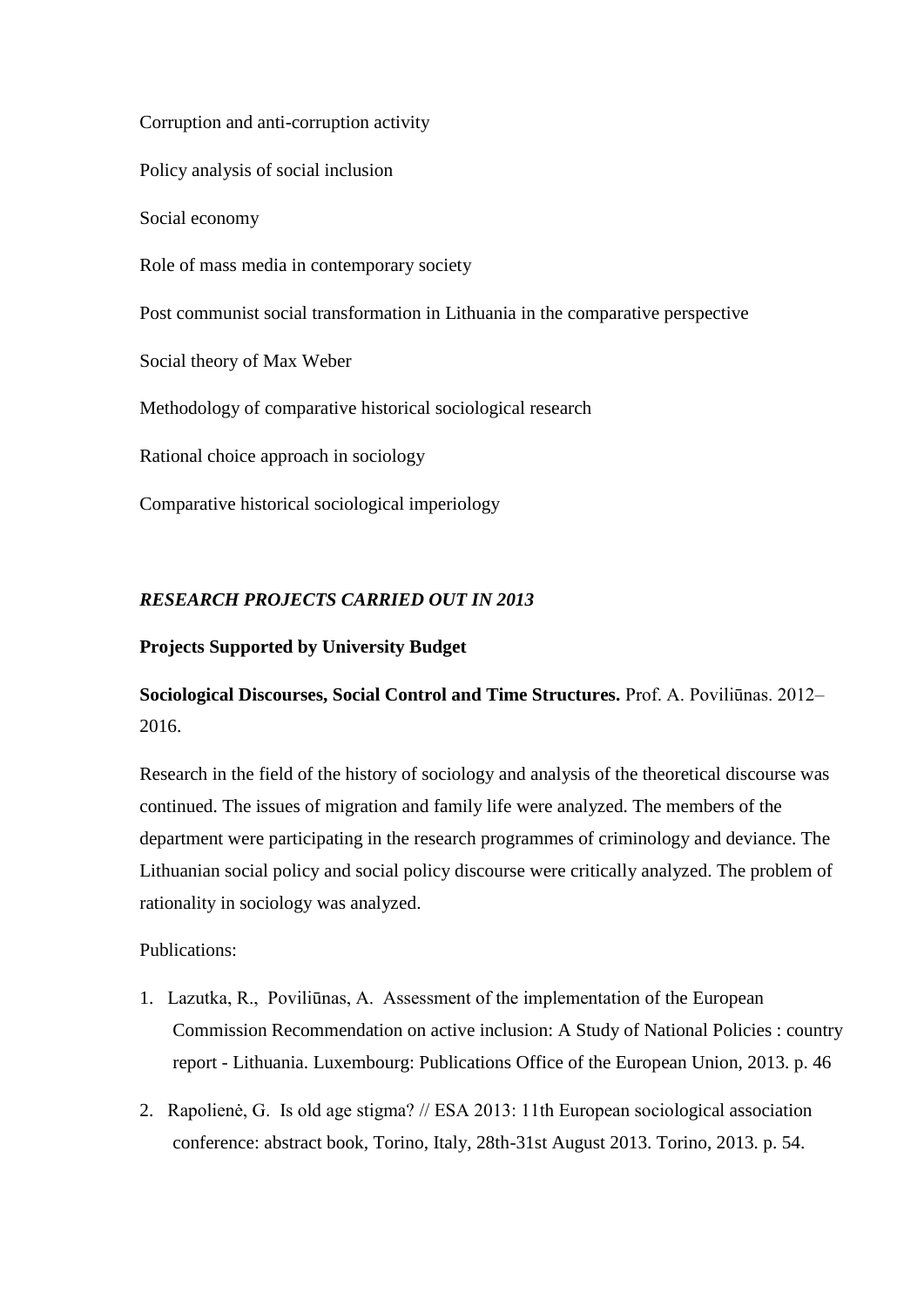Corruption and anti-corruption activity

Policy analysis of social inclusion

Social economy

Role of mass media in contemporary society

Post communist social transformation in Lithuania in the comparative perspective

Social theory of Max Weber

Methodology of comparative historical sociological research

Rational choice approach in sociology

Comparative historical sociological imperiology

***RESEARCH PROJECTS CARRIED OUT IN 2013***

**Projects Supported by University Budget**

**Sociological Discourses, Social Control and Time Structures.** Prof. A. Poviliūnas. 2012–2016.

Research in the field of the history of sociology and analysis of the theoretical discourse was continued. The issues of migration and family life were analyzed. The members of the department were participating in the research programmes of criminology and deviance. The Lithuanian social policy and social policy discourse were critically analyzed. The problem of rationality in sociology was analyzed.

Publications:

1. Lazutka, R., Poviliūnas, A. Assessment of the implementation of the European Commission Recommendation on active inclusion: A Study of National Policies : country report - Lithuania. Luxembourg: Publications Office of the European Union, 2013. p. 46
2. Rapolienė, G. Is old age stigma? // ESA 2013: 11th European sociological association conference: abstract book, Torino, Italy, 28th-31st August 2013. Torino, 2013. p. 54.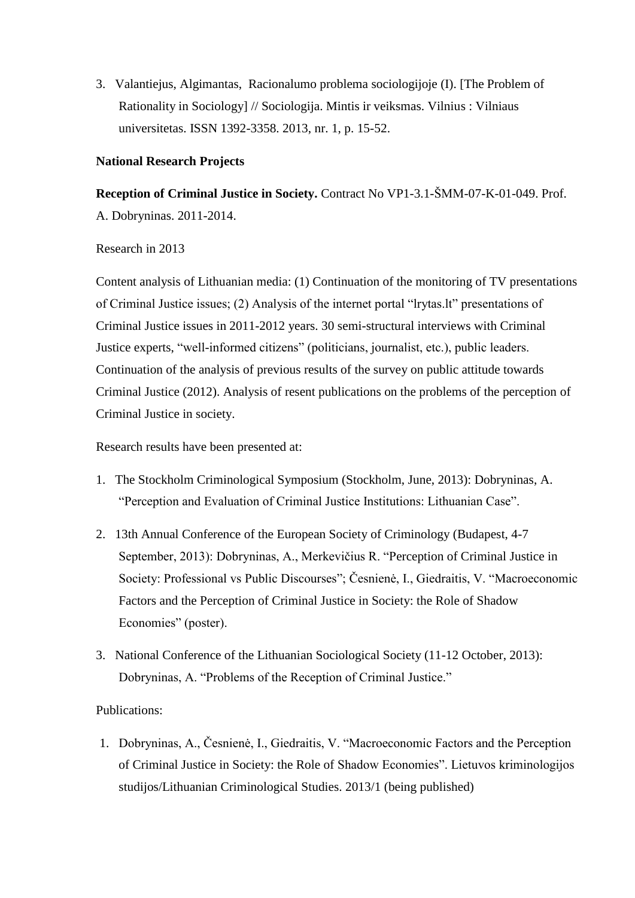3. Valantiejus, Algimantas, Racionalumo problema sociologijoje (I). [The Problem of Rationality in Sociology] // Sociologija. Mintis ir veiksmas. Vilnius : Vilniaus universitetas. ISSN 1392-3358. 2013, nr. 1, p. 15-52.

**National Research Projects**

**Reception of Criminal Justice in Society.** Contract No VP1-3.1-ŠMM-07-K-01-049. Prof. A. Dobryninas. 2011-2014.

Research in 2013

Content analysis of Lithuanian media: (1) Continuation of the monitoring of TV presentations of Criminal Justice issues; (2) Analysis of the internet portal "lrytas.lt" presentations of Criminal Justice issues in 2011-2012 years. 30 semi-structural interviews with Criminal Justice experts, "well-informed citizens" (politicians, journalist, etc.), public leaders. Continuation of the analysis of previous results of the survey on public attitude towards Criminal Justice (2012). Analysis of resent publications on the problems of the perception of Criminal Justice in society.

Research results have been presented at:

1. The Stockholm Criminological Symposium (Stockholm, June, 2013): Dobryninas, A. "Perception and Evaluation of Criminal Justice Institutions: Lithuanian Case".
2. 13th Annual Conference of the European Society of Criminology (Budapest, 4-7 September, 2013): Dobryninas, A., Merkevičius R. "Perception of Criminal Justice in Society: Professional vs Public Discourses"; Česnienė, I., Giedraitis, V. "Macroeconomic Factors and the Perception of Criminal Justice in Society: the Role of Shadow Economies" (poster).
3. National Conference of the Lithuanian Sociological Society (11-12 October, 2013): Dobryninas, A. "Problems of the Reception of Criminal Justice."

Publications:

1. Dobryninas, A., Česnienė, I., Giedraitis, V. "Macroeconomic Factors and the Perception of Criminal Justice in Society: the Role of Shadow Economies". Lietuvos kriminologijos studijos/Lithuanian Criminological Studies. 2013/1 (being published)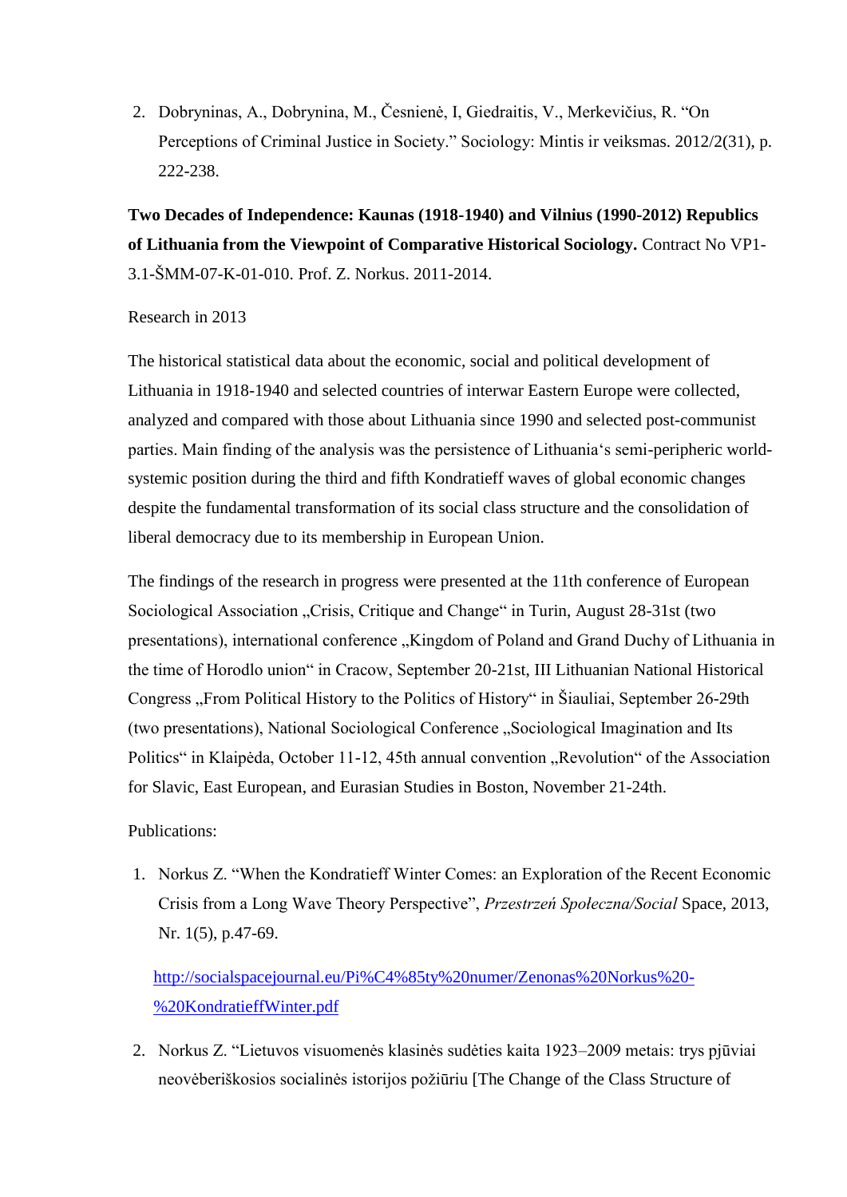2. Dobryninas, A., Dobrynina, M., Česnienė, I, Giedraitis, V., Merkevičius, R. "On Perceptions of Criminal Justice in Society." Sociology: Mintis ir veiksmas. 2012/2(31), p. 222-238.

**Two Decades of Independence: Kaunas (1918-1940) and Vilnius (1990-2012) Republics of Lithuania from the Viewpoint of Comparative Historical Sociology.** Contract No VP1-3.1-ŠMM-07-K-01-010. Prof. Z. Norkus. 2011-2014.

Research in 2013

The historical statistical data about the economic, social and political development of Lithuania in 1918-1940 and selected countries of interwar Eastern Europe were collected, analyzed and compared with those about Lithuania since 1990 and selected post-communist parties. Main finding of the analysis was the persistence of Lithuania's semi-peripheric world-systemic position during the third and fifth Kondratieff waves of global economic changes despite the fundamental transformation of its social class structure and the consolidation of liberal democracy due to its membership in European Union.

The findings of the research in progress were presented at the 11th conference of European Sociological Association „Crisis, Critique and Change" in Turin, August 28-31st (two presentations), international conference „Kingdom of Poland and Grand Duchy of Lithuania in the time of Horodlo union" in Cracow, September 20-21st, III Lithuanian National Historical Congress „From Political History to the Politics of History" in Šiauliai, September 26-29th (two presentations), National Sociological Conference „Sociological Imagination and Its Politics" in Klaipėda, October 11-12, 45th annual convention „Revolution" of the Association for Slavic, East European, and Eurasian Studies in Boston, November 21-24th.

Publications:

1. Norkus Z. "When the Kondratieff Winter Comes: an Exploration of the Recent Economic Crisis from a Long Wave Theory Perspective", *Przestrzeń Społeczna/Social* Space, 2013, Nr. 1(5), p.47-69.

   http://socialspacejournal.eu/Pi%C4%85ty%20numer/Zenonas%20Norkus%20-%20KondratieffWinter.pdf

2. Norkus Z. "Lietuvos visuomenės klasinės sudėties kaita 1923–2009 metais: trys pjūviai neovėberiškosios socialinės istorijos požiūriu [The Change of the Class Structure of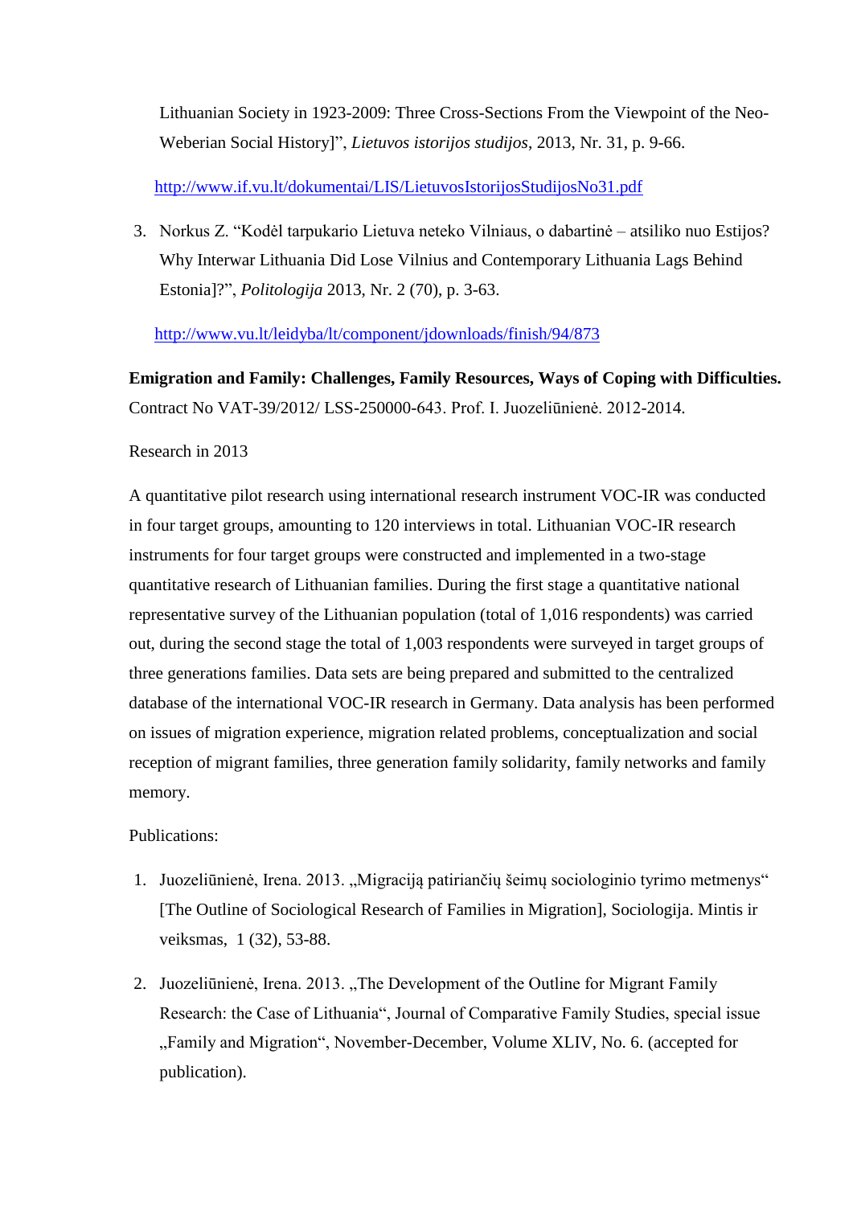Lithuanian Society in 1923-2009: Three Cross-Sections From the Viewpoint of the Neo-Weberian Social History]", *Lietuvos istorijos studijos*, 2013, Nr. 31, p. 9-66.

http://www.if.vu.lt/dokumentai/LIS/LietuvosIstorijosStudijosNo31.pdf

3. Norkus Z. "Kodėl tarpukario Lietuva neteko Vilniaus, o dabartinė – atsiliko nuo Estijos? Why Interwar Lithuania Did Lose Vilnius and Contemporary Lithuania Lags Behind Estonia]?", *Politologija* 2013, Nr. 2 (70), p. 3-63.

http://www.vu.lt/leidyba/lt/component/jdownloads/finish/94/873

**Emigration and Family: Challenges, Family Resources, Ways of Coping with Difficulties.** Contract No VAT-39/2012/ LSS-250000-643. Prof. I. Juozeliūnienė. 2012-2014.

Research in 2013

A quantitative pilot research using international research instrument VOC-IR was conducted in four target groups, amounting to 120 interviews in total. Lithuanian VOC-IR research instruments for four target groups were constructed and implemented in a two-stage quantitative research of Lithuanian families. During the first stage a quantitative national representative survey of the Lithuanian population (total of 1,016 respondents) was carried out, during the second stage the total of 1,003 respondents were surveyed in target groups of three generations families. Data sets are being prepared and submitted to the centralized database of the international VOC-IR research in Germany. Data analysis has been performed on issues of migration experience, migration related problems, conceptualization and social reception of migrant families, three generation family solidarity, family networks and family memory.

Publications:

1. Juozeliūnienė, Irena. 2013. „Migraciją patiriančių šeimų sociologinio tyrimo metmenys" [The Outline of Sociological Research of Families in Migration], Sociologija. Mintis ir veiksmas, 1 (32), 53-88.

2. Juozeliūnienė, Irena. 2013. „The Development of the Outline for Migrant Family Research: the Case of Lithuania", Journal of Comparative Family Studies, special issue „Family and Migration", November-December, Volume XLIV, No. 6. (accepted for publication).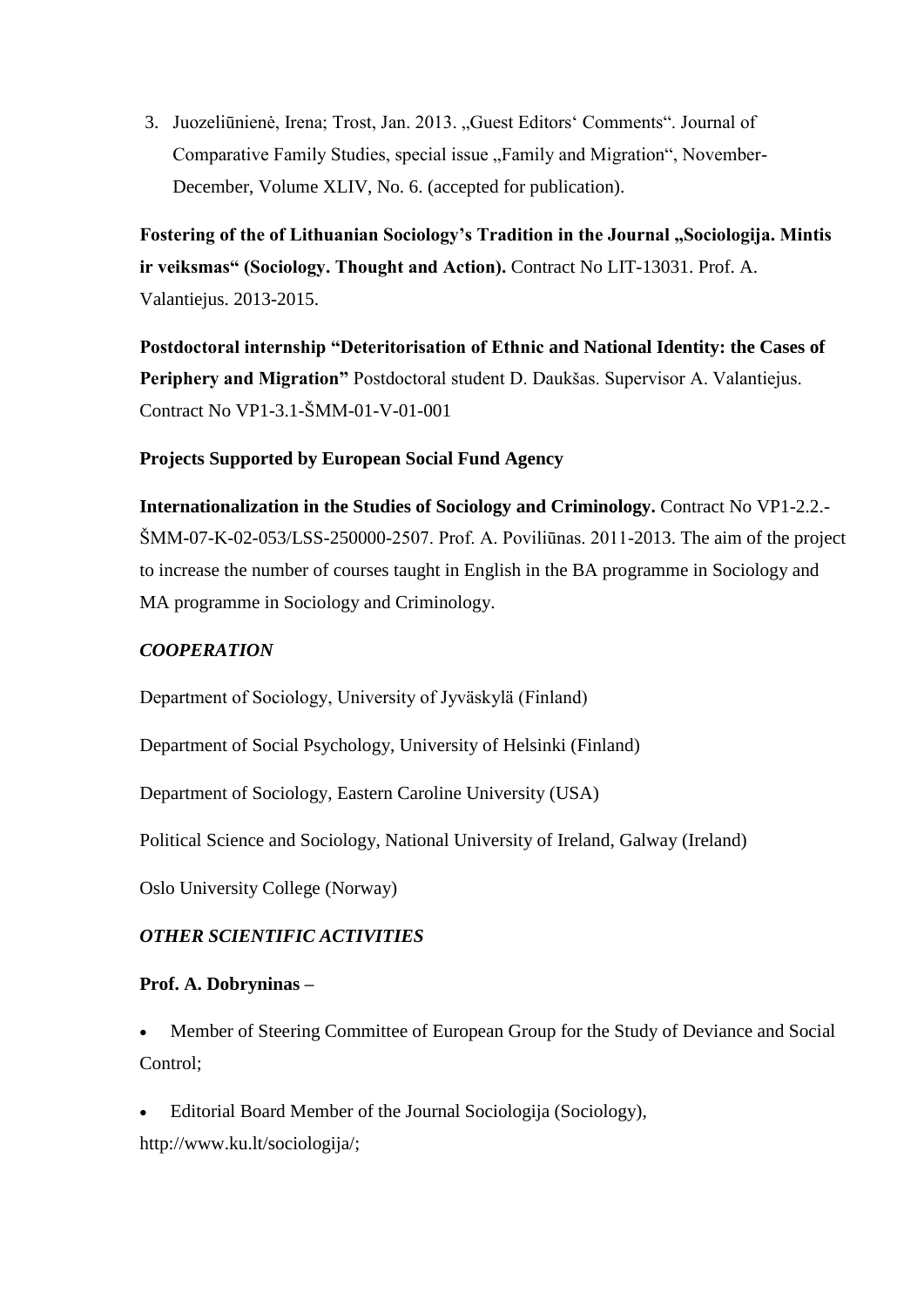3. Juozeliūnienė, Irena; Trost, Jan. 2013. „Guest Editors' Comments". Journal of Comparative Family Studies, special issue „Family and Migration", November-December, Volume XLIV, No. 6. (accepted for publication).

**Fostering of the of Lithuanian Sociology's Tradition in the Journal „Sociologija. Mintis ir veiksmas" (Sociology. Thought and Action).** Contract No LIT-13031. Prof. A. Valantiejus. 2013-2015.

**Postdoctoral internship "Deteritorisation of Ethnic and National Identity: the Cases of Periphery and Migration"** Postdoctoral student D. Daukšas. Supervisor A. Valantiejus. Contract No VP1-3.1-ŠMM-01-V-01-001

**Projects Supported by European Social Fund Agency**

**Internationalization in the Studies of Sociology and Criminology.** Contract No VP1-2.2.-ŠMM-07-K-02-053/LSS-250000-2507. Prof. A. Poviliūnas. 2011-2013. The aim of the project to increase the number of courses taught in English in the BA programme in Sociology and MA programme in Sociology and Criminology.

***COOPERATION***

Department of Sociology, University of Jyväskylä (Finland)

Department of Social Psychology, University of Helsinki (Finland)

Department of Sociology, Eastern Caroline University (USA)

Political Science and Sociology, National University of Ireland, Galway (Ireland)

Oslo University College (Norway)

***OTHER SCIENTIFIC ACTIVITIES***

**Prof. A. Dobryninas –**

- Member of Steering Committee of European Group for the Study of Deviance and Social Control;
- Editorial Board Member of the Journal Sociologija (Sociology), http://www.ku.lt/sociologija/;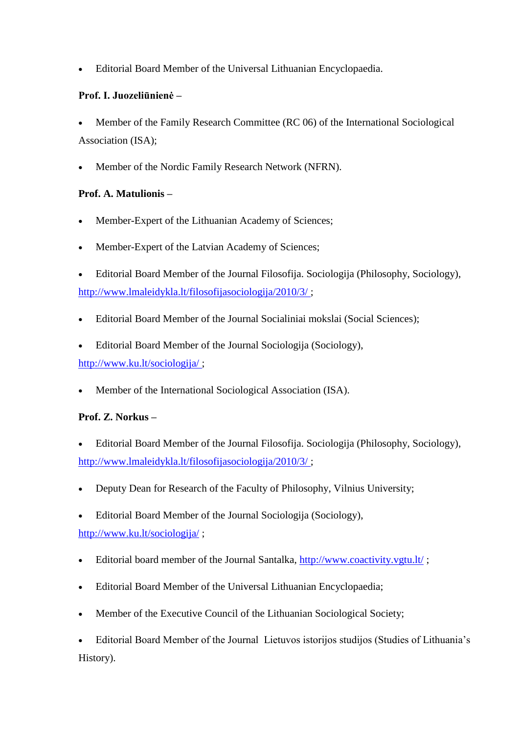- Editorial Board Member of the Universal Lithuanian Encyclopaedia.

**Prof. I. Juozeliūnienė –**

- Member of the Family Research Committee (RC 06) of the International Sociological Association (ISA);
- Member of the Nordic Family Research Network (NFRN).

**Prof. A. Matulionis –**

- Member-Expert of the Lithuanian Academy of Sciences;
- Member-Expert of the Latvian Academy of Sciences;
- Editorial Board Member of the Journal Filosofija. Sociologija (Philosophy, Sociology), http://www.lmaleidykla.lt/filosofijasociologija/2010/3/ ;
- Editorial Board Member of the Journal Socialiniai mokslai (Social Sciences);
- Editorial Board Member of the Journal Sociologija (Sociology), http://www.ku.lt/sociologija/ ;
- Member of the International Sociological Association (ISA).

**Prof. Z. Norkus –**

- Editorial Board Member of the Journal Filosofija. Sociologija (Philosophy, Sociology), http://www.lmaleidykla.lt/filosofijasociologija/2010/3/ ;
- Deputy Dean for Research of the Faculty of Philosophy, Vilnius University;
- Editorial Board Member of the Journal Sociologija (Sociology), http://www.ku.lt/sociologija/ ;
- Editorial board member of the Journal Santalka, http://www.coactivity.vgtu.lt/ ;
- Editorial Board Member of the Universal Lithuanian Encyclopaedia;
- Member of the Executive Council of the Lithuanian Sociological Society;
- Editorial Board Member of the Journal Lietuvos istorijos studijos (Studies of Lithuania's History).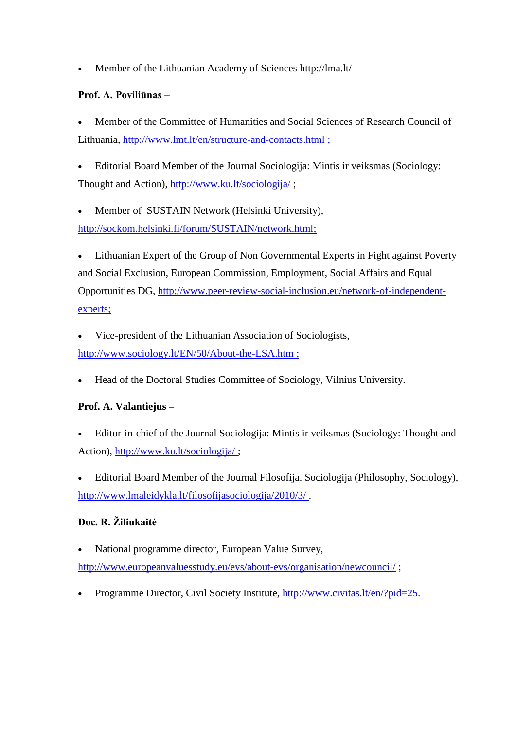- Member of the Lithuanian Academy of Sciences http://lma.lt/

**Prof. A. Poviliūnas –**

- Member of the Committee of Humanities and Social Sciences of Research Council of Lithuania, http://www.lmt.lt/en/structure-and-contacts.html ;
- Editorial Board Member of the Journal Sociologija: Mintis ir veiksmas (Sociology: Thought and Action), http://www.ku.lt/sociologija/ ;
- Member of SUSTAIN Network (Helsinki University), http://sockom.helsinki.fi/forum/SUSTAIN/network.html;
- Lithuanian Expert of the Group of Non Governmental Experts in Fight against Poverty and Social Exclusion, European Commission, Employment, Social Affairs and Equal Opportunities DG, http://www.peer-review-social-inclusion.eu/network-of-independent-experts;
- Vice-president of the Lithuanian Association of Sociologists, http://www.sociology.lt/EN/50/About-the-LSA.htm ;
- Head of the Doctoral Studies Committee of Sociology, Vilnius University.

**Prof. A. Valantiejus –**

- Editor-in-chief of the Journal Sociologija: Mintis ir veiksmas (Sociology: Thought and Action), http://www.ku.lt/sociologija/ ;
- Editorial Board Member of the Journal Filosofija. Sociologija (Philosophy, Sociology), http://www.lmaleidykla.lt/filosofijasociologija/2010/3/ .

**Doc. R. Žiliukaitė**

- National programme director, European Value Survey, http://www.europeanvaluesstudy.eu/evs/about-evs/organisation/newcouncil/ ;
- Programme Director, Civil Society Institute, http://www.civitas.lt/en/?pid=25.